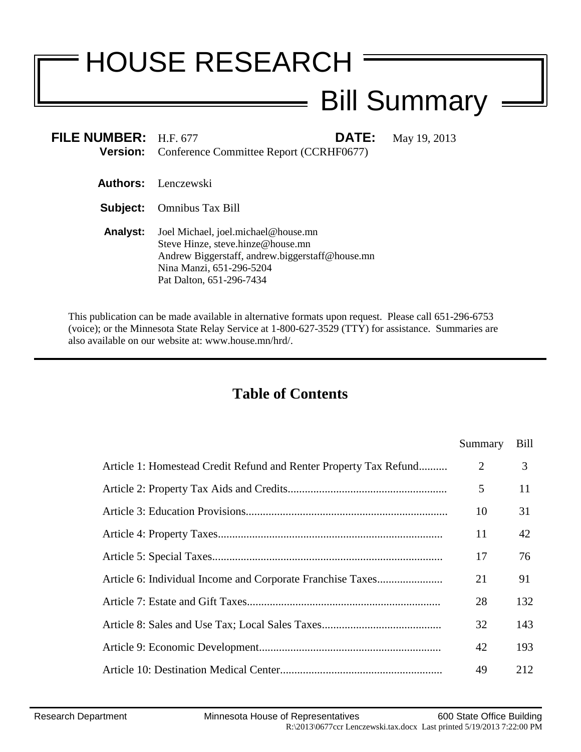# HOUSE RESEARCH

## Bill Summary

**FILE NUMBER:** H.F. 677 **DATE:** May 19, 2013

**Version:** Conference Committee Report (CCRHF0677)

**Authors:** Lenczewski

**Subject:** Omnibus Tax Bill

**Analyst:** Joel Michael, joel.michael@house.mn
Steve Hinze, steve.hinze@house.mn
Andrew Biggerstaff, andrew.biggerstaff@house.mn
Nina Manzi, 651-296-5204
Pat Dalton, 651-296-7434

This publication can be made available in alternative formats upon request. Please call 651-296-6753 (voice); or the Minnesota State Relay Service at 1-800-627-3529 (TTY) for assistance. Summaries are also available on our website at: www.house.mn/hrd/.

## Table of Contents

| | Summary | Bill |
|---|---|---|
| Article 1: Homestead Credit Refund and Renter Property Tax Refund | 2 | 3 |
| Article 2: Property Tax Aids and Credits | 5 | 11 |
| Article 3: Education Provisions | 10 | 31 |
| Article 4: Property Taxes | 11 | 42 |
| Article 5: Special Taxes | 17 | 76 |
| Article 6: Individual Income and Corporate Franchise Taxes | 21 | 91 |
| Article 7: Estate and Gift Taxes | 28 | 132 |
| Article 8: Sales and Use Tax; Local Sales Taxes | 32 | 143 |
| Article 9: Economic Development | 42 | 193 |
| Article 10: Destination Medical Center | 49 | 212 |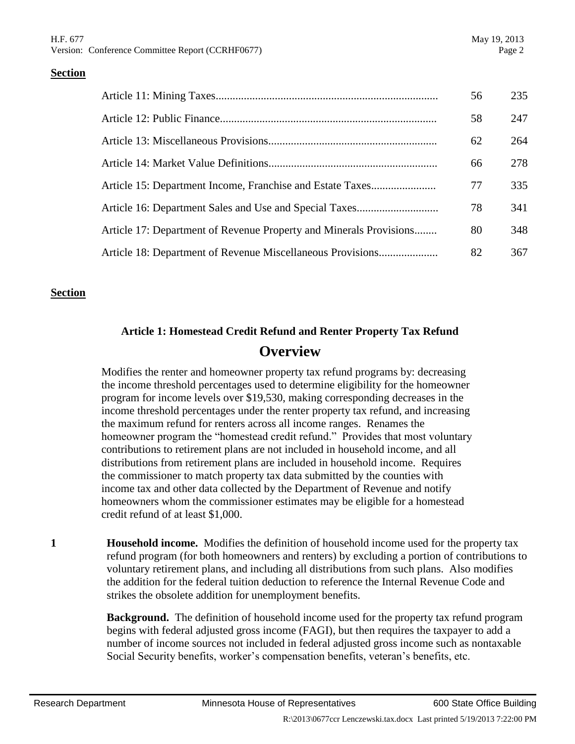**Section**

| | | |
|---|---|---|
| Article 11: Mining Taxes | 56 | 235 |
| Article 12: Public Finance | 58 | 247 |
| Article 13: Miscellaneous Provisions | 62 | 264 |
| Article 14: Market Value Definitions | 66 | 278 |
| Article 15: Department Income, Franchise and Estate Taxes | 77 | 335 |
| Article 16: Department Sales and Use and Special Taxes | 78 | 341 |
| Article 17: Department of Revenue Property and Minerals Provisions | 80 | 348 |
| Article 18: Department of Revenue Miscellaneous Provisions | 82 | 367 |

**Section**

### Article 1: Homestead Credit Refund and Renter Property Tax Refund

## Overview

Modifies the renter and homeowner property tax refund programs by: decreasing the income threshold percentages used to determine eligibility for the homeowner program for income levels over $19,530, making corresponding decreases in the income threshold percentages under the renter property tax refund, and increasing the maximum refund for renters across all income ranges. Renames the homeowner program the "homestead credit refund." Provides that most voluntary contributions to retirement plans are not included in household income, and all distributions from retirement plans are included in household income. Requires the commissioner to match property tax data submitted by the counties with income tax and other data collected by the Department of Revenue and notify homeowners whom the commissioner estimates may be eligible for a homestead credit refund of at least $1,000.

**1** **Household income.** Modifies the definition of household income used for the property tax refund program (for both homeowners and renters) by excluding a portion of contributions to voluntary retirement plans, and including all distributions from such plans. Also modifies the addition for the federal tuition deduction to reference the Internal Revenue Code and strikes the obsolete addition for unemployment benefits.

**Background.** The definition of household income used for the property tax refund program begins with federal adjusted gross income (FAGI), but then requires the taxpayer to add a number of income sources not included in federal adjusted gross income such as nontaxable Social Security benefits, worker's compensation benefits, veteran's benefits, etc.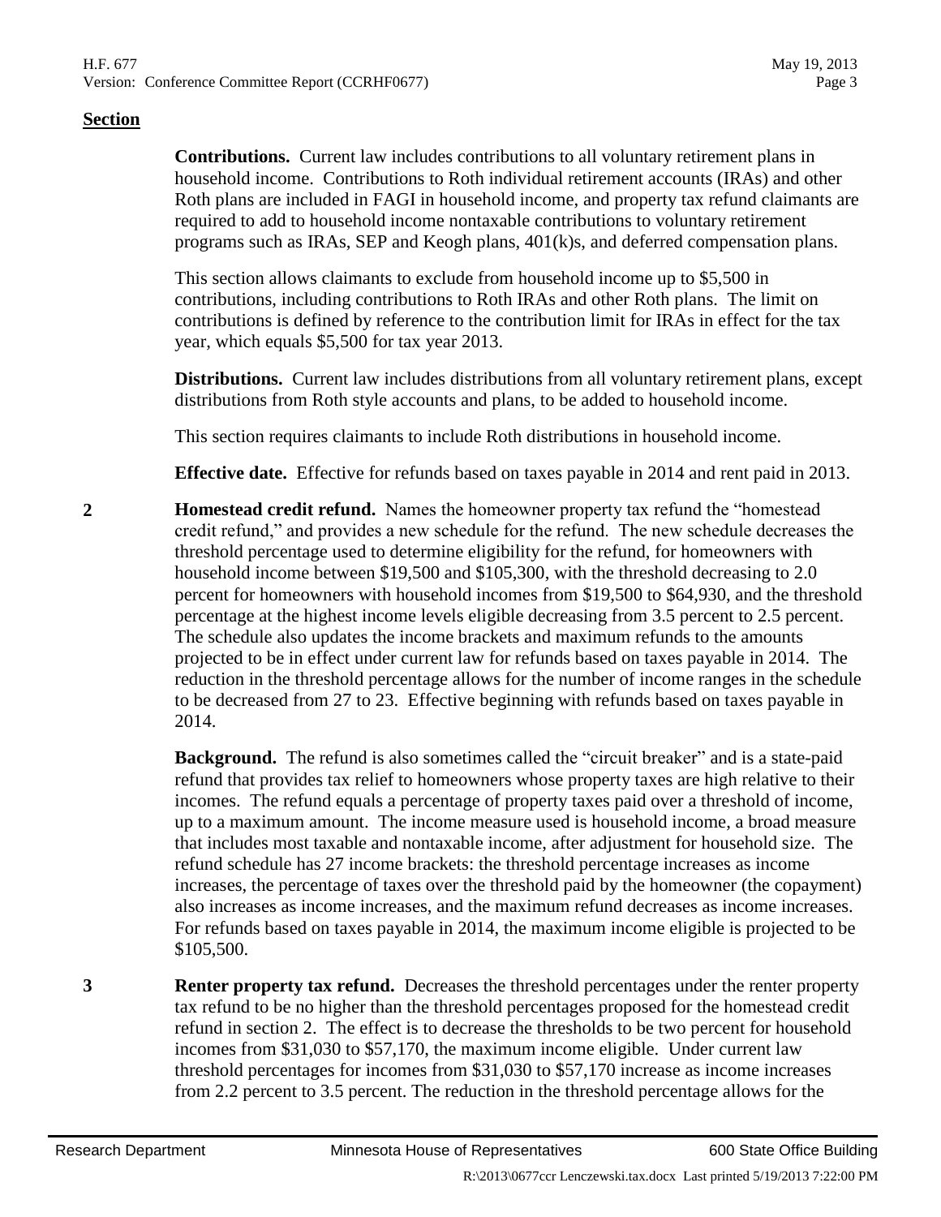**Section**

**Contributions.** Current law includes contributions to all voluntary retirement plans in household income. Contributions to Roth individual retirement accounts (IRAs) and other Roth plans are included in FAGI in household income, and property tax refund claimants are required to add to household income nontaxable contributions to voluntary retirement programs such as IRAs, SEP and Keogh plans, 401(k)s, and deferred compensation plans.

This section allows claimants to exclude from household income up to $5,500 in contributions, including contributions to Roth IRAs and other Roth plans. The limit on contributions is defined by reference to the contribution limit for IRAs in effect for the tax year, which equals $5,500 for tax year 2013.

**Distributions.** Current law includes distributions from all voluntary retirement plans, except distributions from Roth style accounts and plans, to be added to household income.

This section requires claimants to include Roth distributions in household income.

**Effective date.** Effective for refunds based on taxes payable in 2014 and rent paid in 2013.

**2** **Homestead credit refund.** Names the homeowner property tax refund the "homestead credit refund," and provides a new schedule for the refund. The new schedule decreases the threshold percentage used to determine eligibility for the refund, for homeowners with household income between $19,500 and $105,300, with the threshold decreasing to 2.0 percent for homeowners with household incomes from $19,500 to $64,930, and the threshold percentage at the highest income levels eligible decreasing from 3.5 percent to 2.5 percent. The schedule also updates the income brackets and maximum refunds to the amounts projected to be in effect under current law for refunds based on taxes payable in 2014. The reduction in the threshold percentage allows for the number of income ranges in the schedule to be decreased from 27 to 23. Effective beginning with refunds based on taxes payable in 2014.

**Background.** The refund is also sometimes called the "circuit breaker" and is a state-paid refund that provides tax relief to homeowners whose property taxes are high relative to their incomes. The refund equals a percentage of property taxes paid over a threshold of income, up to a maximum amount. The income measure used is household income, a broad measure that includes most taxable and nontaxable income, after adjustment for household size. The refund schedule has 27 income brackets: the threshold percentage increases as income increases, the percentage of taxes over the threshold paid by the homeowner (the copayment) also increases as income increases, and the maximum refund decreases as income increases. For refunds based on taxes payable in 2014, the maximum income eligible is projected to be $105,500.

**3** **Renter property tax refund.** Decreases the threshold percentages under the renter property tax refund to be no higher than the threshold percentages proposed for the homestead credit refund in section 2. The effect is to decrease the thresholds to be two percent for household incomes from $31,030 to $57,170, the maximum income eligible. Under current law threshold percentages for incomes from $31,030 to $57,170 increase as income increases from 2.2 percent to 3.5 percent. The reduction in the threshold percentage allows for the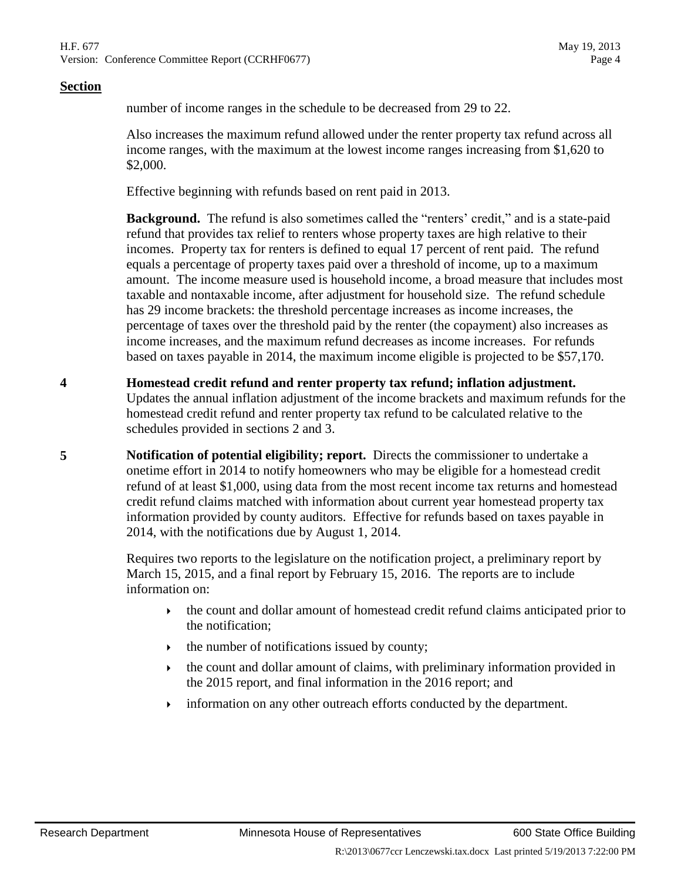**Section**

number of income ranges in the schedule to be decreased from 29 to 22.

Also increases the maximum refund allowed under the renter property tax refund across all income ranges, with the maximum at the lowest income ranges increasing from $1,620 to $2,000.

Effective beginning with refunds based on rent paid in 2013.

**Background.** The refund is also sometimes called the "renters' credit," and is a state-paid refund that provides tax relief to renters whose property taxes are high relative to their incomes. Property tax for renters is defined to equal 17 percent of rent paid. The refund equals a percentage of property taxes paid over a threshold of income, up to a maximum amount. The income measure used is household income, a broad measure that includes most taxable and nontaxable income, after adjustment for household size. The refund schedule has 29 income brackets: the threshold percentage increases as income increases, the percentage of taxes over the threshold paid by the renter (the copayment) also increases as income increases, and the maximum refund decreases as income increases. For refunds based on taxes payable in 2014, the maximum income eligible is projected to be $57,170.

**4** **Homestead credit refund and renter property tax refund; inflation adjustment.** Updates the annual inflation adjustment of the income brackets and maximum refunds for the homestead credit refund and renter property tax refund to be calculated relative to the schedules provided in sections 2 and 3.

**5** **Notification of potential eligibility; report.** Directs the commissioner to undertake a onetime effort in 2014 to notify homeowners who may be eligible for a homestead credit refund of at least $1,000, using data from the most recent income tax returns and homestead credit refund claims matched with information about current year homestead property tax information provided by county auditors. Effective for refunds based on taxes payable in 2014, with the notifications due by August 1, 2014.

Requires two reports to the legislature on the notification project, a preliminary report by March 15, 2015, and a final report by February 15, 2016. The reports are to include information on:

- the count and dollar amount of homestead credit refund claims anticipated prior to the notification;
- the number of notifications issued by county;
- the count and dollar amount of claims, with preliminary information provided in the 2015 report, and final information in the 2016 report; and
- information on any other outreach efforts conducted by the department.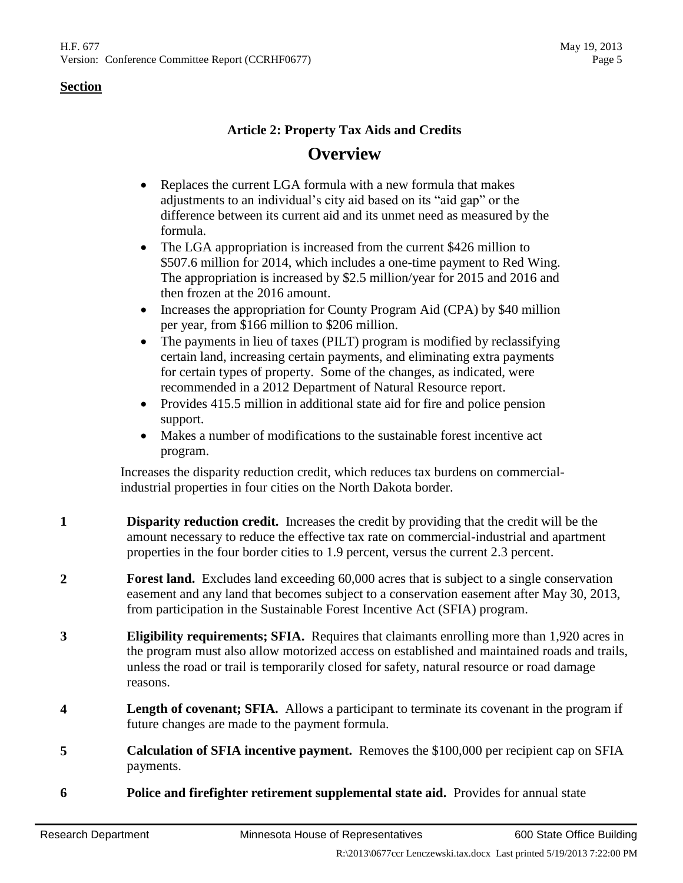**Section**

### Article 2: Property Tax Aids and Credits

## Overview

- Replaces the current LGA formula with a new formula that makes adjustments to an individual's city aid based on its "aid gap" or the difference between its current aid and its unmet need as measured by the formula.
- The LGA appropriation is increased from the current $426 million to $507.6 million for 2014, which includes a one-time payment to Red Wing. The appropriation is increased by $2.5 million/year for 2015 and 2016 and then frozen at the 2016 amount.
- Increases the appropriation for County Program Aid (CPA) by $40 million per year, from $166 million to $206 million.
- The payments in lieu of taxes (PILT) program is modified by reclassifying certain land, increasing certain payments, and eliminating extra payments for certain types of property. Some of the changes, as indicated, were recommended in a 2012 Department of Natural Resource report.
- Provides 415.5 million in additional state aid for fire and police pension support.
- Makes a number of modifications to the sustainable forest incentive act program.

Increases the disparity reduction credit, which reduces tax burdens on commercial-industrial properties in four cities on the North Dakota border.

**1** **Disparity reduction credit.** Increases the credit by providing that the credit will be the amount necessary to reduce the effective tax rate on commercial-industrial and apartment properties in the four border cities to 1.9 percent, versus the current 2.3 percent.

**2** **Forest land.** Excludes land exceeding 60,000 acres that is subject to a single conservation easement and any land that becomes subject to a conservation easement after May 30, 2013, from participation in the Sustainable Forest Incentive Act (SFIA) program.

**3** **Eligibility requirements; SFIA.** Requires that claimants enrolling more than 1,920 acres in the program must also allow motorized access on established and maintained roads and trails, unless the road or trail is temporarily closed for safety, natural resource or road damage reasons.

**4** **Length of covenant; SFIA.** Allows a participant to terminate its covenant in the program if future changes are made to the payment formula.

**5** **Calculation of SFIA incentive payment.** Removes the $100,000 per recipient cap on SFIA payments.

**6** **Police and firefighter retirement supplemental state aid.** Provides for annual state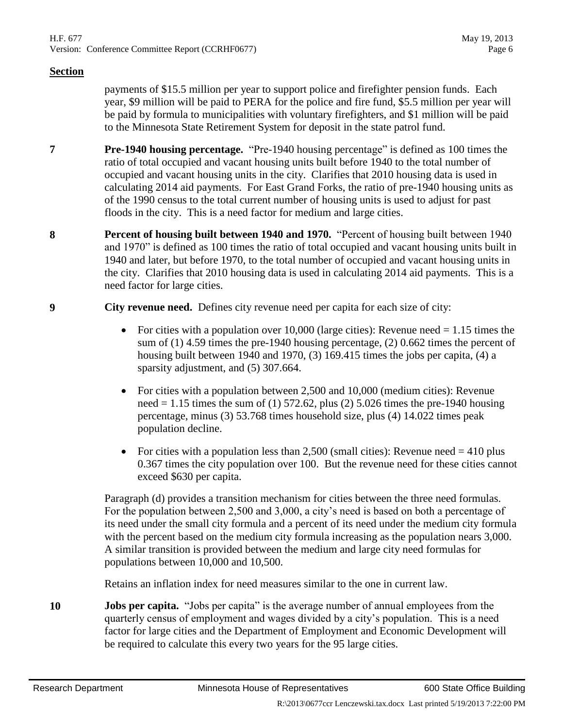**Section**

payments of $15.5 million per year to support police and firefighter pension funds. Each year, $9 million will be paid to PERA for the police and fire fund, $5.5 million per year will be paid by formula to municipalities with voluntary firefighters, and $1 million will be paid to the Minnesota State Retirement System for deposit in the state patrol fund.

**7** **Pre-1940 housing percentage.** "Pre-1940 housing percentage" is defined as 100 times the ratio of total occupied and vacant housing units built before 1940 to the total number of occupied and vacant housing units in the city. Clarifies that 2010 housing data is used in calculating 2014 aid payments. For East Grand Forks, the ratio of pre-1940 housing units as of the 1990 census to the total current number of housing units is used to adjust for past floods in the city. This is a need factor for medium and large cities.

**8** **Percent of housing built between 1940 and 1970.** "Percent of housing built between 1940 and 1970" is defined as 100 times the ratio of total occupied and vacant housing units built in 1940 and later, but before 1970, to the total number of occupied and vacant housing units in the city. Clarifies that 2010 housing data is used in calculating 2014 aid payments. This is a need factor for large cities.

**9** **City revenue need.** Defines city revenue need per capita for each size of city:

- For cities with a population over 10,000 (large cities): Revenue need = 1.15 times the sum of (1) 4.59 times the pre-1940 housing percentage, (2) 0.662 times the percent of housing built between 1940 and 1970, (3) 169.415 times the jobs per capita, (4) a sparsity adjustment, and (5) 307.664.
- For cities with a population between 2,500 and 10,000 (medium cities): Revenue need = 1.15 times the sum of (1) 572.62, plus (2) 5.026 times the pre-1940 housing percentage, minus (3) 53.768 times household size, plus (4) 14.022 times peak population decline.
- For cities with a population less than 2,500 (small cities): Revenue need = 410 plus 0.367 times the city population over 100. But the revenue need for these cities cannot exceed $630 per capita.

Paragraph (d) provides a transition mechanism for cities between the three need formulas. For the population between 2,500 and 3,000, a city's need is based on both a percentage of its need under the small city formula and a percent of its need under the medium city formula with the percent based on the medium city formula increasing as the population nears 3,000. A similar transition is provided between the medium and large city need formulas for populations between 10,000 and 10,500.

Retains an inflation index for need measures similar to the one in current law.

**10** **Jobs per capita.** "Jobs per capita" is the average number of annual employees from the quarterly census of employment and wages divided by a city's population. This is a need factor for large cities and the Department of Employment and Economic Development will be required to calculate this every two years for the 95 large cities.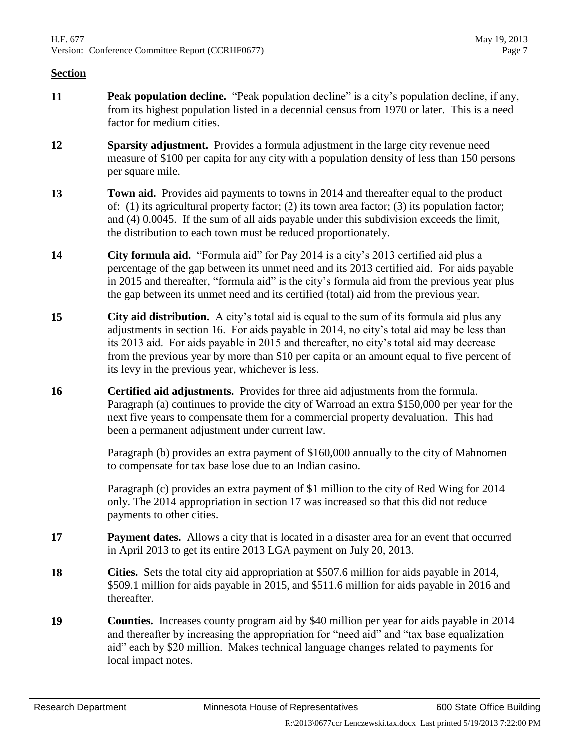**Section**

| | |
|---|---|
| **11** | **Peak population decline.** "Peak population decline" is a city's population decline, if any, from its highest population listed in a decennial census from 1970 or later. This is a need factor for medium cities. |
| **12** | **Sparsity adjustment.** Provides a formula adjustment in the large city revenue need measure of $100 per capita for any city with a population density of less than 150 persons per square mile. |
| **13** | **Town aid.** Provides aid payments to towns in 2014 and thereafter equal to the product of: (1) its agricultural property factor; (2) its town area factor; (3) its population factor; and (4) 0.0045. If the sum of all aids payable under this subdivision exceeds the limit, the distribution to each town must be reduced proportionately. |
| **14** | **City formula aid.** "Formula aid" for Pay 2014 is a city's 2013 certified aid plus a percentage of the gap between its unmet need and its 2013 certified aid. For aids payable in 2015 and thereafter, "formula aid" is the city's formula aid from the previous year plus the gap between its unmet need and its certified (total) aid from the previous year. |
| **15** | **City aid distribution.** A city's total aid is equal to the sum of its formula aid plus any adjustments in section 16. For aids payable in 2014, no city's total aid may be less than its 2013 aid. For aids payable in 2015 and thereafter, no city's total aid may decrease from the previous year by more than $10 per capita or an amount equal to five percent of its levy in the previous year, whichever is less. |
| **16** | **Certified aid adjustments.** Provides for three aid adjustments from the formula. Paragraph (a) continues to provide the city of Warroad an extra $150,000 per year for the next five years to compensate them for a commercial property devaluation. This had been a permanent adjustment under current law.<br><br>Paragraph (b) provides an extra payment of $160,000 annually to the city of Mahnomen to compensate for tax base lose due to an Indian casino.<br><br>Paragraph (c) provides an extra payment of $1 million to the city of Red Wing for 2014 only. The 2014 appropriation in section 17 was increased so that this did not reduce payments to other cities. |
| **17** | **Payment dates.** Allows a city that is located in a disaster area for an event that occurred in April 2013 to get its entire 2013 LGA payment on July 20, 2013. |
| **18** | **Cities.** Sets the total city aid appropriation at $507.6 million for aids payable in 2014, $509.1 million for aids payable in 2015, and $511.6 million for aids payable in 2016 and thereafter. |
| **19** | **Counties.** Increases county program aid by $40 million per year for aids payable in 2014 and thereafter by increasing the appropriation for "need aid" and "tax base equalization aid" each by $20 million. Makes technical language changes related to payments for local impact notes. |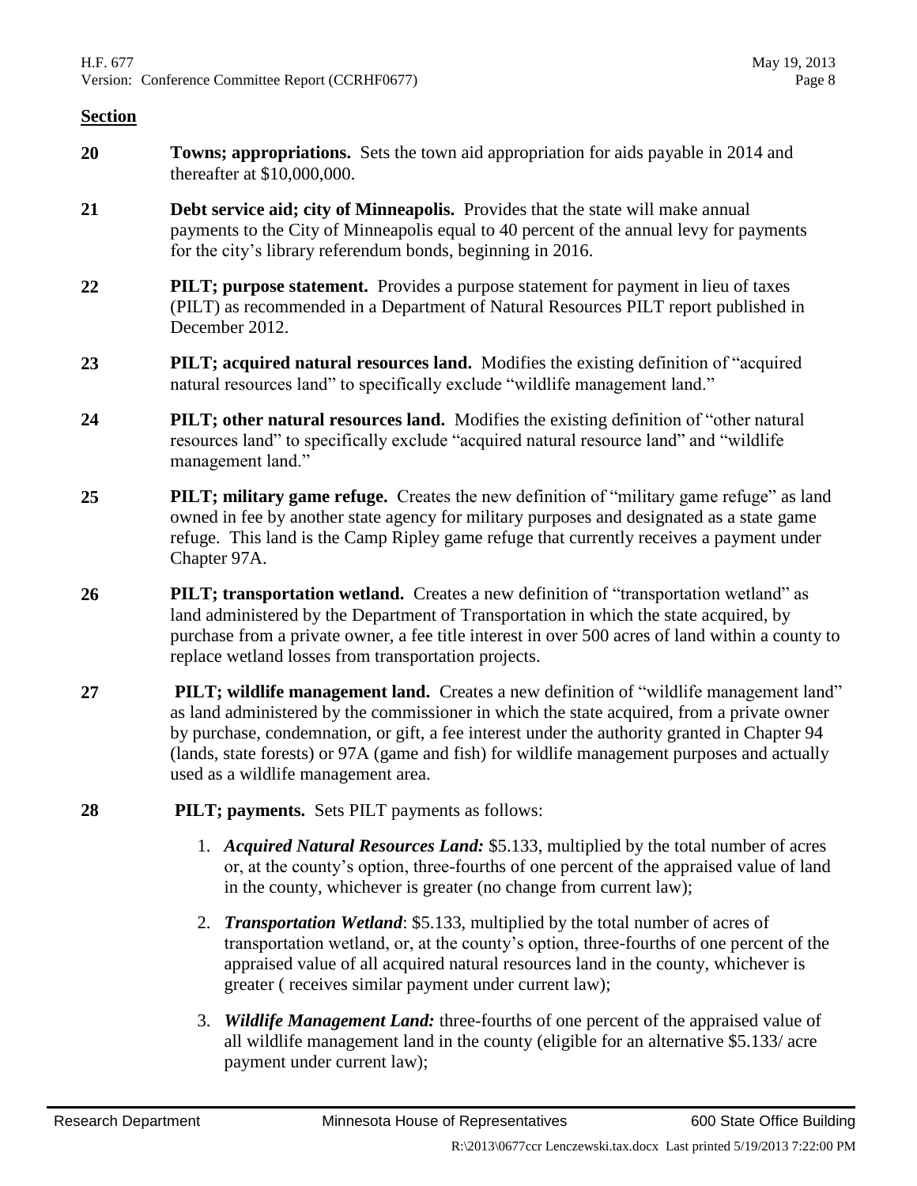**Section**

**20** **Towns; appropriations.** Sets the town aid appropriation for aids payable in 2014 and thereafter at $10,000,000.

**21** **Debt service aid; city of Minneapolis.** Provides that the state will make annual payments to the City of Minneapolis equal to 40 percent of the annual levy for payments for the city's library referendum bonds, beginning in 2016.

**22** **PILT; purpose statement.** Provides a purpose statement for payment in lieu of taxes (PILT) as recommended in a Department of Natural Resources PILT report published in December 2012.

**23** **PILT; acquired natural resources land.** Modifies the existing definition of "acquired natural resources land" to specifically exclude "wildlife management land."

**24** **PILT; other natural resources land.** Modifies the existing definition of "other natural resources land" to specifically exclude "acquired natural resource land" and "wildlife management land."

**25** **PILT; military game refuge.** Creates the new definition of "military game refuge" as land owned in fee by another state agency for military purposes and designated as a state game refuge. This land is the Camp Ripley game refuge that currently receives a payment under Chapter 97A.

**26** **PILT; transportation wetland.** Creates a new definition of "transportation wetland" as land administered by the Department of Transportation in which the state acquired, by purchase from a private owner, a fee title interest in over 500 acres of land within a county to replace wetland losses from transportation projects.

**27** **PILT; wildlife management land.** Creates a new definition of "wildlife management land" as land administered by the commissioner in which the state acquired, from a private owner by purchase, condemnation, or gift, a fee interest under the authority granted in Chapter 94 (lands, state forests) or 97A (game and fish) for wildlife management purposes and actually used as a wildlife management area.

**28** **PILT; payments.** Sets PILT payments as follows:

1. ***Acquired Natural Resources Land:*** $5.133, multiplied by the total number of acres or, at the county's option, three-fourths of one percent of the appraised value of land in the county, whichever is greater (no change from current law);
2. ***Transportation Wetland***: $5.133, multiplied by the total number of acres of transportation wetland, or, at the county's option, three-fourths of one percent of the appraised value of all acquired natural resources land in the county, whichever is greater ( receives similar payment under current law);
3. ***Wildlife Management Land:*** three-fourths of one percent of the appraised value of all wildlife management land in the county (eligible for an alternative $5.133/ acre payment under current law);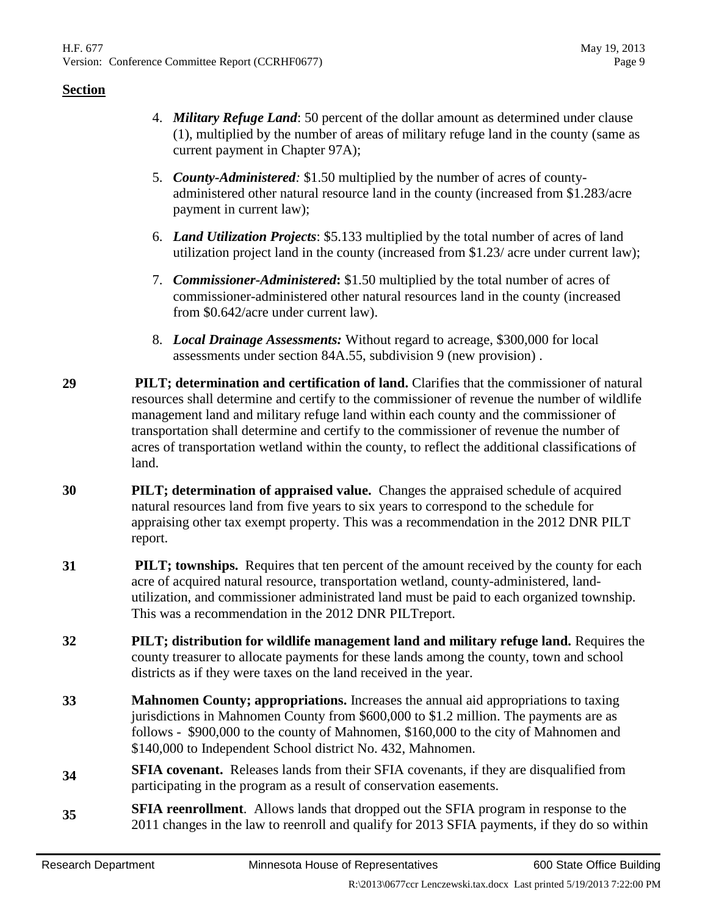**Section**

4. ***Military Refuge Land***: 50 percent of the dollar amount as determined under clause (1), multiplied by the number of areas of military refuge land in the county (same as current payment in Chapter 97A);

5. ***County-Administered:*** $1.50 multiplied by the number of acres of county-administered other natural resource land in the county (increased from $1.283/acre payment in current law);

6. ***Land Utilization Projects***: $5.133 multiplied by the total number of acres of land utilization project land in the county (increased from $1.23/ acre under current law);

7. ***Commissioner-Administered*:** $1.50 multiplied by the total number of acres of commissioner-administered other natural resources land in the county (increased from $0.642/acre under current law).

8. ***Local Drainage Assessments:*** Without regard to acreage, $300,000 for local assessments under section 84A.55, subdivision 9 (new provision) .

**29** **PILT; determination and certification of land.** Clarifies that the commissioner of natural resources shall determine and certify to the commissioner of revenue the number of wildlife management land and military refuge land within each county and the commissioner of transportation shall determine and certify to the commissioner of revenue the number of acres of transportation wetland within the county, to reflect the additional classifications of land.

**30** **PILT; determination of appraised value.** Changes the appraised schedule of acquired natural resources land from five years to six years to correspond to the schedule for appraising other tax exempt property. This was a recommendation in the 2012 DNR PILT report.

**31** **PILT; townships.** Requires that ten percent of the amount received by the county for each acre of acquired natural resource, transportation wetland, county-administered, land-utilization, and commissioner administrated land must be paid to each organized township. This was a recommendation in the 2012 DNR PILTreport.

**32** **PILT; distribution for wildlife management land and military refuge land.** Requires the county treasurer to allocate payments for these lands among the county, town and school districts as if they were taxes on the land received in the year.

**33** **Mahnomen County; appropriations.** Increases the annual aid appropriations to taxing jurisdictions in Mahnomen County from $600,000 to $1.2 million. The payments are as follows - $900,000 to the county of Mahnomen, $160,000 to the city of Mahnomen and $140,000 to Independent School district No. 432, Mahnomen.

**34** **SFIA covenant.** Releases lands from their SFIA covenants, if they are disqualified from participating in the program as a result of conservation easements.

**35** **SFIA reenrollment**. Allows lands that dropped out the SFIA program in response to the 2011 changes in the law to reenroll and qualify for 2013 SFIA payments, if they do so within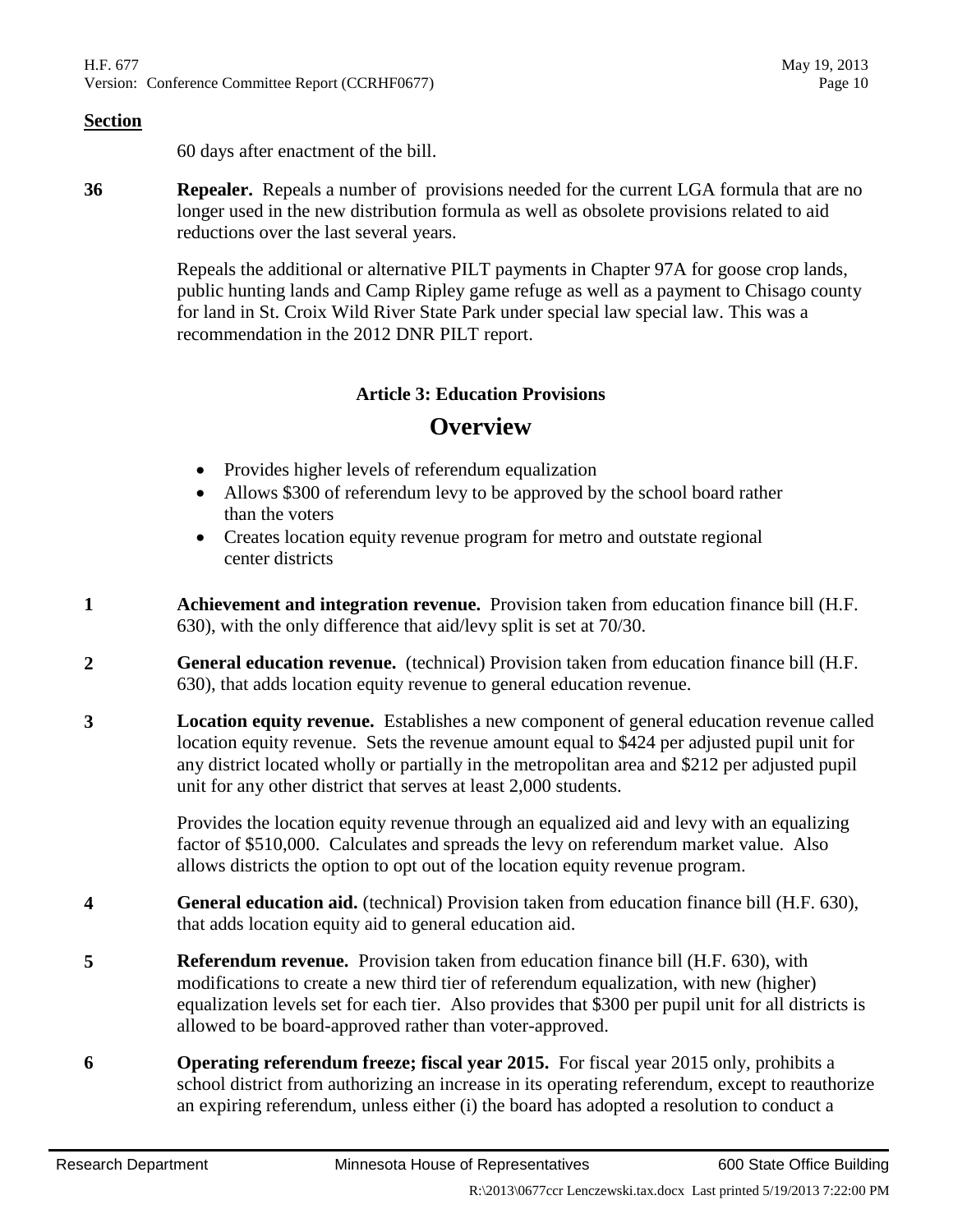**Section**

60 days after enactment of the bill.

**36** **Repealer.** Repeals a number of provisions needed for the current LGA formula that are no longer used in the new distribution formula as well as obsolete provisions related to aid reductions over the last several years.

Repeals the additional or alternative PILT payments in Chapter 97A for goose crop lands, public hunting lands and Camp Ripley game refuge as well as a payment to Chisago county for land in St. Croix Wild River State Park under special law special law. This was a recommendation in the 2012 DNR PILT report.

### Article 3: Education Provisions

## Overview

- Provides higher levels of referendum equalization
- Allows $300 of referendum levy to be approved by the school board rather than the voters
- Creates location equity revenue program for metro and outstate regional center districts

**1** **Achievement and integration revenue.** Provision taken from education finance bill (H.F. 630), with the only difference that aid/levy split is set at 70/30.

**2** **General education revenue.** (technical) Provision taken from education finance bill (H.F. 630), that adds location equity revenue to general education revenue.

**3** **Location equity revenue.** Establishes a new component of general education revenue called location equity revenue. Sets the revenue amount equal to $424 per adjusted pupil unit for any district located wholly or partially in the metropolitan area and $212 per adjusted pupil unit for any other district that serves at least 2,000 students.

Provides the location equity revenue through an equalized aid and levy with an equalizing factor of $510,000. Calculates and spreads the levy on referendum market value. Also allows districts the option to opt out of the location equity revenue program.

**4** **General education aid.** (technical) Provision taken from education finance bill (H.F. 630), that adds location equity aid to general education aid.

**5** **Referendum revenue.** Provision taken from education finance bill (H.F. 630), with modifications to create a new third tier of referendum equalization, with new (higher) equalization levels set for each tier. Also provides that $300 per pupil unit for all districts is allowed to be board-approved rather than voter-approved.

**6** **Operating referendum freeze; fiscal year 2015.** For fiscal year 2015 only, prohibits a school district from authorizing an increase in its operating referendum, except to reauthorize an expiring referendum, unless either (i) the board has adopted a resolution to conduct a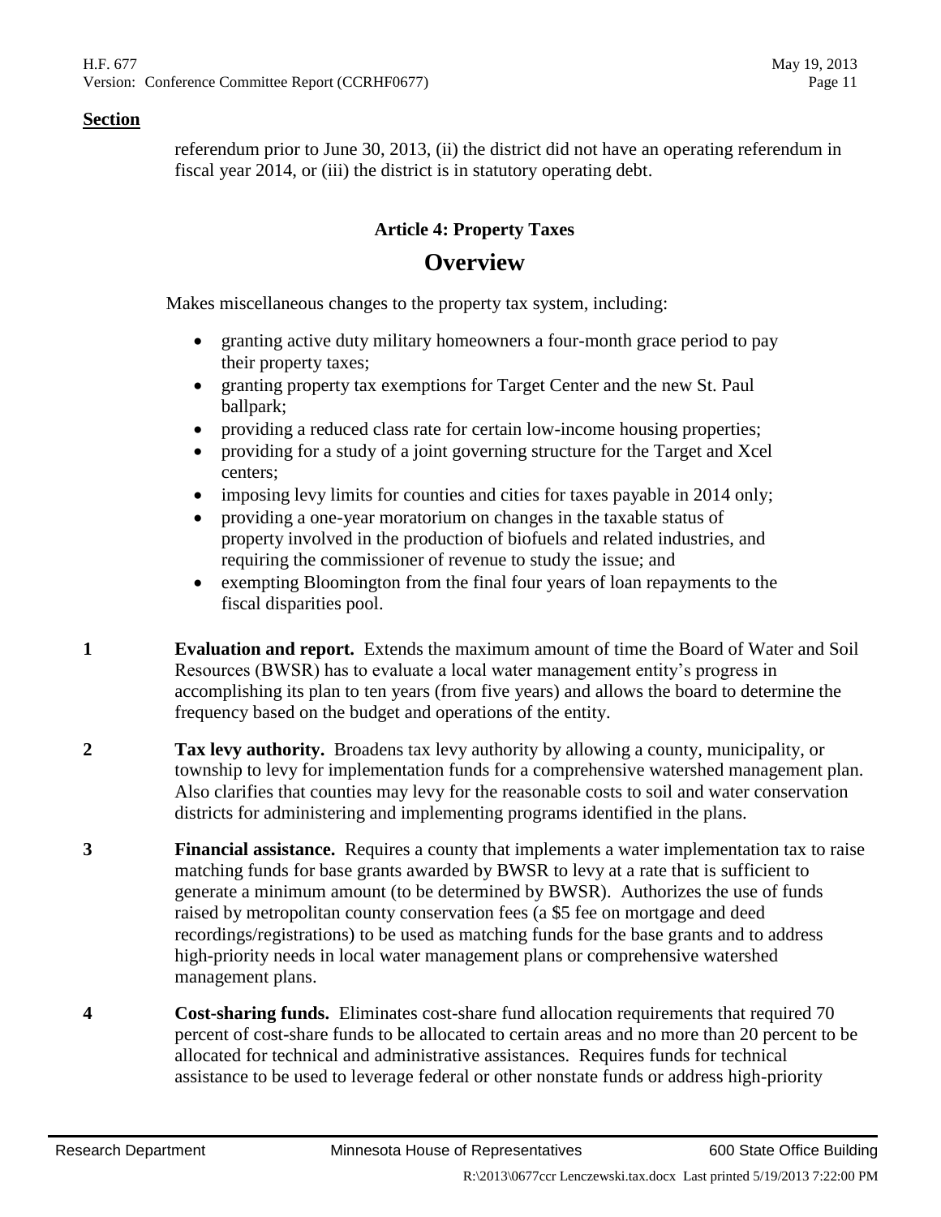**Section**

referendum prior to June 30, 2013, (ii) the district did not have an operating referendum in fiscal year 2014, or (iii) the district is in statutory operating debt.

### Article 4: Property Taxes

## Overview

Makes miscellaneous changes to the property tax system, including:

- granting active duty military homeowners a four-month grace period to pay their property taxes;
- granting property tax exemptions for Target Center and the new St. Paul ballpark;
- providing a reduced class rate for certain low-income housing properties;
- providing for a study of a joint governing structure for the Target and Xcel centers;
- imposing levy limits for counties and cities for taxes payable in 2014 only;
- providing a one-year moratorium on changes in the taxable status of property involved in the production of biofuels and related industries, and requiring the commissioner of revenue to study the issue; and
- exempting Bloomington from the final four years of loan repayments to the fiscal disparities pool.

**1** **Evaluation and report.** Extends the maximum amount of time the Board of Water and Soil Resources (BWSR) has to evaluate a local water management entity's progress in accomplishing its plan to ten years (from five years) and allows the board to determine the frequency based on the budget and operations of the entity.

**2** **Tax levy authority.** Broadens tax levy authority by allowing a county, municipality, or township to levy for implementation funds for a comprehensive watershed management plan. Also clarifies that counties may levy for the reasonable costs to soil and water conservation districts for administering and implementing programs identified in the plans.

**3** **Financial assistance.** Requires a county that implements a water implementation tax to raise matching funds for base grants awarded by BWSR to levy at a rate that is sufficient to generate a minimum amount (to be determined by BWSR). Authorizes the use of funds raised by metropolitan county conservation fees (a $5 fee on mortgage and deed recordings/registrations) to be used as matching funds for the base grants and to address high-priority needs in local water management plans or comprehensive watershed management plans.

**4** **Cost-sharing funds.** Eliminates cost-share fund allocation requirements that required 70 percent of cost-share funds to be allocated to certain areas and no more than 20 percent to be allocated for technical and administrative assistances. Requires funds for technical assistance to be used to leverage federal or other nonstate funds or address high-priority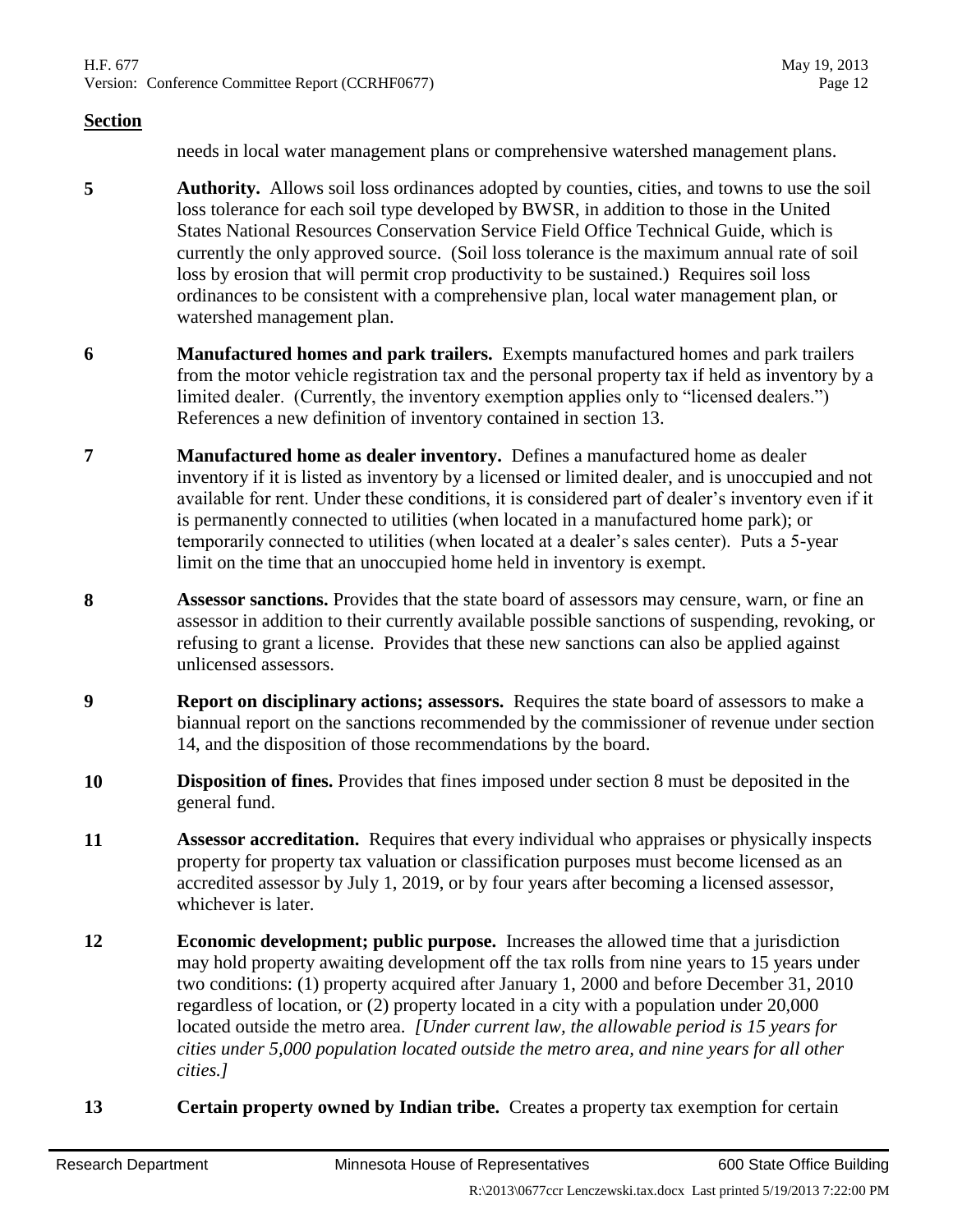**Section**

needs in local water management plans or comprehensive watershed management plans.

| | |
|---|---|
| **5** | **Authority.** Allows soil loss ordinances adopted by counties, cities, and towns to use the soil loss tolerance for each soil type developed by BWSR, in addition to those in the United States National Resources Conservation Service Field Office Technical Guide, which is currently the only approved source. (Soil loss tolerance is the maximum annual rate of soil loss by erosion that will permit crop productivity to be sustained.) Requires soil loss ordinances to be consistent with a comprehensive plan, local water management plan, or watershed management plan. |
| **6** | **Manufactured homes and park trailers.** Exempts manufactured homes and park trailers from the motor vehicle registration tax and the personal property tax if held as inventory by a limited dealer. (Currently, the inventory exemption applies only to "licensed dealers.") References a new definition of inventory contained in section 13. |
| **7** | **Manufactured home as dealer inventory.** Defines a manufactured home as dealer inventory if it is listed as inventory by a licensed or limited dealer, and is unoccupied and not available for rent. Under these conditions, it is considered part of dealer's inventory even if it is permanently connected to utilities (when located in a manufactured home park); or temporarily connected to utilities (when located at a dealer's sales center). Puts a 5-year limit on the time that an unoccupied home held in inventory is exempt. |
| **8** | **Assessor sanctions.** Provides that the state board of assessors may censure, warn, or fine an assessor in addition to their currently available possible sanctions of suspending, revoking, or refusing to grant a license. Provides that these new sanctions can also be applied against unlicensed assessors. |
| **9** | **Report on disciplinary actions; assessors.** Requires the state board of assessors to make a biannual report on the sanctions recommended by the commissioner of revenue under section 14, and the disposition of those recommendations by the board. |
| **10** | **Disposition of fines.** Provides that fines imposed under section 8 must be deposited in the general fund. |
| **11** | **Assessor accreditation.** Requires that every individual who appraises or physically inspects property for property tax valuation or classification purposes must become licensed as an accredited assessor by July 1, 2019, or by four years after becoming a licensed assessor, whichever is later. |
| **12** | **Economic development; public purpose.** Increases the allowed time that a jurisdiction may hold property awaiting development off the tax rolls from nine years to 15 years under two conditions: (1) property acquired after January 1, 2000 and before December 31, 2010 regardless of location, or (2) property located in a city with a population under 20,000 located outside the metro area. *[Under current law, the allowable period is 15 years for cities under 5,000 population located outside the metro area, and nine years for all other cities.]* |
| **13** | **Certain property owned by Indian tribe.** Creates a property tax exemption for certain |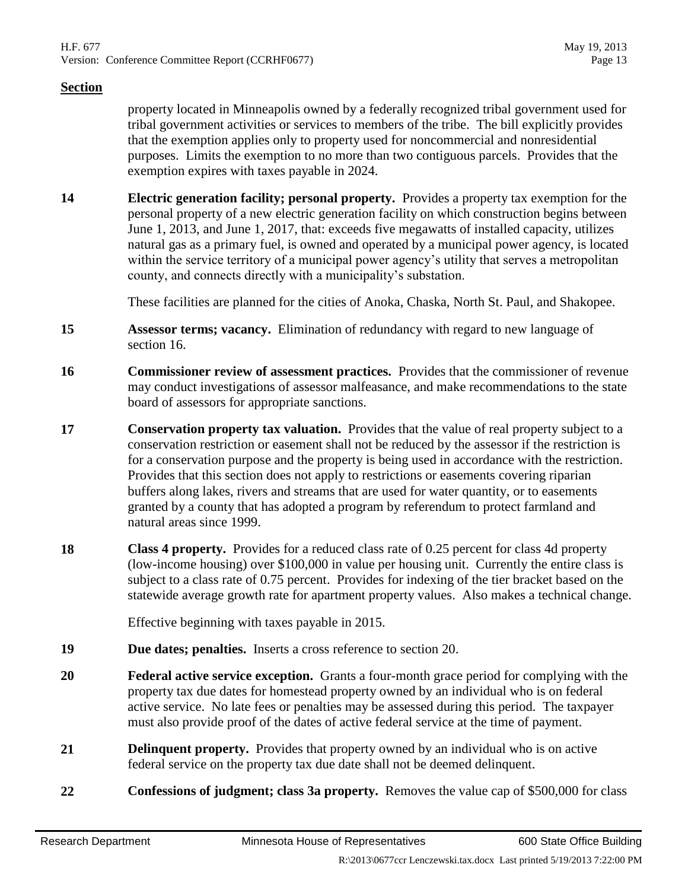**Section**

property located in Minneapolis owned by a federally recognized tribal government used for tribal government activities or services to members of the tribe. The bill explicitly provides that the exemption applies only to property used for noncommercial and nonresidential purposes. Limits the exemption to no more than two contiguous parcels. Provides that the exemption expires with taxes payable in 2024.

**14** **Electric generation facility; personal property.** Provides a property tax exemption for the personal property of a new electric generation facility on which construction begins between June 1, 2013, and June 1, 2017, that: exceeds five megawatts of installed capacity, utilizes natural gas as a primary fuel, is owned and operated by a municipal power agency, is located within the service territory of a municipal power agency's utility that serves a metropolitan county, and connects directly with a municipality's substation.

These facilities are planned for the cities of Anoka, Chaska, North St. Paul, and Shakopee.

**15** **Assessor terms; vacancy.** Elimination of redundancy with regard to new language of section 16.

**16** **Commissioner review of assessment practices.** Provides that the commissioner of revenue may conduct investigations of assessor malfeasance, and make recommendations to the state board of assessors for appropriate sanctions.

**17** **Conservation property tax valuation.** Provides that the value of real property subject to a conservation restriction or easement shall not be reduced by the assessor if the restriction is for a conservation purpose and the property is being used in accordance with the restriction. Provides that this section does not apply to restrictions or easements covering riparian buffers along lakes, rivers and streams that are used for water quantity, or to easements granted by a county that has adopted a program by referendum to protect farmland and natural areas since 1999.

**18** **Class 4 property.** Provides for a reduced class rate of 0.25 percent for class 4d property (low-income housing) over $100,000 in value per housing unit. Currently the entire class is subject to a class rate of 0.75 percent. Provides for indexing of the tier bracket based on the statewide average growth rate for apartment property values. Also makes a technical change.

Effective beginning with taxes payable in 2015.

**19** **Due dates; penalties.** Inserts a cross reference to section 20.

**20** **Federal active service exception.** Grants a four-month grace period for complying with the property tax due dates for homestead property owned by an individual who is on federal active service. No late fees or penalties may be assessed during this period. The taxpayer must also provide proof of the dates of active federal service at the time of payment.

**21** **Delinquent property.** Provides that property owned by an individual who is on active federal service on the property tax due date shall not be deemed delinquent.

**22** **Confessions of judgment; class 3a property.** Removes the value cap of $500,000 for class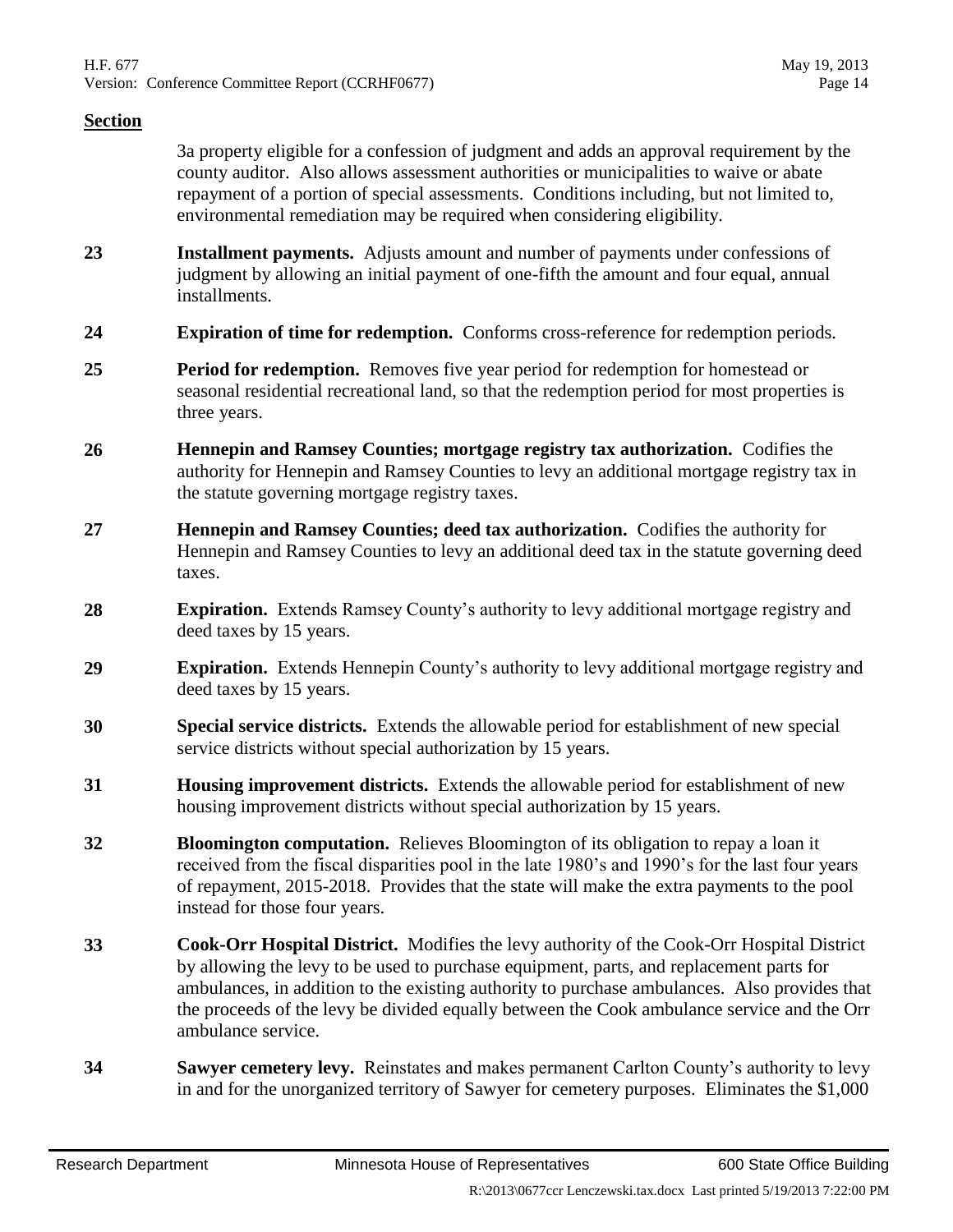**Section**

3a property eligible for a confession of judgment and adds an approval requirement by the county auditor. Also allows assessment authorities or municipalities to waive or abate repayment of a portion of special assessments. Conditions including, but not limited to, environmental remediation may be required when considering eligibility.

**23** **Installment payments.** Adjusts amount and number of payments under confessions of judgment by allowing an initial payment of one-fifth the amount and four equal, annual installments.

**24** **Expiration of time for redemption.** Conforms cross-reference for redemption periods.

**25** **Period for redemption.** Removes five year period for redemption for homestead or seasonal residential recreational land, so that the redemption period for most properties is three years.

**26** **Hennepin and Ramsey Counties; mortgage registry tax authorization.** Codifies the authority for Hennepin and Ramsey Counties to levy an additional mortgage registry tax in the statute governing mortgage registry taxes.

**27** **Hennepin and Ramsey Counties; deed tax authorization.** Codifies the authority for Hennepin and Ramsey Counties to levy an additional deed tax in the statute governing deed taxes.

**28** **Expiration.** Extends Ramsey County's authority to levy additional mortgage registry and deed taxes by 15 years.

**29** **Expiration.** Extends Hennepin County's authority to levy additional mortgage registry and deed taxes by 15 years.

**30** **Special service districts.** Extends the allowable period for establishment of new special service districts without special authorization by 15 years.

**31** **Housing improvement districts.** Extends the allowable period for establishment of new housing improvement districts without special authorization by 15 years.

**32** **Bloomington computation.** Relieves Bloomington of its obligation to repay a loan it received from the fiscal disparities pool in the late 1980's and 1990's for the last four years of repayment, 2015-2018. Provides that the state will make the extra payments to the pool instead for those four years.

**33** **Cook-Orr Hospital District.** Modifies the levy authority of the Cook-Orr Hospital District by allowing the levy to be used to purchase equipment, parts, and replacement parts for ambulances, in addition to the existing authority to purchase ambulances. Also provides that the proceeds of the levy be divided equally between the Cook ambulance service and the Orr ambulance service.

**34** **Sawyer cemetery levy.** Reinstates and makes permanent Carlton County's authority to levy in and for the unorganized territory of Sawyer for cemetery purposes. Eliminates the $1,000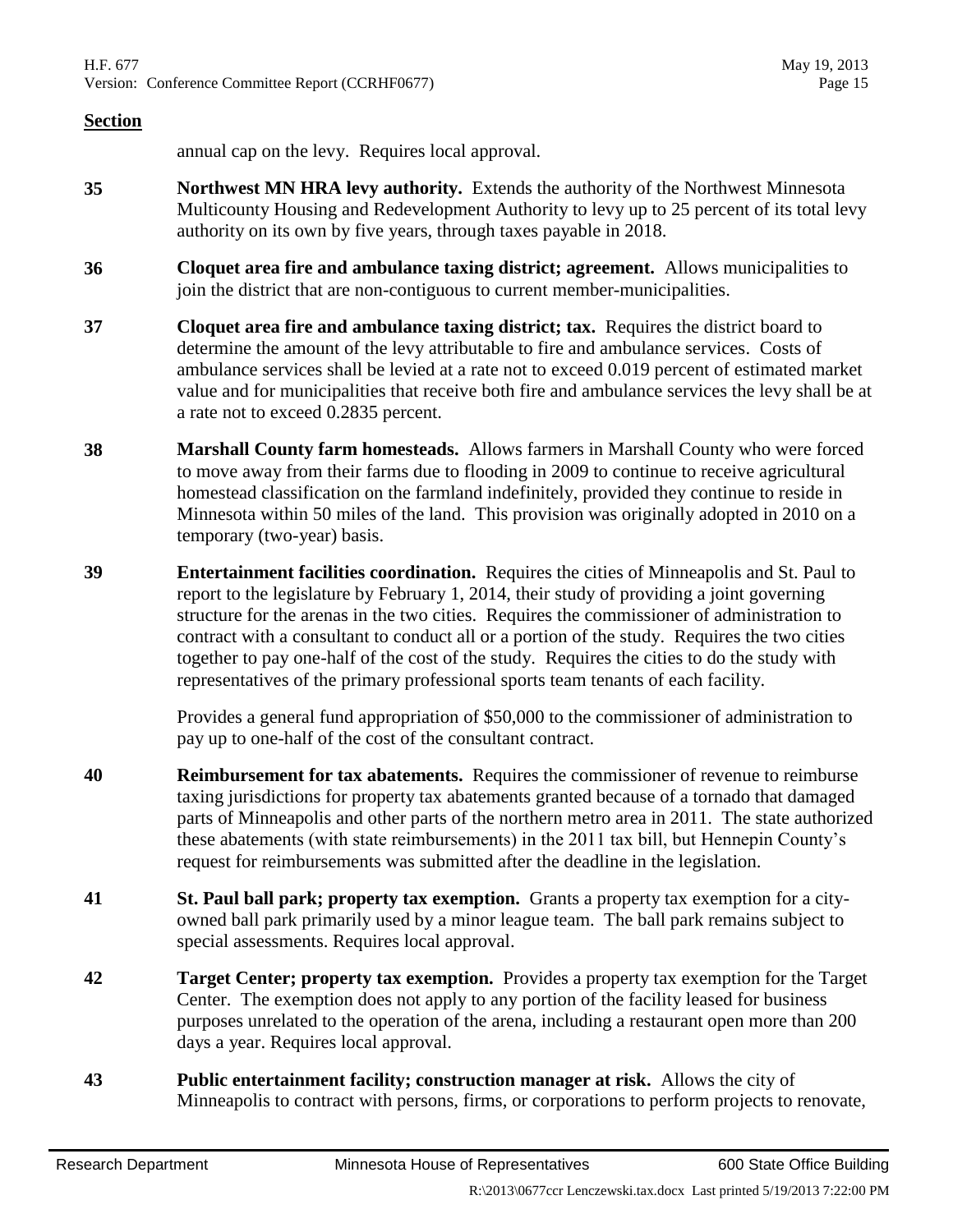**Section**

annual cap on the levy. Requires local approval.

**35** **Northwest MN HRA levy authority.** Extends the authority of the Northwest Minnesota Multicounty Housing and Redevelopment Authority to levy up to 25 percent of its total levy authority on its own by five years, through taxes payable in 2018.

**36** **Cloquet area fire and ambulance taxing district; agreement.** Allows municipalities to join the district that are non-contiguous to current member-municipalities.

**37** **Cloquet area fire and ambulance taxing district; tax.** Requires the district board to determine the amount of the levy attributable to fire and ambulance services. Costs of ambulance services shall be levied at a rate not to exceed 0.019 percent of estimated market value and for municipalities that receive both fire and ambulance services the levy shall be at a rate not to exceed 0.2835 percent.

**38** **Marshall County farm homesteads.** Allows farmers in Marshall County who were forced to move away from their farms due to flooding in 2009 to continue to receive agricultural homestead classification on the farmland indefinitely, provided they continue to reside in Minnesota within 50 miles of the land. This provision was originally adopted in 2010 on a temporary (two-year) basis.

**39** **Entertainment facilities coordination.** Requires the cities of Minneapolis and St. Paul to report to the legislature by February 1, 2014, their study of providing a joint governing structure for the arenas in the two cities. Requires the commissioner of administration to contract with a consultant to conduct all or a portion of the study. Requires the two cities together to pay one-half of the cost of the study. Requires the cities to do the study with representatives of the primary professional sports team tenants of each facility.

Provides a general fund appropriation of $50,000 to the commissioner of administration to pay up to one-half of the cost of the consultant contract.

**40** **Reimbursement for tax abatements.** Requires the commissioner of revenue to reimburse taxing jurisdictions for property tax abatements granted because of a tornado that damaged parts of Minneapolis and other parts of the northern metro area in 2011. The state authorized these abatements (with state reimbursements) in the 2011 tax bill, but Hennepin County's request for reimbursements was submitted after the deadline in the legislation.

**41** **St. Paul ball park; property tax exemption.** Grants a property tax exemption for a city-owned ball park primarily used by a minor league team. The ball park remains subject to special assessments. Requires local approval.

**42** **Target Center; property tax exemption.** Provides a property tax exemption for the Target Center. The exemption does not apply to any portion of the facility leased for business purposes unrelated to the operation of the arena, including a restaurant open more than 200 days a year. Requires local approval.

**43** **Public entertainment facility; construction manager at risk.** Allows the city of Minneapolis to contract with persons, firms, or corporations to perform projects to renovate,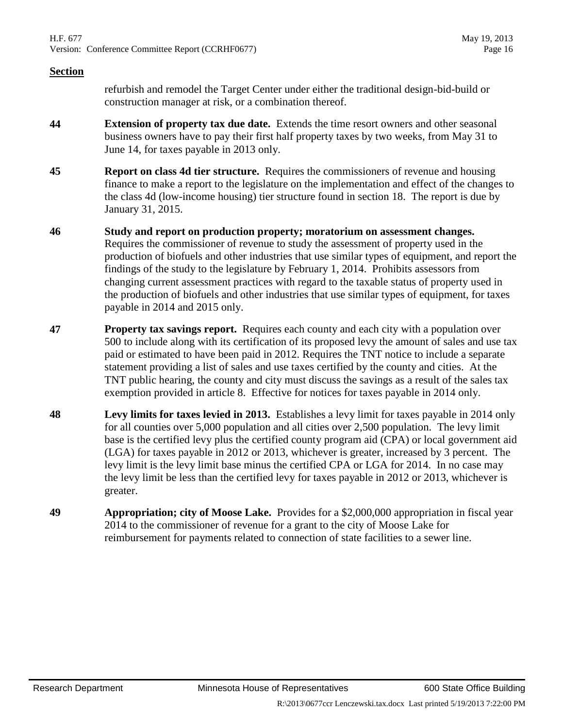**Section**

refurbish and remodel the Target Center under either the traditional design-bid-build or construction manager at risk, or a combination thereof.

**44** **Extension of property tax due date.** Extends the time resort owners and other seasonal business owners have to pay their first half property taxes by two weeks, from May 31 to June 14, for taxes payable in 2013 only.

**45** **Report on class 4d tier structure.** Requires the commissioners of revenue and housing finance to make a report to the legislature on the implementation and effect of the changes to the class 4d (low-income housing) tier structure found in section 18. The report is due by January 31, 2015.

**46** **Study and report on production property; moratorium on assessment changes.** Requires the commissioner of revenue to study the assessment of property used in the production of biofuels and other industries that use similar types of equipment, and report the findings of the study to the legislature by February 1, 2014. Prohibits assessors from changing current assessment practices with regard to the taxable status of property used in the production of biofuels and other industries that use similar types of equipment, for taxes payable in 2014 and 2015 only.

**47** **Property tax savings report.** Requires each county and each city with a population over 500 to include along with its certification of its proposed levy the amount of sales and use tax paid or estimated to have been paid in 2012. Requires the TNT notice to include a separate statement providing a list of sales and use taxes certified by the county and cities. At the TNT public hearing, the county and city must discuss the savings as a result of the sales tax exemption provided in article 8. Effective for notices for taxes payable in 2014 only.

**48** **Levy limits for taxes levied in 2013.** Establishes a levy limit for taxes payable in 2014 only for all counties over 5,000 population and all cities over 2,500 population. The levy limit base is the certified levy plus the certified county program aid (CPA) or local government aid (LGA) for taxes payable in 2012 or 2013, whichever is greater, increased by 3 percent. The levy limit is the levy limit base minus the certified CPA or LGA for 2014. In no case may the levy limit be less than the certified levy for taxes payable in 2012 or 2013, whichever is greater.

**49** **Appropriation; city of Moose Lake.** Provides for a $2,000,000 appropriation in fiscal year 2014 to the commissioner of revenue for a grant to the city of Moose Lake for reimbursement for payments related to connection of state facilities to a sewer line.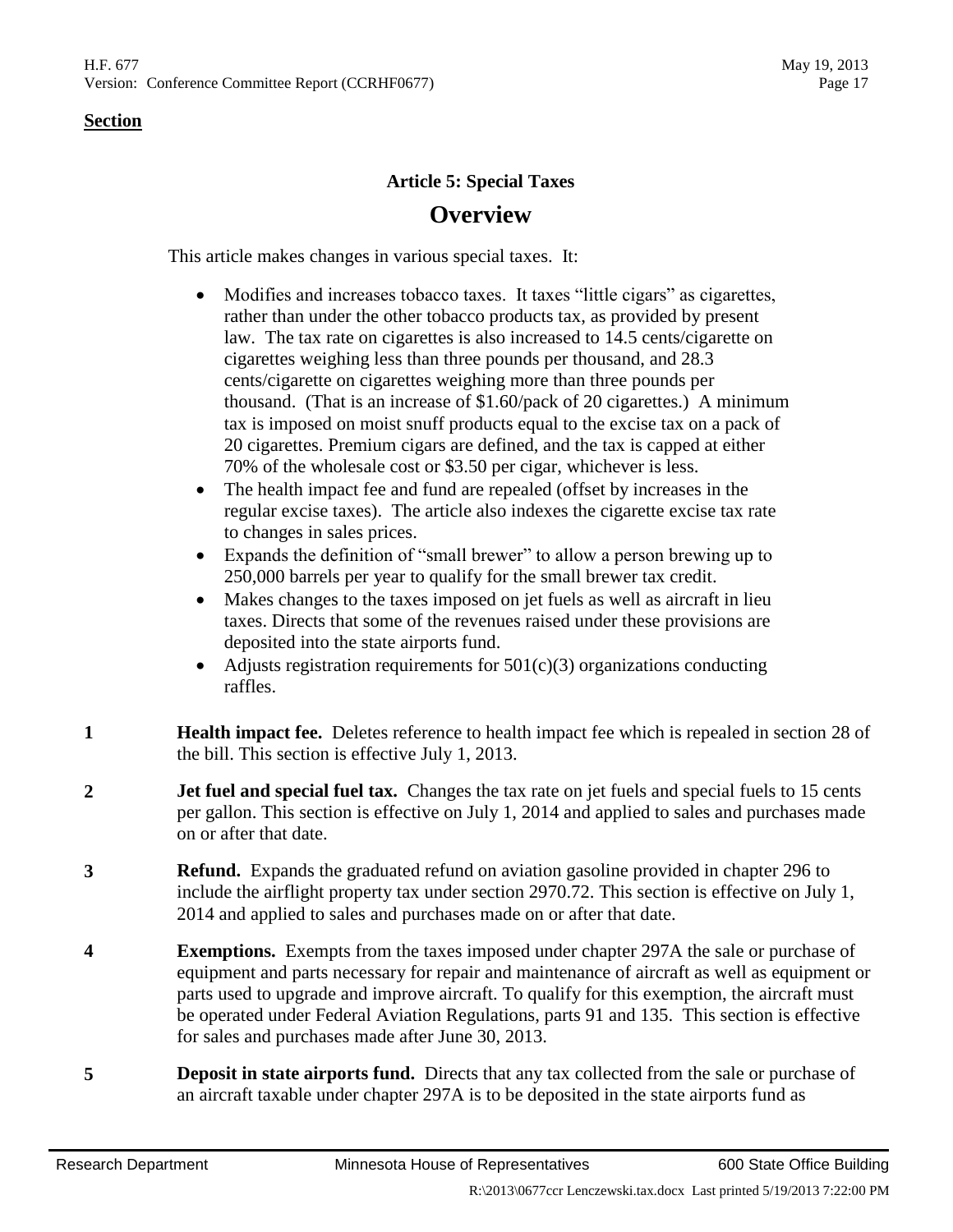**Section**

### Article 5: Special Taxes

## Overview

This article makes changes in various special taxes. It:

- Modifies and increases tobacco taxes. It taxes "little cigars" as cigarettes, rather than under the other tobacco products tax, as provided by present law. The tax rate on cigarettes is also increased to 14.5 cents/cigarette on cigarettes weighing less than three pounds per thousand, and 28.3 cents/cigarette on cigarettes weighing more than three pounds per thousand. (That is an increase of $1.60/pack of 20 cigarettes.) A minimum tax is imposed on moist snuff products equal to the excise tax on a pack of 20 cigarettes. Premium cigars are defined, and the tax is capped at either 70% of the wholesale cost or $3.50 per cigar, whichever is less.
- The health impact fee and fund are repealed (offset by increases in the regular excise taxes). The article also indexes the cigarette excise tax rate to changes in sales prices.
- Expands the definition of "small brewer" to allow a person brewing up to 250,000 barrels per year to qualify for the small brewer tax credit.
- Makes changes to the taxes imposed on jet fuels as well as aircraft in lieu taxes. Directs that some of the revenues raised under these provisions are deposited into the state airports fund.
- Adjusts registration requirements for 501(c)(3) organizations conducting raffles.

**1** **Health impact fee.** Deletes reference to health impact fee which is repealed in section 28 of the bill. This section is effective July 1, 2013.

**2** **Jet fuel and special fuel tax.** Changes the tax rate on jet fuels and special fuels to 15 cents per gallon. This section is effective on July 1, 2014 and applied to sales and purchases made on or after that date.

**3** **Refund.** Expands the graduated refund on aviation gasoline provided in chapter 296 to include the airflight property tax under section 2970.72. This section is effective on July 1, 2014 and applied to sales and purchases made on or after that date.

**4** **Exemptions.** Exempts from the taxes imposed under chapter 297A the sale or purchase of equipment and parts necessary for repair and maintenance of aircraft as well as equipment or parts used to upgrade and improve aircraft. To qualify for this exemption, the aircraft must be operated under Federal Aviation Regulations, parts 91 and 135. This section is effective for sales and purchases made after June 30, 2013.

**5** **Deposit in state airports fund.** Directs that any tax collected from the sale or purchase of an aircraft taxable under chapter 297A is to be deposited in the state airports fund as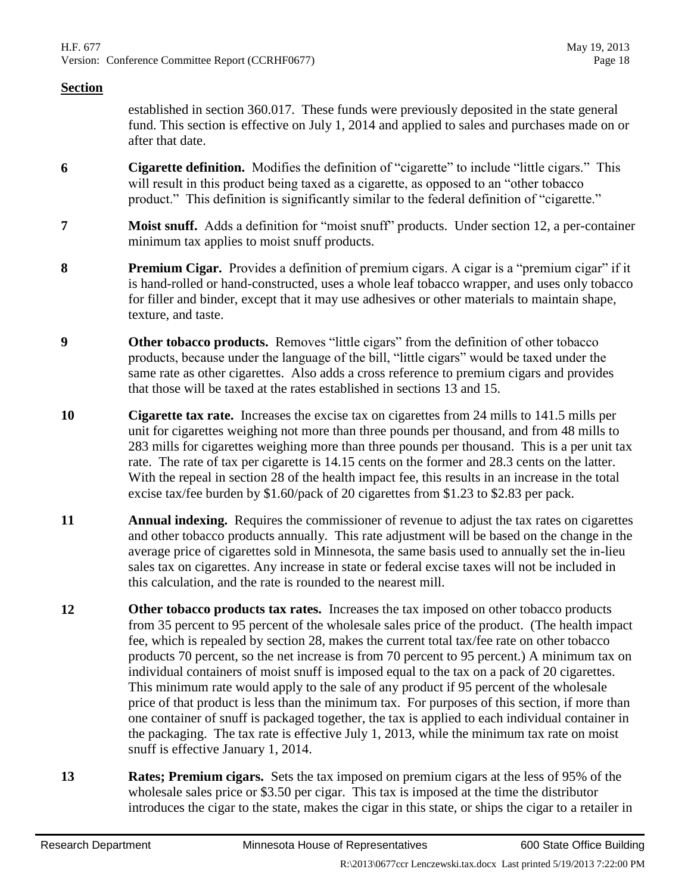**Section**

established in section 360.017. These funds were previously deposited in the state general fund. This section is effective on July 1, 2014 and applied to sales and purchases made on or after that date.

**6** **Cigarette definition.** Modifies the definition of "cigarette" to include "little cigars." This will result in this product being taxed as a cigarette, as opposed to an "other tobacco product." This definition is significantly similar to the federal definition of "cigarette."

**7** **Moist snuff.** Adds a definition for "moist snuff" products. Under section 12, a per-container minimum tax applies to moist snuff products.

**8** **Premium Cigar.** Provides a definition of premium cigars. A cigar is a "premium cigar" if it is hand-rolled or hand-constructed, uses a whole leaf tobacco wrapper, and uses only tobacco for filler and binder, except that it may use adhesives or other materials to maintain shape, texture, and taste.

**9** **Other tobacco products.** Removes "little cigars" from the definition of other tobacco products, because under the language of the bill, "little cigars" would be taxed under the same rate as other cigarettes. Also adds a cross reference to premium cigars and provides that those will be taxed at the rates established in sections 13 and 15.

**10** **Cigarette tax rate.** Increases the excise tax on cigarettes from 24 mills to 141.5 mills per unit for cigarettes weighing not more than three pounds per thousand, and from 48 mills to 283 mills for cigarettes weighing more than three pounds per thousand. This is a per unit tax rate. The rate of tax per cigarette is 14.15 cents on the former and 28.3 cents on the latter. With the repeal in section 28 of the health impact fee, this results in an increase in the total excise tax/fee burden by $1.60/pack of 20 cigarettes from $1.23 to $2.83 per pack.

**11** **Annual indexing.** Requires the commissioner of revenue to adjust the tax rates on cigarettes and other tobacco products annually. This rate adjustment will be based on the change in the average price of cigarettes sold in Minnesota, the same basis used to annually set the in-lieu sales tax on cigarettes. Any increase in state or federal excise taxes will not be included in this calculation, and the rate is rounded to the nearest mill.

**12** **Other tobacco products tax rates.** Increases the tax imposed on other tobacco products from 35 percent to 95 percent of the wholesale sales price of the product. (The health impact fee, which is repealed by section 28, makes the current total tax/fee rate on other tobacco products 70 percent, so the net increase is from 70 percent to 95 percent.) A minimum tax on individual containers of moist snuff is imposed equal to the tax on a pack of 20 cigarettes. This minimum rate would apply to the sale of any product if 95 percent of the wholesale price of that product is less than the minimum tax. For purposes of this section, if more than one container of snuff is packaged together, the tax is applied to each individual container in the packaging. The tax rate is effective July 1, 2013, while the minimum tax rate on moist snuff is effective January 1, 2014.

**13** **Rates; Premium cigars.** Sets the tax imposed on premium cigars at the less of 95% of the wholesale sales price or $3.50 per cigar. This tax is imposed at the time the distributor introduces the cigar to the state, makes the cigar in this state, or ships the cigar to a retailer in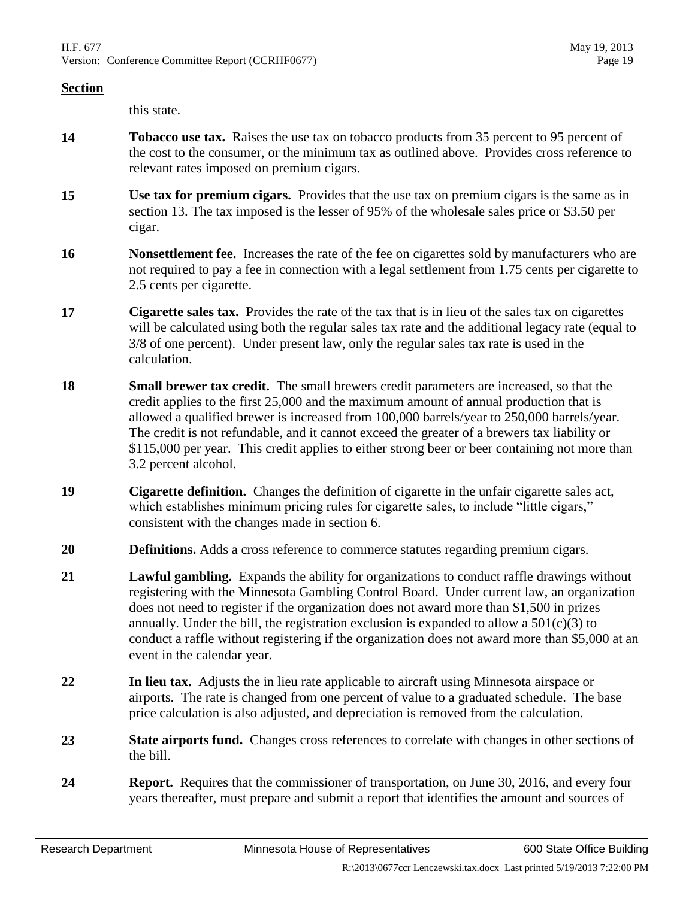**Section**

this state.

**14** **Tobacco use tax.** Raises the use tax on tobacco products from 35 percent to 95 percent of the cost to the consumer, or the minimum tax as outlined above. Provides cross reference to relevant rates imposed on premium cigars.

**15** **Use tax for premium cigars.** Provides that the use tax on premium cigars is the same as in section 13. The tax imposed is the lesser of 95% of the wholesale sales price or $3.50 per cigar.

**16** **Nonsettlement fee.** Increases the rate of the fee on cigarettes sold by manufacturers who are not required to pay a fee in connection with a legal settlement from 1.75 cents per cigarette to 2.5 cents per cigarette.

**17** **Cigarette sales tax.** Provides the rate of the tax that is in lieu of the sales tax on cigarettes will be calculated using both the regular sales tax rate and the additional legacy rate (equal to 3/8 of one percent). Under present law, only the regular sales tax rate is used in the calculation.

**18** **Small brewer tax credit.** The small brewers credit parameters are increased, so that the credit applies to the first 25,000 and the maximum amount of annual production that is allowed a qualified brewer is increased from 100,000 barrels/year to 250,000 barrels/year. The credit is not refundable, and it cannot exceed the greater of a brewers tax liability or $115,000 per year. This credit applies to either strong beer or beer containing not more than 3.2 percent alcohol.

**19** **Cigarette definition.** Changes the definition of cigarette in the unfair cigarette sales act, which establishes minimum pricing rules for cigarette sales, to include "little cigars," consistent with the changes made in section 6.

**20** **Definitions.** Adds a cross reference to commerce statutes regarding premium cigars.

**21** **Lawful gambling.** Expands the ability for organizations to conduct raffle drawings without registering with the Minnesota Gambling Control Board. Under current law, an organization does not need to register if the organization does not award more than $1,500 in prizes annually. Under the bill, the registration exclusion is expanded to allow a 501(c)(3) to conduct a raffle without registering if the organization does not award more than $5,000 at an event in the calendar year.

**22** **In lieu tax.** Adjusts the in lieu rate applicable to aircraft using Minnesota airspace or airports. The rate is changed from one percent of value to a graduated schedule. The base price calculation is also adjusted, and depreciation is removed from the calculation.

**23** **State airports fund.** Changes cross references to correlate with changes in other sections of the bill.

**24** **Report.** Requires that the commissioner of transportation, on June 30, 2016, and every four years thereafter, must prepare and submit a report that identifies the amount and sources of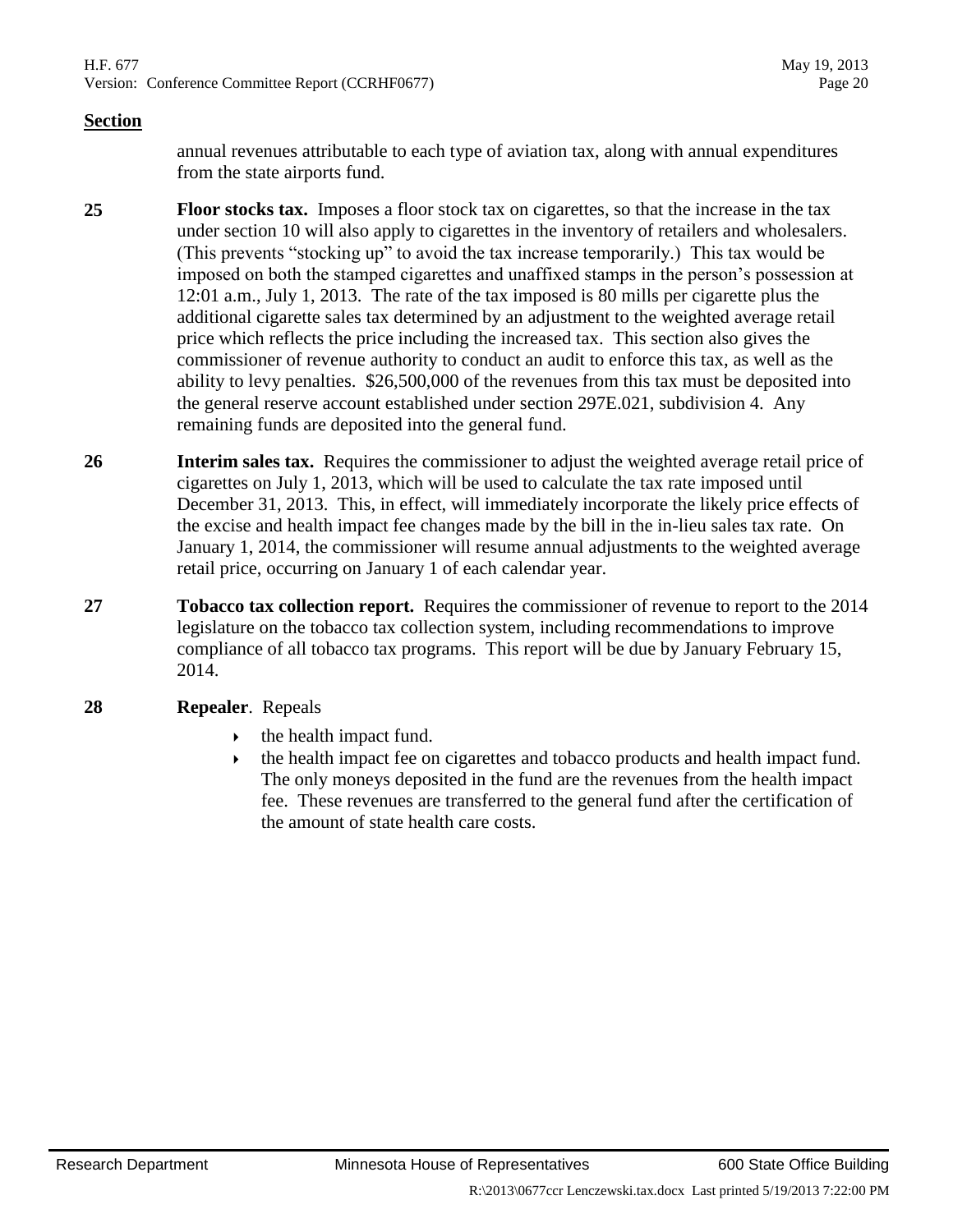**Section**

annual revenues attributable to each type of aviation tax, along with annual expenditures from the state airports fund.

**25** **Floor stocks tax.** Imposes a floor stock tax on cigarettes, so that the increase in the tax under section 10 will also apply to cigarettes in the inventory of retailers and wholesalers. (This prevents "stocking up" to avoid the tax increase temporarily.) This tax would be imposed on both the stamped cigarettes and unaffixed stamps in the person's possession at 12:01 a.m., July 1, 2013. The rate of the tax imposed is 80 mills per cigarette plus the additional cigarette sales tax determined by an adjustment to the weighted average retail price which reflects the price including the increased tax. This section also gives the commissioner of revenue authority to conduct an audit to enforce this tax, as well as the ability to levy penalties. $26,500,000 of the revenues from this tax must be deposited into the general reserve account established under section 297E.021, subdivision 4. Any remaining funds are deposited into the general fund.

**26** **Interim sales tax.** Requires the commissioner to adjust the weighted average retail price of cigarettes on July 1, 2013, which will be used to calculate the tax rate imposed until December 31, 2013. This, in effect, will immediately incorporate the likely price effects of the excise and health impact fee changes made by the bill in the in-lieu sales tax rate. On January 1, 2014, the commissioner will resume annual adjustments to the weighted average retail price, occurring on January 1 of each calendar year.

**27** **Tobacco tax collection report.** Requires the commissioner of revenue to report to the 2014 legislature on the tobacco tax collection system, including recommendations to improve compliance of all tobacco tax programs. This report will be due by January February 15, 2014.

**28** **Repealer**. Repeals

- the health impact fund.
- the health impact fee on cigarettes and tobacco products and health impact fund. The only moneys deposited in the fund are the revenues from the health impact fee. These revenues are transferred to the general fund after the certification of the amount of state health care costs.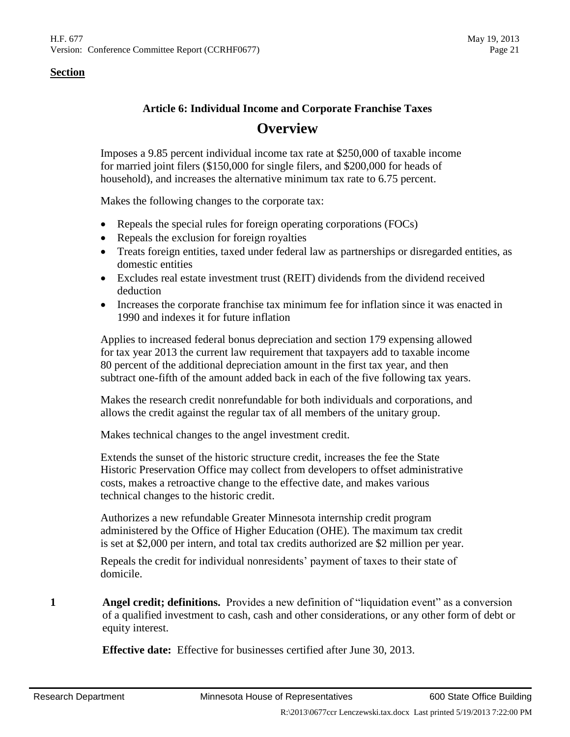**Section**

## Article 6: Individual Income and Corporate Franchise Taxes

# Overview

Imposes a 9.85 percent individual income tax rate at $250,000 of taxable income for married joint filers ($150,000 for single filers, and $200,000 for heads of household), and increases the alternative minimum tax rate to 6.75 percent.

Makes the following changes to the corporate tax:

- Repeals the special rules for foreign operating corporations (FOCs)
- Repeals the exclusion for foreign royalties
- Treats foreign entities, taxed under federal law as partnerships or disregarded entities, as domestic entities
- Excludes real estate investment trust (REIT) dividends from the dividend received deduction
- Increases the corporate franchise tax minimum fee for inflation since it was enacted in 1990 and indexes it for future inflation

Applies to increased federal bonus depreciation and section 179 expensing allowed for tax year 2013 the current law requirement that taxpayers add to taxable income 80 percent of the additional depreciation amount in the first tax year, and then subtract one-fifth of the amount added back in each of the five following tax years.

Makes the research credit nonrefundable for both individuals and corporations, and allows the credit against the regular tax of all members of the unitary group.

Makes technical changes to the angel investment credit.

Extends the sunset of the historic structure credit, increases the fee the State Historic Preservation Office may collect from developers to offset administrative costs, makes a retroactive change to the effective date, and makes various technical changes to the historic credit.

Authorizes a new refundable Greater Minnesota internship credit program administered by the Office of Higher Education (OHE). The maximum tax credit is set at $2,000 per intern, and total tax credits authorized are $2 million per year.

Repeals the credit for individual nonresidents' payment of taxes to their state of domicile.

**1** **Angel credit; definitions.** Provides a new definition of "liquidation event" as a conversion of a qualified investment to cash, cash and other considerations, or any other form of debt or equity interest.

**Effective date:** Effective for businesses certified after June 30, 2013.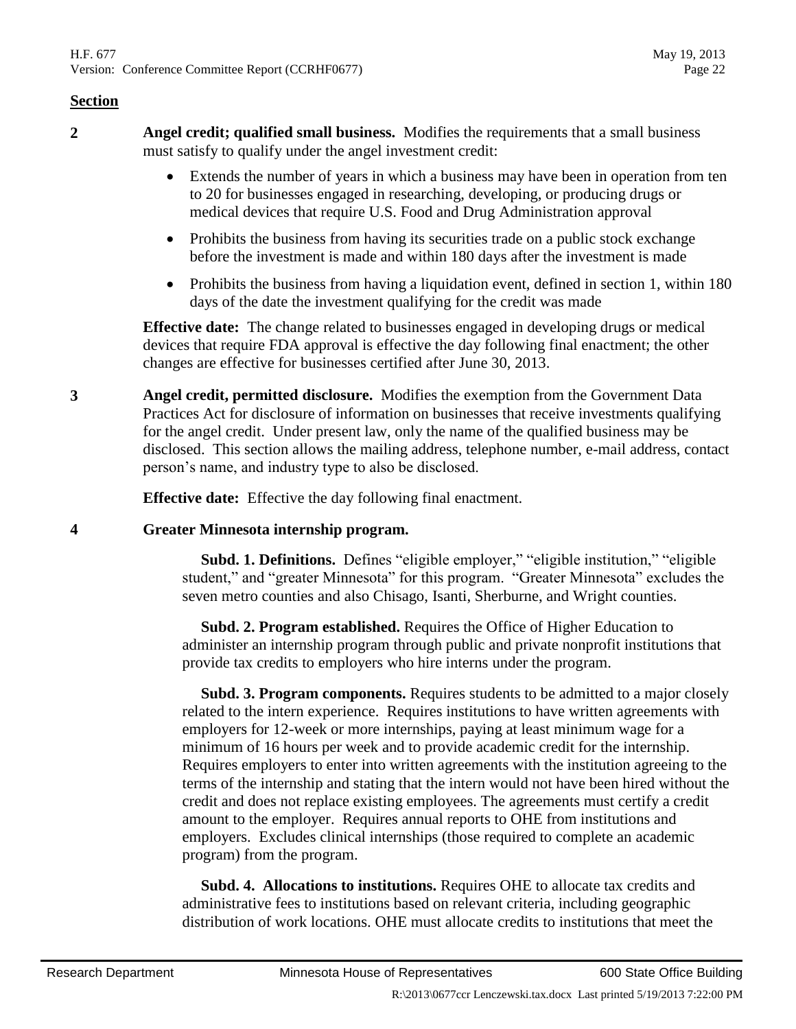## Section

**2** **Angel credit; qualified small business.** Modifies the requirements that a small business must satisfy to qualify under the angel investment credit:

- Extends the number of years in which a business may have been in operation from ten to 20 for businesses engaged in researching, developing, or producing drugs or medical devices that require U.S. Food and Drug Administration approval
- Prohibits the business from having its securities trade on a public stock exchange before the investment is made and within 180 days after the investment is made
- Prohibits the business from having a liquidation event, defined in section 1, within 180 days of the date the investment qualifying for the credit was made

**Effective date:** The change related to businesses engaged in developing drugs or medical devices that require FDA approval is effective the day following final enactment; the other changes are effective for businesses certified after June 30, 2013.

**3** **Angel credit, permitted disclosure.** Modifies the exemption from the Government Data Practices Act for disclosure of information on businesses that receive investments qualifying for the angel credit. Under present law, only the name of the qualified business may be disclosed. This section allows the mailing address, telephone number, e-mail address, contact person's name, and industry type to also be disclosed.

**Effective date:** Effective the day following final enactment.

**4** **Greater Minnesota internship program.**

**Subd. 1. Definitions.** Defines "eligible employer," "eligible institution," "eligible student," and "greater Minnesota" for this program. "Greater Minnesota" excludes the seven metro counties and also Chisago, Isanti, Sherburne, and Wright counties.

**Subd. 2. Program established.** Requires the Office of Higher Education to administer an internship program through public and private nonprofit institutions that provide tax credits to employers who hire interns under the program.

**Subd. 3. Program components.** Requires students to be admitted to a major closely related to the intern experience. Requires institutions to have written agreements with employers for 12-week or more internships, paying at least minimum wage for a minimum of 16 hours per week and to provide academic credit for the internship. Requires employers to enter into written agreements with the institution agreeing to the terms of the internship and stating that the intern would not have been hired without the credit and does not replace existing employees. The agreements must certify a credit amount to the employer. Requires annual reports to OHE from institutions and employers. Excludes clinical internships (those required to complete an academic program) from the program.

**Subd. 4. Allocations to institutions.** Requires OHE to allocate tax credits and administrative fees to institutions based on relevant criteria, including geographic distribution of work locations. OHE must allocate credits to institutions that meet the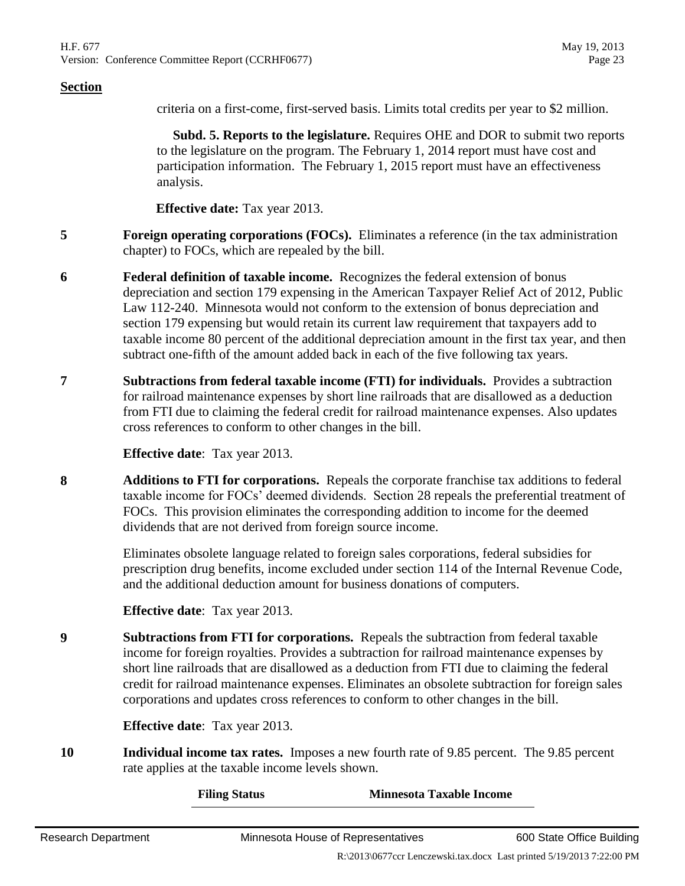**Section**

criteria on a first-come, first-served basis. Limits total credits per year to $2 million.

**Subd. 5. Reports to the legislature.** Requires OHE and DOR to submit two reports to the legislature on the program. The February 1, 2014 report must have cost and participation information. The February 1, 2015 report must have an effectiveness analysis.

**Effective date:** Tax year 2013.

**5** **Foreign operating corporations (FOCs).** Eliminates a reference (in the tax administration chapter) to FOCs, which are repealed by the bill.

**6** **Federal definition of taxable income.** Recognizes the federal extension of bonus depreciation and section 179 expensing in the American Taxpayer Relief Act of 2012, Public Law 112-240. Minnesota would not conform to the extension of bonus depreciation and section 179 expensing but would retain its current law requirement that taxpayers add to taxable income 80 percent of the additional depreciation amount in the first tax year, and then subtract one-fifth of the amount added back in each of the five following tax years.

**7** **Subtractions from federal taxable income (FTI) for individuals.** Provides a subtraction for railroad maintenance expenses by short line railroads that are disallowed as a deduction from FTI due to claiming the federal credit for railroad maintenance expenses. Also updates cross references to conform to other changes in the bill.

**Effective date**: Tax year 2013.

**8** **Additions to FTI for corporations.** Repeals the corporate franchise tax additions to federal taxable income for FOCs' deemed dividends. Section 28 repeals the preferential treatment of FOCs. This provision eliminates the corresponding addition to income for the deemed dividends that are not derived from foreign source income.

Eliminates obsolete language related to foreign sales corporations, federal subsidies for prescription drug benefits, income excluded under section 114 of the Internal Revenue Code, and the additional deduction amount for business donations of computers.

**Effective date**: Tax year 2013.

**9** **Subtractions from FTI for corporations.** Repeals the subtraction from federal taxable income for foreign royalties. Provides a subtraction for railroad maintenance expenses by short line railroads that are disallowed as a deduction from FTI due to claiming the federal credit for railroad maintenance expenses. Eliminates an obsolete subtraction for foreign sales corporations and updates cross references to conform to other changes in the bill.

**Effective date**: Tax year 2013.

**10** **Individual income tax rates.** Imposes a new fourth rate of 9.85 percent. The 9.85 percent rate applies at the taxable income levels shown.

| Filing Status | Minnesota Taxable Income |
| --- | --- |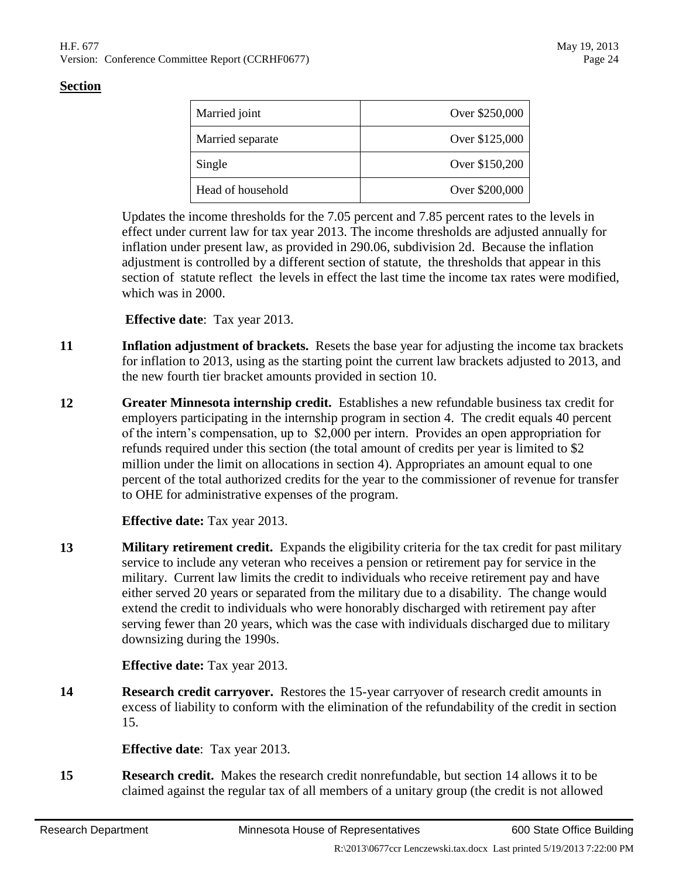**Section**

| Married joint | Over $250,000 |
|---|---|
| Married separate | Over $125,000 |
| Single | Over $150,200 |
| Head of household | Over $200,000 |

Updates the income thresholds for the 7.05 percent and 7.85 percent rates to the levels in effect under current law for tax year 2013. The income thresholds are adjusted annually for inflation under present law, as provided in 290.06, subdivision 2d. Because the inflation adjustment is controlled by a different section of statute, the thresholds that appear in this section of statute reflect the levels in effect the last time the income tax rates were modified, which was in 2000.

**Effective date**: Tax year 2013.

**11** **Inflation adjustment of brackets.** Resets the base year for adjusting the income tax brackets for inflation to 2013, using as the starting point the current law brackets adjusted to 2013, and the new fourth tier bracket amounts provided in section 10.

**12** **Greater Minnesota internship credit.** Establishes a new refundable business tax credit for employers participating in the internship program in section 4. The credit equals 40 percent of the intern's compensation, up to $2,000 per intern. Provides an open appropriation for refunds required under this section (the total amount of credits per year is limited to $2 million under the limit on allocations in section 4). Appropriates an amount equal to one percent of the total authorized credits for the year to the commissioner of revenue for transfer to OHE for administrative expenses of the program.

**Effective date:** Tax year 2013.

**13** **Military retirement credit.** Expands the eligibility criteria for the tax credit for past military service to include any veteran who receives a pension or retirement pay for service in the military. Current law limits the credit to individuals who receive retirement pay and have either served 20 years or separated from the military due to a disability. The change would extend the credit to individuals who were honorably discharged with retirement pay after serving fewer than 20 years, which was the case with individuals discharged due to military downsizing during the 1990s.

**Effective date:** Tax year 2013.

**14** **Research credit carryover.** Restores the 15-year carryover of research credit amounts in excess of liability to conform with the elimination of the refundability of the credit in section 15.

**Effective date**: Tax year 2013.

**15** **Research credit.** Makes the research credit nonrefundable, but section 14 allows it to be claimed against the regular tax of all members of a unitary group (the credit is not allowed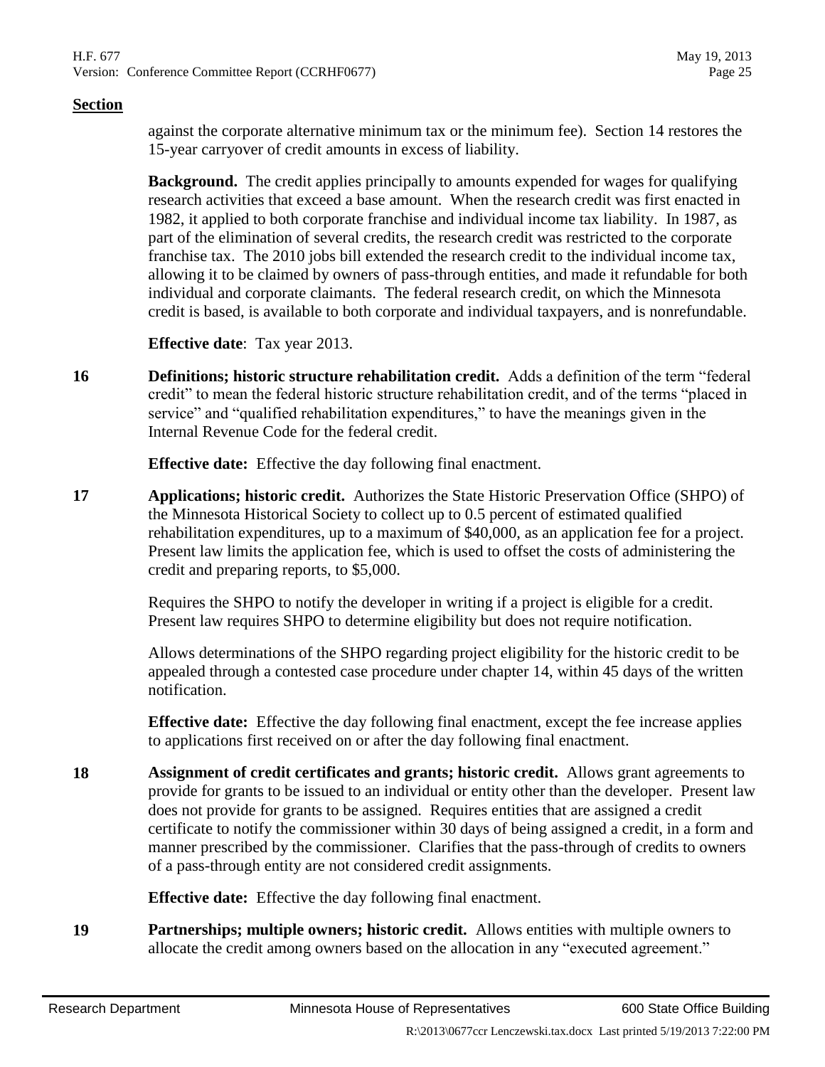**Section**

against the corporate alternative minimum tax or the minimum fee). Section 14 restores the 15-year carryover of credit amounts in excess of liability.

**Background.** The credit applies principally to amounts expended for wages for qualifying research activities that exceed a base amount. When the research credit was first enacted in 1982, it applied to both corporate franchise and individual income tax liability. In 1987, as part of the elimination of several credits, the research credit was restricted to the corporate franchise tax. The 2010 jobs bill extended the research credit to the individual income tax, allowing it to be claimed by owners of pass-through entities, and made it refundable for both individual and corporate claimants. The federal research credit, on which the Minnesota credit is based, is available to both corporate and individual taxpayers, and is nonrefundable.

**Effective date**: Tax year 2013.

**16** **Definitions; historic structure rehabilitation credit.** Adds a definition of the term "federal credit" to mean the federal historic structure rehabilitation credit, and of the terms "placed in service" and "qualified rehabilitation expenditures," to have the meanings given in the Internal Revenue Code for the federal credit.

**Effective date:** Effective the day following final enactment.

**17** **Applications; historic credit.** Authorizes the State Historic Preservation Office (SHPO) of the Minnesota Historical Society to collect up to 0.5 percent of estimated qualified rehabilitation expenditures, up to a maximum of $40,000, as an application fee for a project. Present law limits the application fee, which is used to offset the costs of administering the credit and preparing reports, to $5,000.

Requires the SHPO to notify the developer in writing if a project is eligible for a credit. Present law requires SHPO to determine eligibility but does not require notification.

Allows determinations of the SHPO regarding project eligibility for the historic credit to be appealed through a contested case procedure under chapter 14, within 45 days of the written notification.

**Effective date:** Effective the day following final enactment, except the fee increase applies to applications first received on or after the day following final enactment.

**18** **Assignment of credit certificates and grants; historic credit.** Allows grant agreements to provide for grants to be issued to an individual or entity other than the developer. Present law does not provide for grants to be assigned. Requires entities that are assigned a credit certificate to notify the commissioner within 30 days of being assigned a credit, in a form and manner prescribed by the commissioner. Clarifies that the pass-through of credits to owners of a pass-through entity are not considered credit assignments.

**Effective date:** Effective the day following final enactment.

**19** **Partnerships; multiple owners; historic credit.** Allows entities with multiple owners to allocate the credit among owners based on the allocation in any "executed agreement."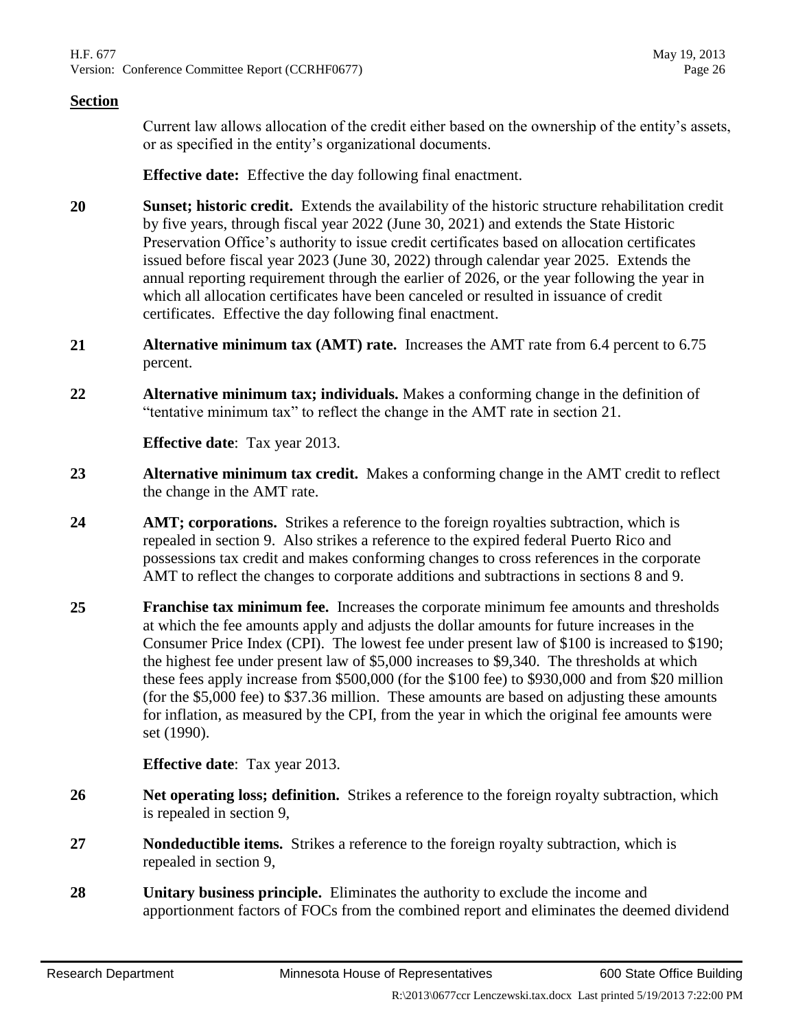**Section**

Current law allows allocation of the credit either based on the ownership of the entity's assets, or as specified in the entity's organizational documents.

**Effective date:** Effective the day following final enactment.

**20** **Sunset; historic credit.** Extends the availability of the historic structure rehabilitation credit by five years, through fiscal year 2022 (June 30, 2021) and extends the State Historic Preservation Office's authority to issue credit certificates based on allocation certificates issued before fiscal year 2023 (June 30, 2022) through calendar year 2025. Extends the annual reporting requirement through the earlier of 2026, or the year following the year in which all allocation certificates have been canceled or resulted in issuance of credit certificates. Effective the day following final enactment.

**21** **Alternative minimum tax (AMT) rate.** Increases the AMT rate from 6.4 percent to 6.75 percent.

**22** **Alternative minimum tax; individuals.** Makes a conforming change in the definition of "tentative minimum tax" to reflect the change in the AMT rate in section 21.

**Effective date**: Tax year 2013.

**23** **Alternative minimum tax credit.** Makes a conforming change in the AMT credit to reflect the change in the AMT rate.

**24** **AMT; corporations.** Strikes a reference to the foreign royalties subtraction, which is repealed in section 9. Also strikes a reference to the expired federal Puerto Rico and possessions tax credit and makes conforming changes to cross references in the corporate AMT to reflect the changes to corporate additions and subtractions in sections 8 and 9.

**25** **Franchise tax minimum fee.** Increases the corporate minimum fee amounts and thresholds at which the fee amounts apply and adjusts the dollar amounts for future increases in the Consumer Price Index (CPI). The lowest fee under present law of $100 is increased to $190; the highest fee under present law of $5,000 increases to $9,340. The thresholds at which these fees apply increase from $500,000 (for the $100 fee) to $930,000 and from $20 million (for the $5,000 fee) to $37.36 million. These amounts are based on adjusting these amounts for inflation, as measured by the CPI, from the year in which the original fee amounts were set (1990).

**Effective date**: Tax year 2013.

**26** **Net operating loss; definition.** Strikes a reference to the foreign royalty subtraction, which is repealed in section 9,

**27** **Nondeductible items.** Strikes a reference to the foreign royalty subtraction, which is repealed in section 9,

**28** **Unitary business principle.** Eliminates the authority to exclude the income and apportionment factors of FOCs from the combined report and eliminates the deemed dividend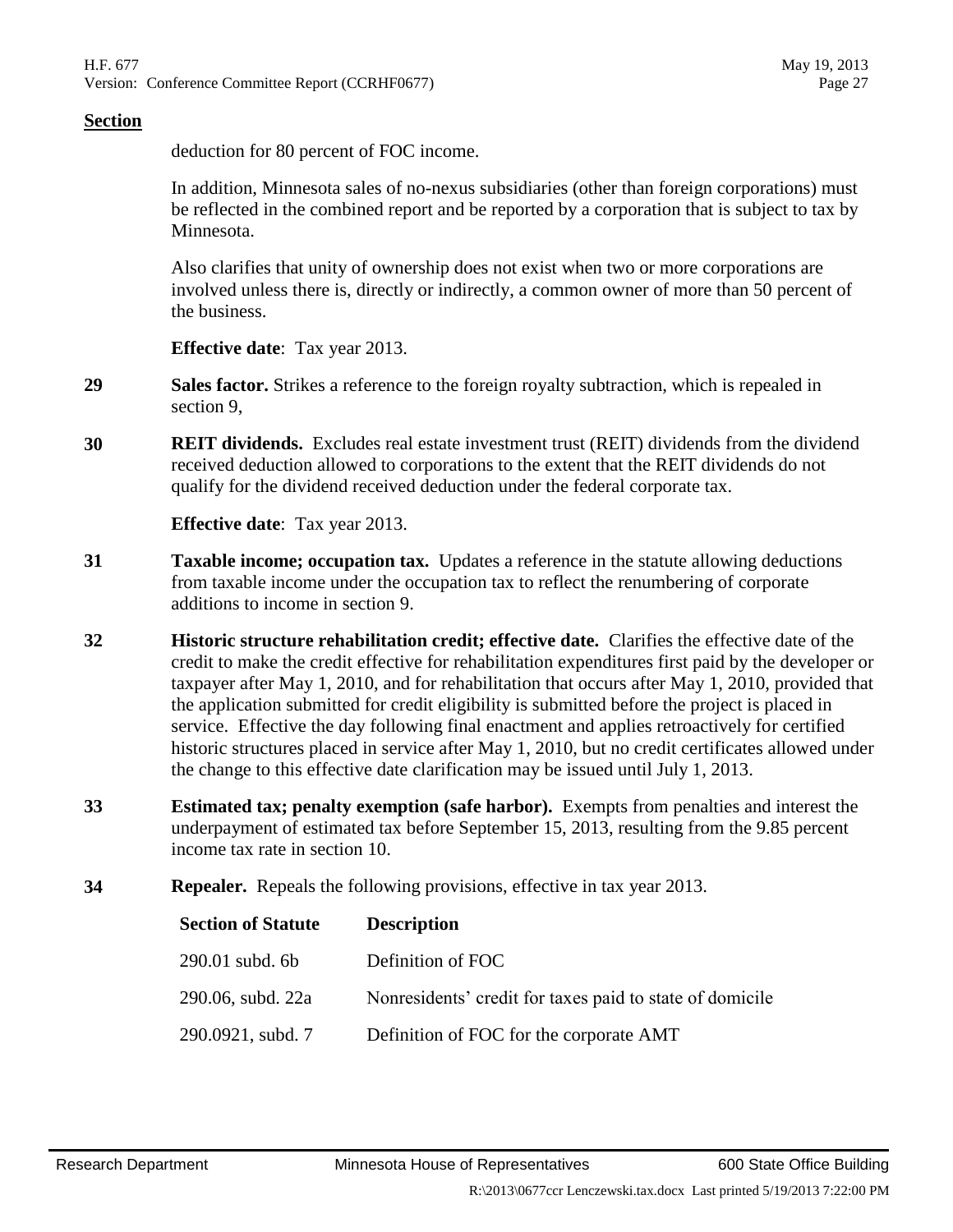**Section**

deduction for 80 percent of FOC income.

In addition, Minnesota sales of no-nexus subsidiaries (other than foreign corporations) must be reflected in the combined report and be reported by a corporation that is subject to tax by Minnesota.

Also clarifies that unity of ownership does not exist when two or more corporations are involved unless there is, directly or indirectly, a common owner of more than 50 percent of the business.

**Effective date**: Tax year 2013.

**29** **Sales factor.** Strikes a reference to the foreign royalty subtraction, which is repealed in section 9,

**30** **REIT dividends.** Excludes real estate investment trust (REIT) dividends from the dividend received deduction allowed to corporations to the extent that the REIT dividends do not qualify for the dividend received deduction under the federal corporate tax.

**Effective date**: Tax year 2013.

**31** **Taxable income; occupation tax.** Updates a reference in the statute allowing deductions from taxable income under the occupation tax to reflect the renumbering of corporate additions to income in section 9.

**32** **Historic structure rehabilitation credit; effective date.** Clarifies the effective date of the credit to make the credit effective for rehabilitation expenditures first paid by the developer or taxpayer after May 1, 2010, and for rehabilitation that occurs after May 1, 2010, provided that the application submitted for credit eligibility is submitted before the project is placed in service. Effective the day following final enactment and applies retroactively for certified historic structures placed in service after May 1, 2010, but no credit certificates allowed under the change to this effective date clarification may be issued until July 1, 2013.

**33** **Estimated tax; penalty exemption (safe harbor).** Exempts from penalties and interest the underpayment of estimated tax before September 15, 2013, resulting from the 9.85 percent income tax rate in section 10.

**34** **Repealer.** Repeals the following provisions, effective in tax year 2013.

| Section of Statute | Description |
|---|---|
| 290.01 subd. 6b | Definition of FOC |
| 290.06, subd. 22a | Nonresidents' credit for taxes paid to state of domicile |
| 290.0921, subd. 7 | Definition of FOC for the corporate AMT |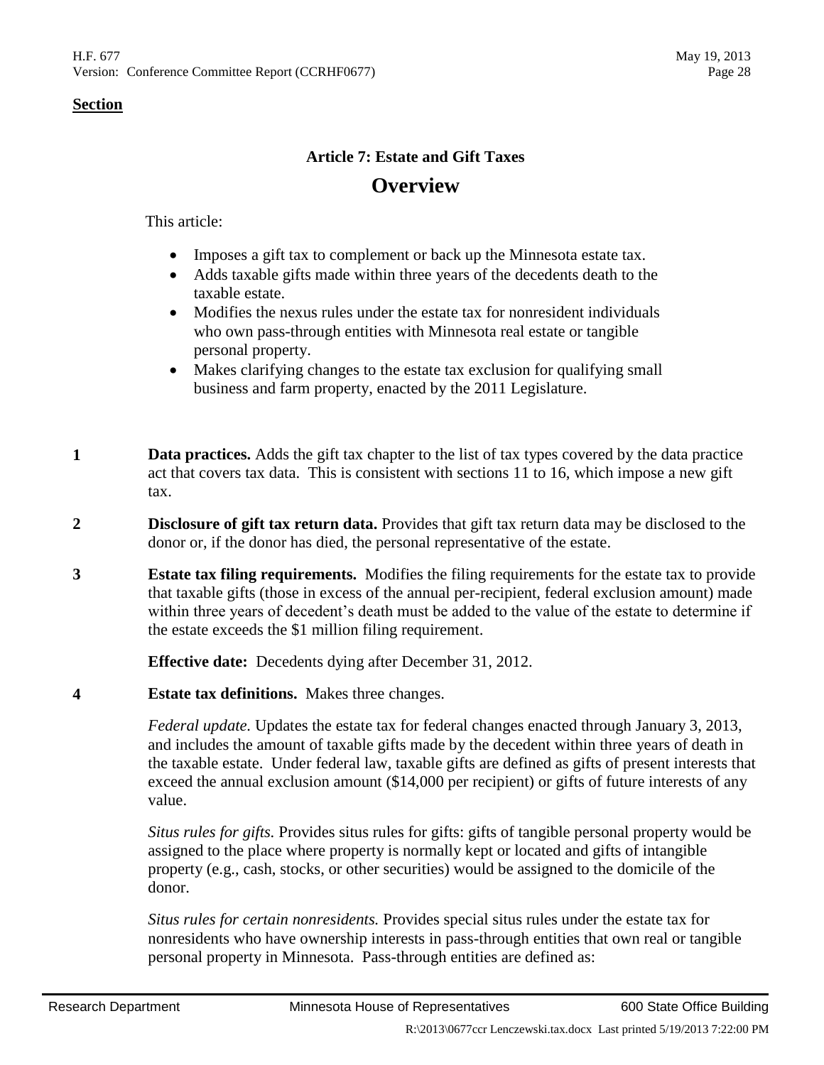**Section**

## Article 7: Estate and Gift Taxes

# Overview

This article:

- Imposes a gift tax to complement or back up the Minnesota estate tax.
- Adds taxable gifts made within three years of the decedents death to the taxable estate.
- Modifies the nexus rules under the estate tax for nonresident individuals who own pass-through entities with Minnesota real estate or tangible personal property.
- Makes clarifying changes to the estate tax exclusion for qualifying small business and farm property, enacted by the 2011 Legislature.

**1** **Data practices.** Adds the gift tax chapter to the list of tax types covered by the data practice act that covers tax data. This is consistent with sections 11 to 16, which impose a new gift tax.

**2** **Disclosure of gift tax return data.** Provides that gift tax return data may be disclosed to the donor or, if the donor has died, the personal representative of the estate.

**3** **Estate tax filing requirements.** Modifies the filing requirements for the estate tax to provide that taxable gifts (those in excess of the annual per-recipient, federal exclusion amount) made within three years of decedent's death must be added to the value of the estate to determine if the estate exceeds the $1 million filing requirement.

**Effective date:** Decedents dying after December 31, 2012.

**4** **Estate tax definitions.** Makes three changes.

*Federal update.* Updates the estate tax for federal changes enacted through January 3, 2013, and includes the amount of taxable gifts made by the decedent within three years of death in the taxable estate. Under federal law, taxable gifts are defined as gifts of present interests that exceed the annual exclusion amount ($14,000 per recipient) or gifts of future interests of any value.

*Situs rules for gifts.* Provides situs rules for gifts: gifts of tangible personal property would be assigned to the place where property is normally kept or located and gifts of intangible property (e.g., cash, stocks, or other securities) would be assigned to the domicile of the donor.

*Situs rules for certain nonresidents.* Provides special situs rules under the estate tax for nonresidents who have ownership interests in pass-through entities that own real or tangible personal property in Minnesota. Pass-through entities are defined as: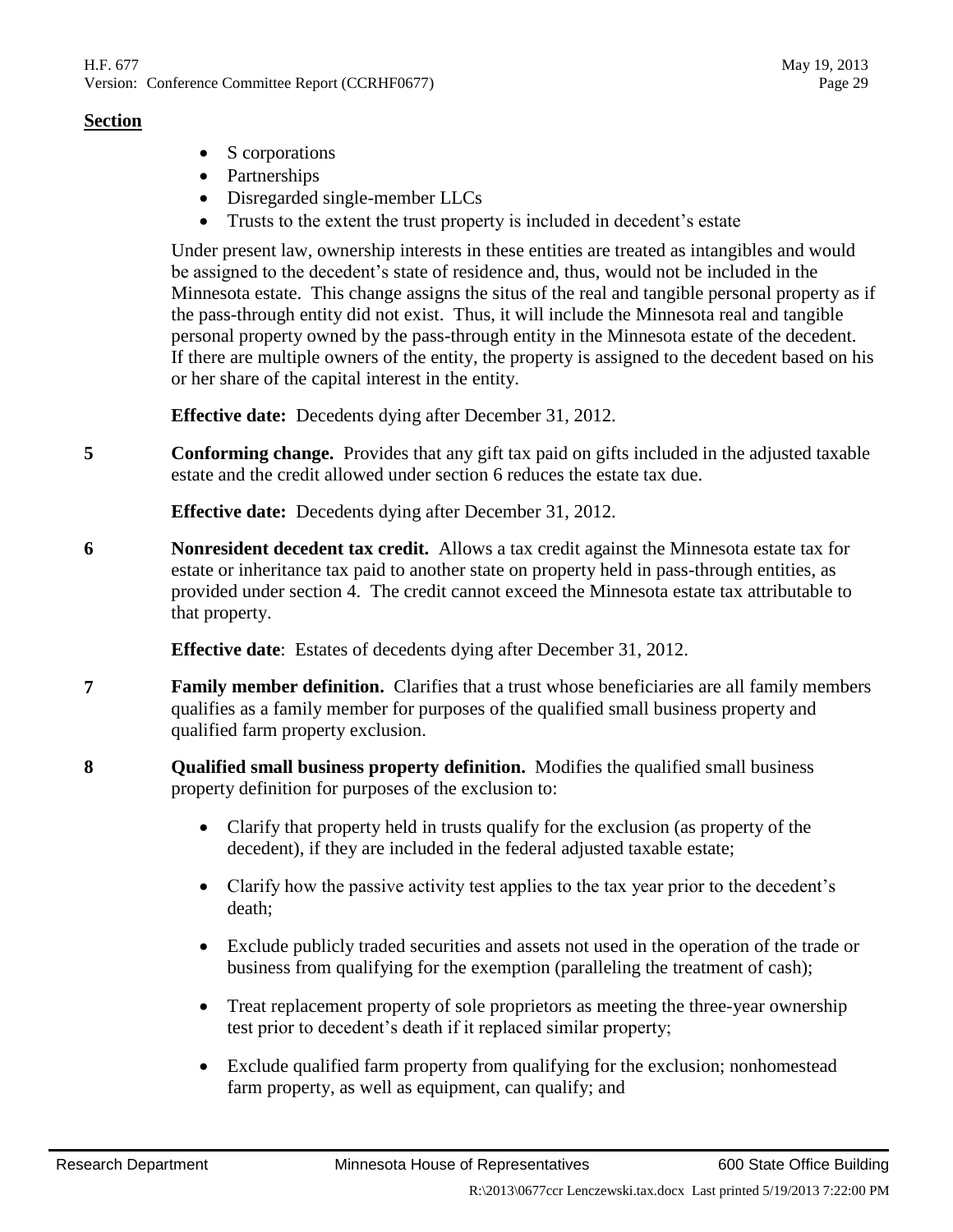**Section**

- S corporations
- Partnerships
- Disregarded single-member LLCs
- Trusts to the extent the trust property is included in decedent's estate

Under present law, ownership interests in these entities are treated as intangibles and would be assigned to the decedent's state of residence and, thus, would not be included in the Minnesota estate. This change assigns the situs of the real and tangible personal property as if the pass-through entity did not exist. Thus, it will include the Minnesota real and tangible personal property owned by the pass-through entity in the Minnesota estate of the decedent. If there are multiple owners of the entity, the property is assigned to the decedent based on his or her share of the capital interest in the entity.

**Effective date:** Decedents dying after December 31, 2012.

**5** **Conforming change.** Provides that any gift tax paid on gifts included in the adjusted taxable estate and the credit allowed under section 6 reduces the estate tax due.

**Effective date:** Decedents dying after December 31, 2012.

**6** **Nonresident decedent tax credit.** Allows a tax credit against the Minnesota estate tax for estate or inheritance tax paid to another state on property held in pass-through entities, as provided under section 4. The credit cannot exceed the Minnesota estate tax attributable to that property.

**Effective date**: Estates of decedents dying after December 31, 2012.

**7** **Family member definition.** Clarifies that a trust whose beneficiaries are all family members qualifies as a family member for purposes of the qualified small business property and qualified farm property exclusion.

**8** **Qualified small business property definition.** Modifies the qualified small business property definition for purposes of the exclusion to:

- Clarify that property held in trusts qualify for the exclusion (as property of the decedent), if they are included in the federal adjusted taxable estate;

- Clarify how the passive activity test applies to the tax year prior to the decedent's death;

- Exclude publicly traded securities and assets not used in the operation of the trade or business from qualifying for the exemption (paralleling the treatment of cash);

- Treat replacement property of sole proprietors as meeting the three-year ownership test prior to decedent's death if it replaced similar property;

- Exclude qualified farm property from qualifying for the exclusion; nonhomestead farm property, as well as equipment, can qualify; and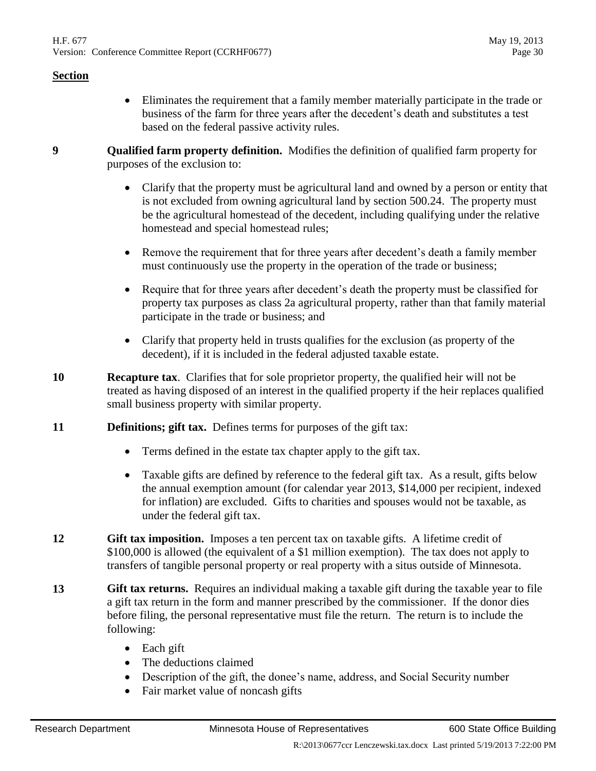**Section**

- Eliminates the requirement that a family member materially participate in the trade or business of the farm for three years after the decedent's death and substitutes a test based on the federal passive activity rules.

**9** **Qualified farm property definition.** Modifies the definition of qualified farm property for purposes of the exclusion to:

- Clarify that the property must be agricultural land and owned by a person or entity that is not excluded from owning agricultural land by section 500.24. The property must be the agricultural homestead of the decedent, including qualifying under the relative homestead and special homestead rules;
- Remove the requirement that for three years after decedent's death a family member must continuously use the property in the operation of the trade or business;
- Require that for three years after decedent's death the property must be classified for property tax purposes as class 2a agricultural property, rather than that family material participate in the trade or business; and
- Clarify that property held in trusts qualifies for the exclusion (as property of the decedent), if it is included in the federal adjusted taxable estate.

**10** **Recapture tax**. Clarifies that for sole proprietor property, the qualified heir will not be treated as having disposed of an interest in the qualified property if the heir replaces qualified small business property with similar property.

**11** **Definitions; gift tax.** Defines terms for purposes of the gift tax:

- Terms defined in the estate tax chapter apply to the gift tax.
- Taxable gifts are defined by reference to the federal gift tax. As a result, gifts below the annual exemption amount (for calendar year 2013, $14,000 per recipient, indexed for inflation) are excluded. Gifts to charities and spouses would not be taxable, as under the federal gift tax.

**12** **Gift tax imposition.** Imposes a ten percent tax on taxable gifts. A lifetime credit of $100,000 is allowed (the equivalent of a $1 million exemption). The tax does not apply to transfers of tangible personal property or real property with a situs outside of Minnesota.

**13** **Gift tax returns.** Requires an individual making a taxable gift during the taxable year to file a gift tax return in the form and manner prescribed by the commissioner. If the donor dies before filing, the personal representative must file the return. The return is to include the following:

- Each gift
- The deductions claimed
- Description of the gift, the donee's name, address, and Social Security number
- Fair market value of noncash gifts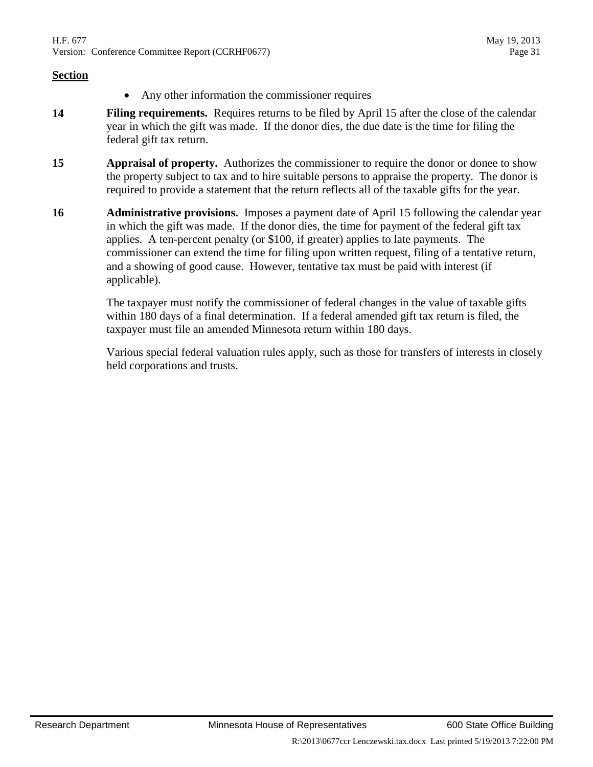**Section**

- Any other information the commissioner requires

**14** **Filing requirements.** Requires returns to be filed by April 15 after the close of the calendar year in which the gift was made. If the donor dies, the due date is the time for filing the federal gift tax return.

**15** **Appraisal of property.** Authorizes the commissioner to require the donor or donee to show the property subject to tax and to hire suitable persons to appraise the property. The donor is required to provide a statement that the return reflects all of the taxable gifts for the year.

**16** **Administrative provisions.** Imposes a payment date of April 15 following the calendar year in which the gift was made. If the donor dies, the time for payment of the federal gift tax applies. A ten-percent penalty (or $100, if greater) applies to late payments. The commissioner can extend the time for filing upon written request, filing of a tentative return, and a showing of good cause. However, tentative tax must be paid with interest (if applicable).

The taxpayer must notify the commissioner of federal changes in the value of taxable gifts within 180 days of a final determination. If a federal amended gift tax return is filed, the taxpayer must file an amended Minnesota return within 180 days.

Various special federal valuation rules apply, such as those for transfers of interests in closely held corporations and trusts.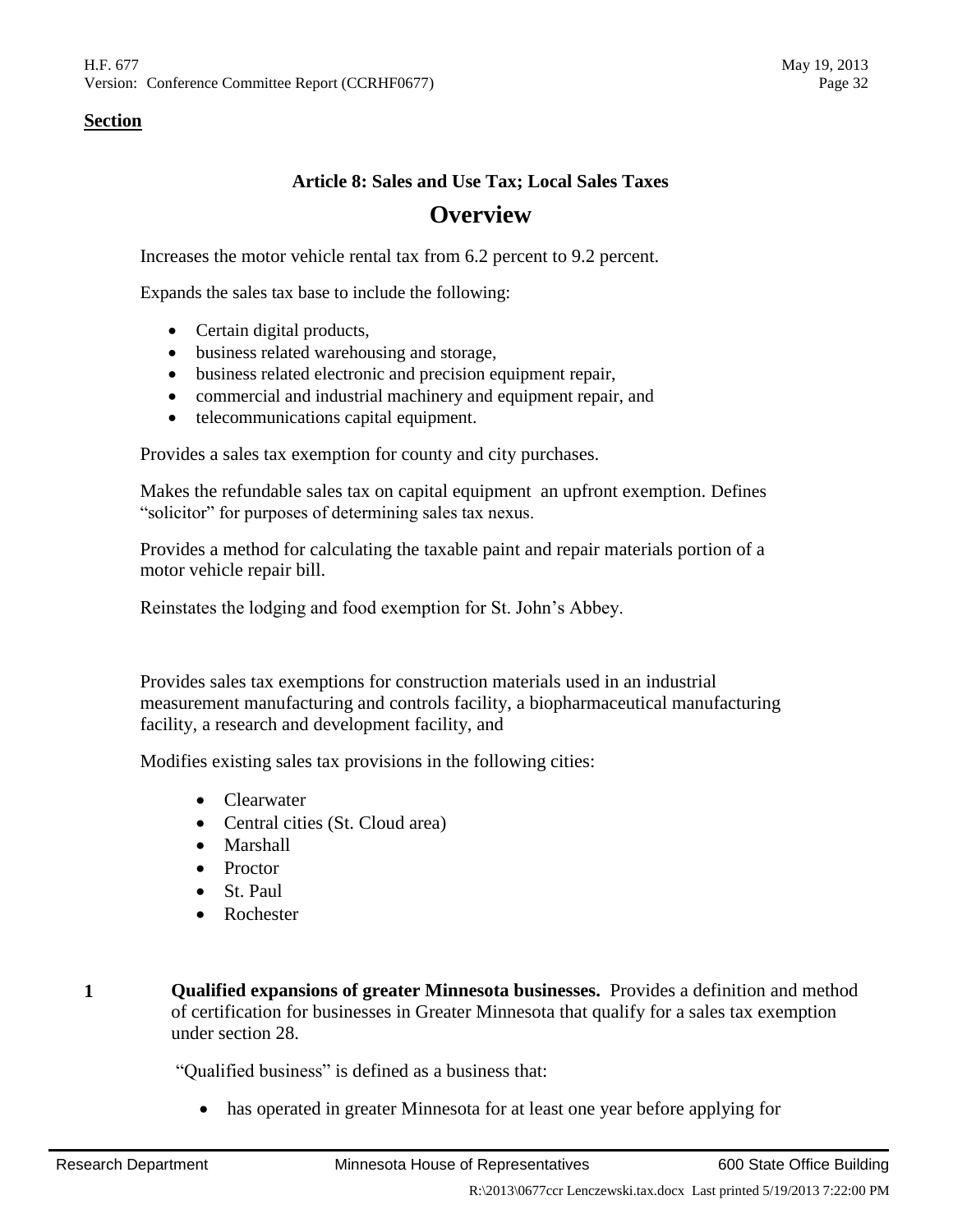**Section**

### Article 8: Sales and Use Tax; Local Sales Taxes

## Overview

Increases the motor vehicle rental tax from 6.2 percent to 9.2 percent.

Expands the sales tax base to include the following:

- Certain digital products,
- business related warehousing and storage,
- business related electronic and precision equipment repair,
- commercial and industrial machinery and equipment repair, and
- telecommunications capital equipment.

Provides a sales tax exemption for county and city purchases.

Makes the refundable sales tax on capital equipment an upfront exemption. Defines "solicitor" for purposes of determining sales tax nexus.

Provides a method for calculating the taxable paint and repair materials portion of a motor vehicle repair bill.

Reinstates the lodging and food exemption for St. John's Abbey.

Provides sales tax exemptions for construction materials used in an industrial measurement manufacturing and controls facility, a biopharmaceutical manufacturing facility, a research and development facility, and

Modifies existing sales tax provisions in the following cities:

- Clearwater
- Central cities (St. Cloud area)
- Marshall
- Proctor
- St. Paul
- Rochester

**1** **Qualified expansions of greater Minnesota businesses.** Provides a definition and method of certification for businesses in Greater Minnesota that qualify for a sales tax exemption under section 28.

"Qualified business" is defined as a business that:

- has operated in greater Minnesota for at least one year before applying for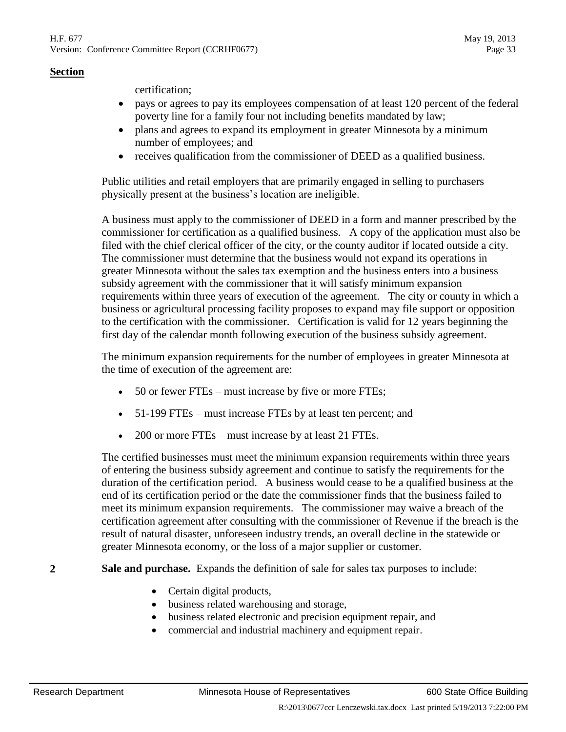**Section**

certification;

- pays or agrees to pay its employees compensation of at least 120 percent of the federal poverty line for a family four not including benefits mandated by law;
- plans and agrees to expand its employment in greater Minnesota by a minimum number of employees; and
- receives qualification from the commissioner of DEED as a qualified business.

Public utilities and retail employers that are primarily engaged in selling to purchasers physically present at the business's location are ineligible.

A business must apply to the commissioner of DEED in a form and manner prescribed by the commissioner for certification as a qualified business. A copy of the application must also be filed with the chief clerical officer of the city, or the county auditor if located outside a city. The commissioner must determine that the business would not expand its operations in greater Minnesota without the sales tax exemption and the business enters into a business subsidy agreement with the commissioner that it will satisfy minimum expansion requirements within three years of execution of the agreement. The city or county in which a business or agricultural processing facility proposes to expand may file support or opposition to the certification with the commissioner. Certification is valid for 12 years beginning the first day of the calendar month following execution of the business subsidy agreement.

The minimum expansion requirements for the number of employees in greater Minnesota at the time of execution of the agreement are:

- 50 or fewer FTEs – must increase by five or more FTEs;
- 51-199 FTEs – must increase FTEs by at least ten percent; and
- 200 or more FTEs – must increase by at least 21 FTEs.

The certified businesses must meet the minimum expansion requirements within three years of entering the business subsidy agreement and continue to satisfy the requirements for the duration of the certification period. A business would cease to be a qualified business at the end of its certification period or the date the commissioner finds that the business failed to meet its minimum expansion requirements. The commissioner may waive a breach of the certification agreement after consulting with the commissioner of Revenue if the breach is the result of natural disaster, unforeseen industry trends, an overall decline in the statewide or greater Minnesota economy, or the loss of a major supplier or customer.

**2** **Sale and purchase.** Expands the definition of sale for sales tax purposes to include:

- Certain digital products,
- business related warehousing and storage,
- business related electronic and precision equipment repair, and
- commercial and industrial machinery and equipment repair.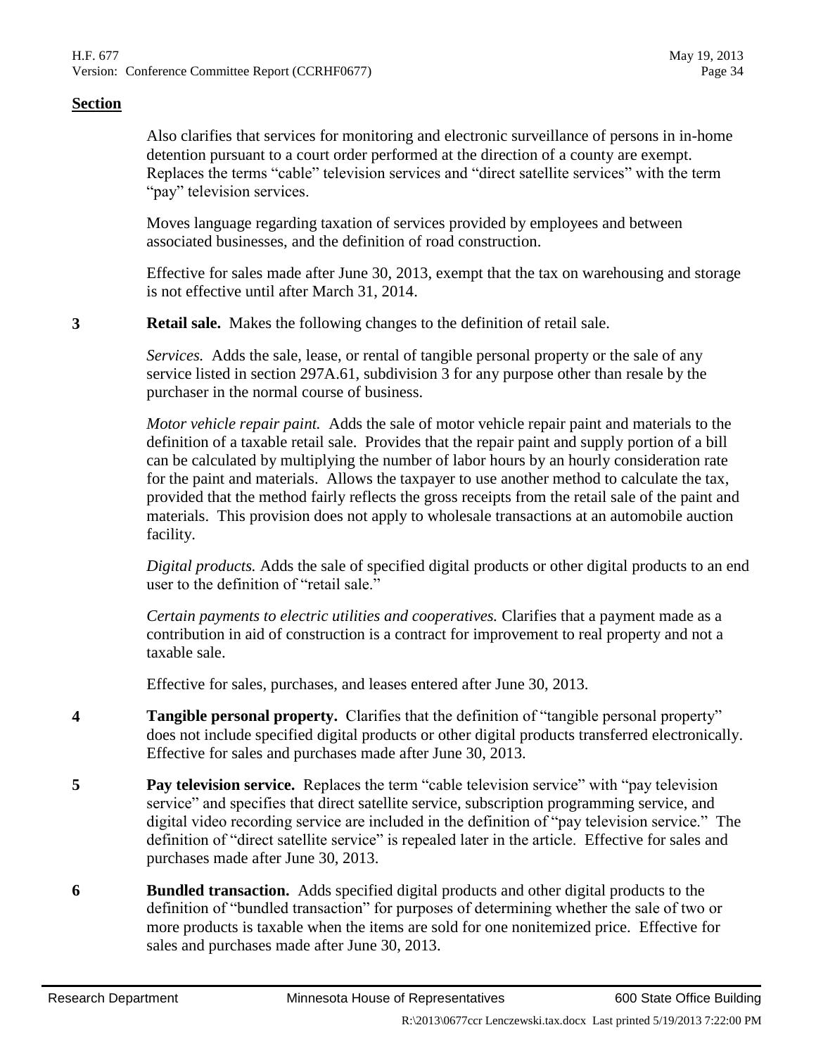**Section**

Also clarifies that services for monitoring and electronic surveillance of persons in in-home detention pursuant to a court order performed at the direction of a county are exempt. Replaces the terms "cable" television services and "direct satellite services" with the term "pay" television services.

Moves language regarding taxation of services provided by employees and between associated businesses, and the definition of road construction.

Effective for sales made after June 30, 2013, exempt that the tax on warehousing and storage is not effective until after March 31, 2014.

**3** **Retail sale.** Makes the following changes to the definition of retail sale.

*Services.* Adds the sale, lease, or rental of tangible personal property or the sale of any service listed in section 297A.61, subdivision 3 for any purpose other than resale by the purchaser in the normal course of business.

*Motor vehicle repair paint.* Adds the sale of motor vehicle repair paint and materials to the definition of a taxable retail sale. Provides that the repair paint and supply portion of a bill can be calculated by multiplying the number of labor hours by an hourly consideration rate for the paint and materials. Allows the taxpayer to use another method to calculate the tax, provided that the method fairly reflects the gross receipts from the retail sale of the paint and materials. This provision does not apply to wholesale transactions at an automobile auction facility.

*Digital products.* Adds the sale of specified digital products or other digital products to an end user to the definition of "retail sale."

*Certain payments to electric utilities and cooperatives.* Clarifies that a payment made as a contribution in aid of construction is a contract for improvement to real property and not a taxable sale.

Effective for sales, purchases, and leases entered after June 30, 2013.

**4** **Tangible personal property.** Clarifies that the definition of "tangible personal property" does not include specified digital products or other digital products transferred electronically. Effective for sales and purchases made after June 30, 2013.

**5** **Pay television service.** Replaces the term "cable television service" with "pay television service" and specifies that direct satellite service, subscription programming service, and digital video recording service are included in the definition of "pay television service." The definition of "direct satellite service" is repealed later in the article. Effective for sales and purchases made after June 30, 2013.

**6** **Bundled transaction.** Adds specified digital products and other digital products to the definition of "bundled transaction" for purposes of determining whether the sale of two or more products is taxable when the items are sold for one nonitemized price. Effective for sales and purchases made after June 30, 2013.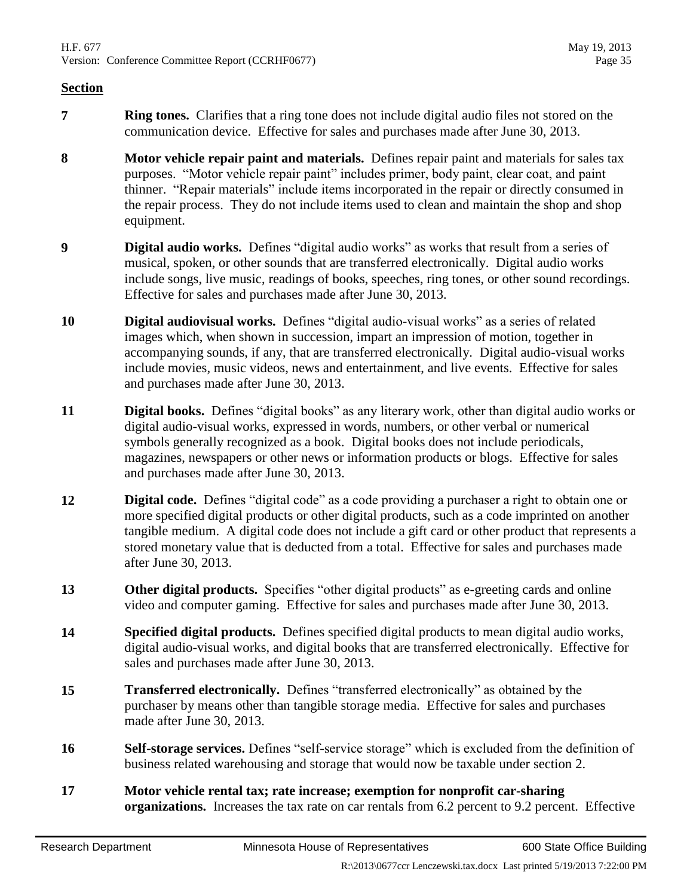## Section

**7** **Ring tones.** Clarifies that a ring tone does not include digital audio files not stored on the communication device. Effective for sales and purchases made after June 30, 2013.

**8** **Motor vehicle repair paint and materials.** Defines repair paint and materials for sales tax purposes. "Motor vehicle repair paint" includes primer, body paint, clear coat, and paint thinner. "Repair materials" include items incorporated in the repair or directly consumed in the repair process. They do not include items used to clean and maintain the shop and shop equipment.

**9** **Digital audio works.** Defines "digital audio works" as works that result from a series of musical, spoken, or other sounds that are transferred electronically. Digital audio works include songs, live music, readings of books, speeches, ring tones, or other sound recordings. Effective for sales and purchases made after June 30, 2013.

**10** **Digital audiovisual works.** Defines "digital audio-visual works" as a series of related images which, when shown in succession, impart an impression of motion, together in accompanying sounds, if any, that are transferred electronically. Digital audio-visual works include movies, music videos, news and entertainment, and live events. Effective for sales and purchases made after June 30, 2013.

**11** **Digital books.** Defines "digital books" as any literary work, other than digital audio works or digital audio-visual works, expressed in words, numbers, or other verbal or numerical symbols generally recognized as a book. Digital books does not include periodicals, magazines, newspapers or other news or information products or blogs. Effective for sales and purchases made after June 30, 2013.

**12** **Digital code.** Defines "digital code" as a code providing a purchaser a right to obtain one or more specified digital products or other digital products, such as a code imprinted on another tangible medium. A digital code does not include a gift card or other product that represents a stored monetary value that is deducted from a total. Effective for sales and purchases made after June 30, 2013.

**13** **Other digital products.** Specifies "other digital products" as e-greeting cards and online video and computer gaming. Effective for sales and purchases made after June 30, 2013.

**14** **Specified digital products.** Defines specified digital products to mean digital audio works, digital audio-visual works, and digital books that are transferred electronically. Effective for sales and purchases made after June 30, 2013.

**15** **Transferred electronically.** Defines "transferred electronically" as obtained by the purchaser by means other than tangible storage media. Effective for sales and purchases made after June 30, 2013.

**16** **Self-storage services.** Defines "self-service storage" which is excluded from the definition of business related warehousing and storage that would now be taxable under section 2.

**17** **Motor vehicle rental tax; rate increase; exemption for nonprofit car-sharing organizations.** Increases the tax rate on car rentals from 6.2 percent to 9.2 percent. Effective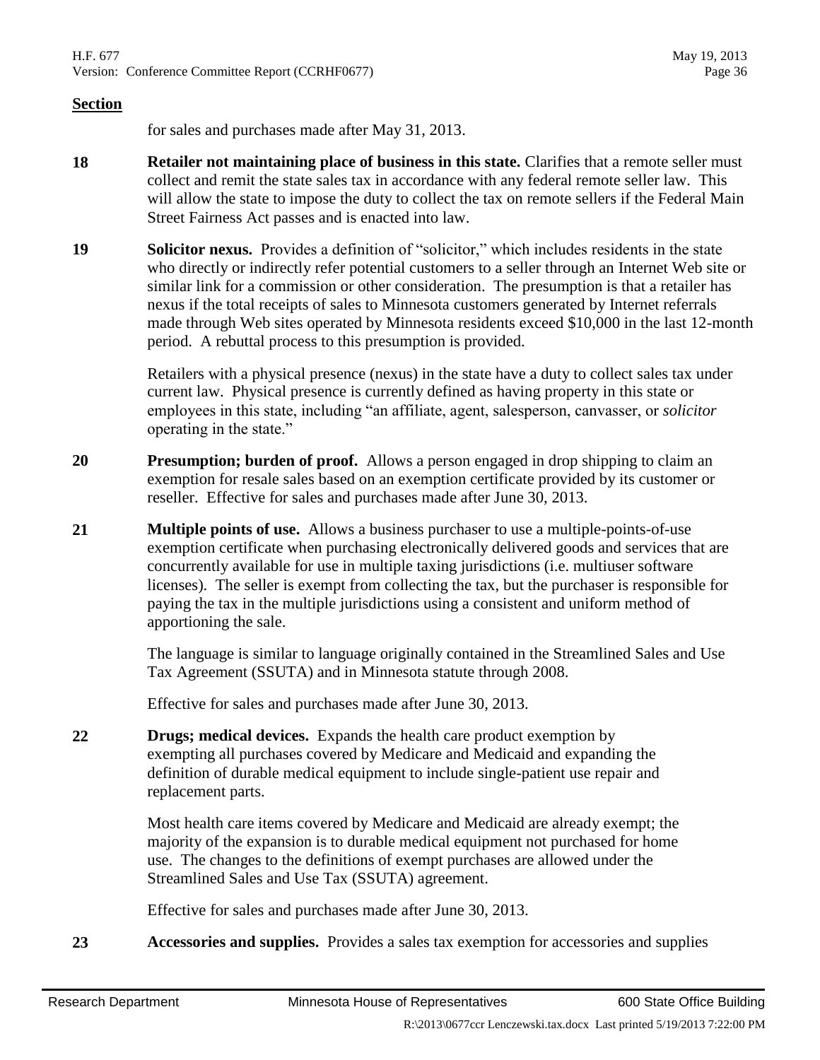**Section**

for sales and purchases made after May 31, 2013.

**18** **Retailer not maintaining place of business in this state.** Clarifies that a remote seller must collect and remit the state sales tax in accordance with any federal remote seller law. This will allow the state to impose the duty to collect the tax on remote sellers if the Federal Main Street Fairness Act passes and is enacted into law.

**19** **Solicitor nexus.** Provides a definition of "solicitor," which includes residents in the state who directly or indirectly refer potential customers to a seller through an Internet Web site or similar link for a commission or other consideration. The presumption is that a retailer has nexus if the total receipts of sales to Minnesota customers generated by Internet referrals made through Web sites operated by Minnesota residents exceed $10,000 in the last 12-month period. A rebuttal process to this presumption is provided.

Retailers with a physical presence (nexus) in the state have a duty to collect sales tax under current law. Physical presence is currently defined as having property in this state or employees in this state, including "an affiliate, agent, salesperson, canvasser, or *solicitor* operating in the state."

**20** **Presumption; burden of proof.** Allows a person engaged in drop shipping to claim an exemption for resale sales based on an exemption certificate provided by its customer or reseller. Effective for sales and purchases made after June 30, 2013.

**21** **Multiple points of use.** Allows a business purchaser to use a multiple-points-of-use exemption certificate when purchasing electronically delivered goods and services that are concurrently available for use in multiple taxing jurisdictions (i.e. multiuser software licenses). The seller is exempt from collecting the tax, but the purchaser is responsible for paying the tax in the multiple jurisdictions using a consistent and uniform method of apportioning the sale.

The language is similar to language originally contained in the Streamlined Sales and Use Tax Agreement (SSUTA) and in Minnesota statute through 2008.

Effective for sales and purchases made after June 30, 2013.

**22** **Drugs; medical devices.** Expands the health care product exemption by exempting all purchases covered by Medicare and Medicaid and expanding the definition of durable medical equipment to include single-patient use repair and replacement parts.

Most health care items covered by Medicare and Medicaid are already exempt; the majority of the expansion is to durable medical equipment not purchased for home use. The changes to the definitions of exempt purchases are allowed under the Streamlined Sales and Use Tax (SSUTA) agreement.

Effective for sales and purchases made after June 30, 2013.

**23** **Accessories and supplies.** Provides a sales tax exemption for accessories and supplies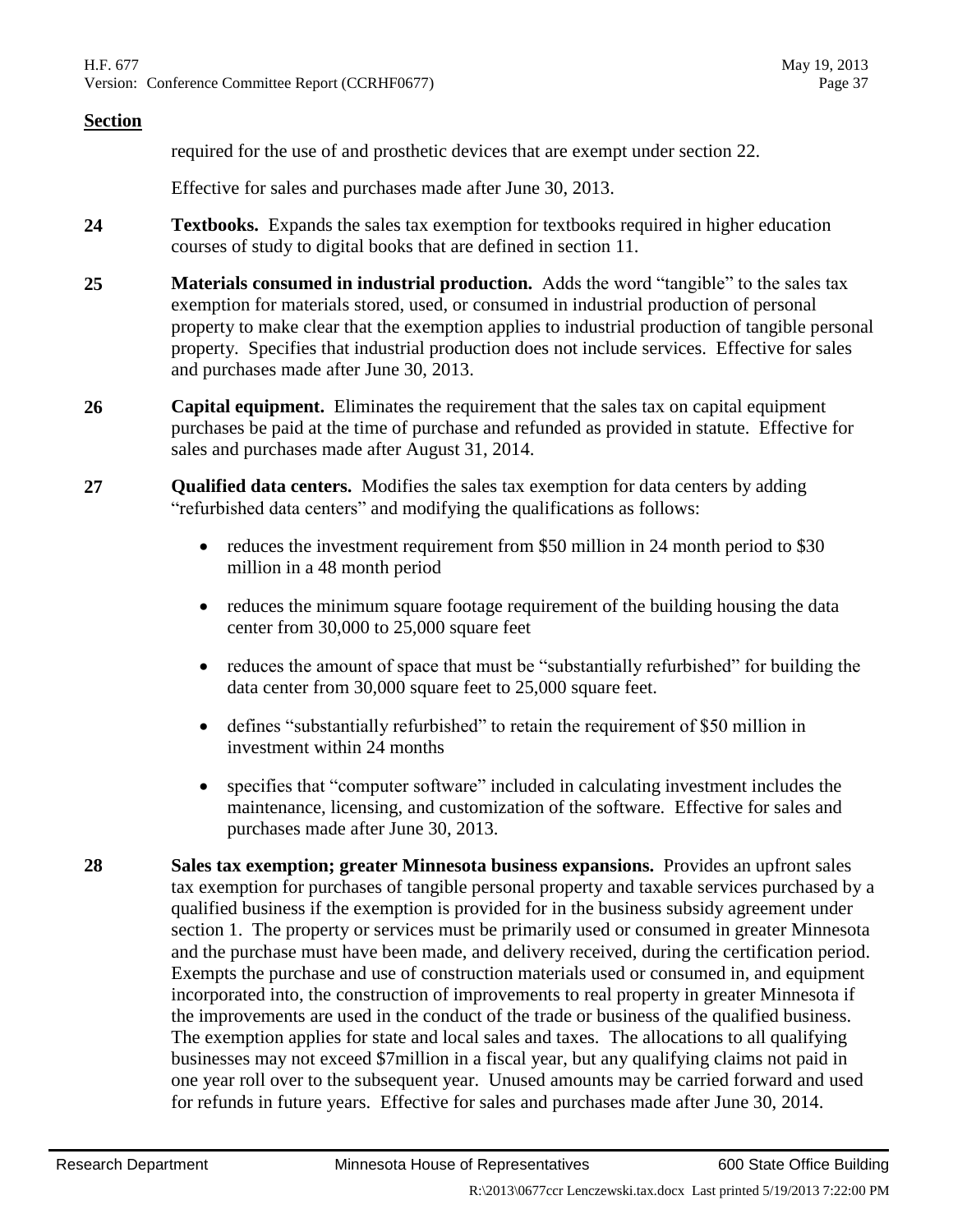**Section**

required for the use of and prosthetic devices that are exempt under section 22.

Effective for sales and purchases made after June 30, 2013.

**24** **Textbooks.** Expands the sales tax exemption for textbooks required in higher education courses of study to digital books that are defined in section 11.

**25** **Materials consumed in industrial production.** Adds the word "tangible" to the sales tax exemption for materials stored, used, or consumed in industrial production of personal property to make clear that the exemption applies to industrial production of tangible personal property. Specifies that industrial production does not include services. Effective for sales and purchases made after June 30, 2013.

**26** **Capital equipment.** Eliminates the requirement that the sales tax on capital equipment purchases be paid at the time of purchase and refunded as provided in statute. Effective for sales and purchases made after August 31, 2014.

**27** **Qualified data centers.** Modifies the sales tax exemption for data centers by adding "refurbished data centers" and modifying the qualifications as follows:

- reduces the investment requirement from \$50 million in 24 month period to \$30 million in a 48 month period
- reduces the minimum square footage requirement of the building housing the data center from 30,000 to 25,000 square feet
- reduces the amount of space that must be "substantially refurbished" for building the data center from 30,000 square feet to 25,000 square feet.
- defines "substantially refurbished" to retain the requirement of \$50 million in investment within 24 months
- specifies that "computer software" included in calculating investment includes the maintenance, licensing, and customization of the software. Effective for sales and purchases made after June 30, 2013.

**28** **Sales tax exemption; greater Minnesota business expansions.** Provides an upfront sales tax exemption for purchases of tangible personal property and taxable services purchased by a qualified business if the exemption is provided for in the business subsidy agreement under section 1. The property or services must be primarily used or consumed in greater Minnesota and the purchase must have been made, and delivery received, during the certification period. Exempts the purchase and use of construction materials used or consumed in, and equipment incorporated into, the construction of improvements to real property in greater Minnesota if the improvements are used in the conduct of the trade or business of the qualified business. The exemption applies for state and local sales and taxes. The allocations to all qualifying businesses may not exceed \$7million in a fiscal year, but any qualifying claims not paid in one year roll over to the subsequent year. Unused amounts may be carried forward and used for refunds in future years. Effective for sales and purchases made after June 30, 2014.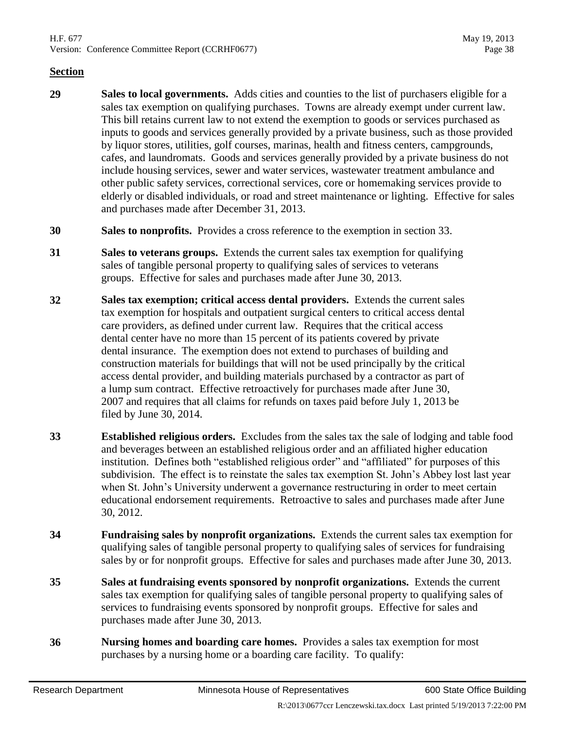**Section**

**29** **Sales to local governments.** Adds cities and counties to the list of purchasers eligible for a sales tax exemption on qualifying purchases. Towns are already exempt under current law. This bill retains current law to not extend the exemption to goods or services purchased as inputs to goods and services generally provided by a private business, such as those provided by liquor stores, utilities, golf courses, marinas, health and fitness centers, campgrounds, cafes, and laundromats. Goods and services generally provided by a private business do not include housing services, sewer and water services, wastewater treatment ambulance and other public safety services, correctional services, core or homemaking services provide to elderly or disabled individuals, or road and street maintenance or lighting. Effective for sales and purchases made after December 31, 2013.

**30** **Sales to nonprofits.** Provides a cross reference to the exemption in section 33.

**31** **Sales to veterans groups.** Extends the current sales tax exemption for qualifying sales of tangible personal property to qualifying sales of services to veterans groups. Effective for sales and purchases made after June 30, 2013.

**32** **Sales tax exemption; critical access dental providers.** Extends the current sales tax exemption for hospitals and outpatient surgical centers to critical access dental care providers, as defined under current law. Requires that the critical access dental center have no more than 15 percent of its patients covered by private dental insurance. The exemption does not extend to purchases of building and construction materials for buildings that will not be used principally by the critical access dental provider, and building materials purchased by a contractor as part of a lump sum contract. Effective retroactively for purchases made after June 30, 2007 and requires that all claims for refunds on taxes paid before July 1, 2013 be filed by June 30, 2014.

**33** **Established religious orders.** Excludes from the sales tax the sale of lodging and table food and beverages between an established religious order and an affiliated higher education institution. Defines both "established religious order" and "affiliated" for purposes of this subdivision. The effect is to reinstate the sales tax exemption St. John's Abbey lost last year when St. John's University underwent a governance restructuring in order to meet certain educational endorsement requirements. Retroactive to sales and purchases made after June 30, 2012.

**34** **Fundraising sales by nonprofit organizations.** Extends the current sales tax exemption for qualifying sales of tangible personal property to qualifying sales of services for fundraising sales by or for nonprofit groups. Effective for sales and purchases made after June 30, 2013.

**35** **Sales at fundraising events sponsored by nonprofit organizations.** Extends the current sales tax exemption for qualifying sales of tangible personal property to qualifying sales of services to fundraising events sponsored by nonprofit groups. Effective for sales and purchases made after June 30, 2013.

**36** **Nursing homes and boarding care homes.** Provides a sales tax exemption for most purchases by a nursing home or a boarding care facility. To qualify: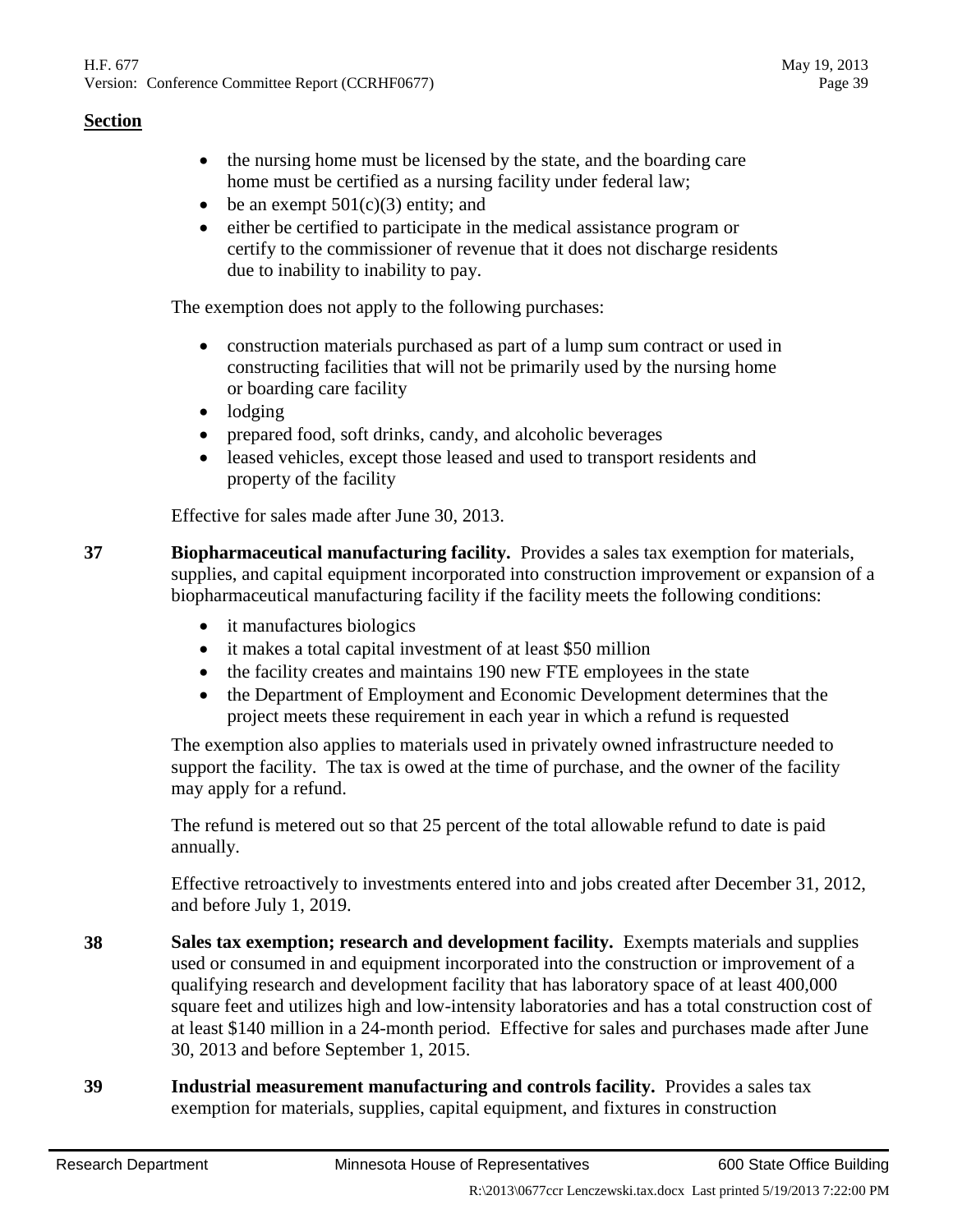**Section**

- the nursing home must be licensed by the state, and the boarding care home must be certified as a nursing facility under federal law;
- be an exempt 501(c)(3) entity; and
- either be certified to participate in the medical assistance program or certify to the commissioner of revenue that it does not discharge residents due to inability to inability to pay.

The exemption does not apply to the following purchases:

- construction materials purchased as part of a lump sum contract or used in constructing facilities that will not be primarily used by the nursing home or boarding care facility
- lodging
- prepared food, soft drinks, candy, and alcoholic beverages
- leased vehicles, except those leased and used to transport residents and property of the facility

Effective for sales made after June 30, 2013.

**37** **Biopharmaceutical manufacturing facility.** Provides a sales tax exemption for materials, supplies, and capital equipment incorporated into construction improvement or expansion of a biopharmaceutical manufacturing facility if the facility meets the following conditions:

- it manufactures biologics
- it makes a total capital investment of at least $50 million
- the facility creates and maintains 190 new FTE employees in the state
- the Department of Employment and Economic Development determines that the project meets these requirement in each year in which a refund is requested

The exemption also applies to materials used in privately owned infrastructure needed to support the facility. The tax is owed at the time of purchase, and the owner of the facility may apply for a refund.

The refund is metered out so that 25 percent of the total allowable refund to date is paid annually.

Effective retroactively to investments entered into and jobs created after December 31, 2012, and before July 1, 2019.

**38** **Sales tax exemption; research and development facility.** Exempts materials and supplies used or consumed in and equipment incorporated into the construction or improvement of a qualifying research and development facility that has laboratory space of at least 400,000 square feet and utilizes high and low-intensity laboratories and has a total construction cost of at least $140 million in a 24-month period. Effective for sales and purchases made after June 30, 2013 and before September 1, 2015.

**39** **Industrial measurement manufacturing and controls facility.** Provides a sales tax exemption for materials, supplies, capital equipment, and fixtures in construction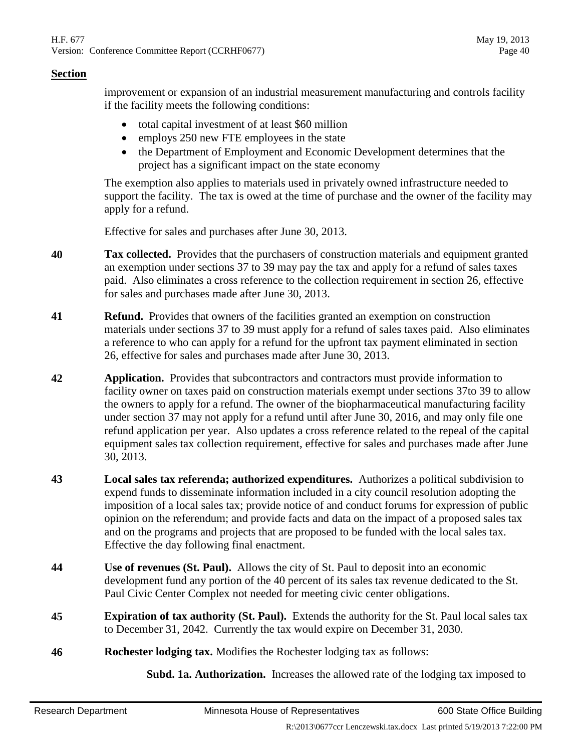**Section**

improvement or expansion of an industrial measurement manufacturing and controls facility if the facility meets the following conditions:

- total capital investment of at least $60 million
- employs 250 new FTE employees in the state
- the Department of Employment and Economic Development determines that the project has a significant impact on the state economy

The exemption also applies to materials used in privately owned infrastructure needed to support the facility. The tax is owed at the time of purchase and the owner of the facility may apply for a refund.

Effective for sales and purchases after June 30, 2013.

**40** **Tax collected.** Provides that the purchasers of construction materials and equipment granted an exemption under sections 37 to 39 may pay the tax and apply for a refund of sales taxes paid. Also eliminates a cross reference to the collection requirement in section 26, effective for sales and purchases made after June 30, 2013.

**41** **Refund.** Provides that owners of the facilities granted an exemption on construction materials under sections 37 to 39 must apply for a refund of sales taxes paid. Also eliminates a reference to who can apply for a refund for the upfront tax payment eliminated in section 26, effective for sales and purchases made after June 30, 2013.

**42** **Application.** Provides that subcontractors and contractors must provide information to facility owner on taxes paid on construction materials exempt under sections 37to 39 to allow the owners to apply for a refund. The owner of the biopharmaceutical manufacturing facility under section 37 may not apply for a refund until after June 30, 2016, and may only file one refund application per year. Also updates a cross reference related to the repeal of the capital equipment sales tax collection requirement, effective for sales and purchases made after June 30, 2013.

**43** **Local sales tax referenda; authorized expenditures.** Authorizes a political subdivision to expend funds to disseminate information included in a city council resolution adopting the imposition of a local sales tax; provide notice of and conduct forums for expression of public opinion on the referendum; and provide facts and data on the impact of a proposed sales tax and on the programs and projects that are proposed to be funded with the local sales tax. Effective the day following final enactment.

**44** **Use of revenues (St. Paul).** Allows the city of St. Paul to deposit into an economic development fund any portion of the 40 percent of its sales tax revenue dedicated to the St. Paul Civic Center Complex not needed for meeting civic center obligations.

**45** **Expiration of tax authority (St. Paul).** Extends the authority for the St. Paul local sales tax to December 31, 2042. Currently the tax would expire on December 31, 2030.

**46** **Rochester lodging tax.** Modifies the Rochester lodging tax as follows:

**Subd. 1a. Authorization.** Increases the allowed rate of the lodging tax imposed to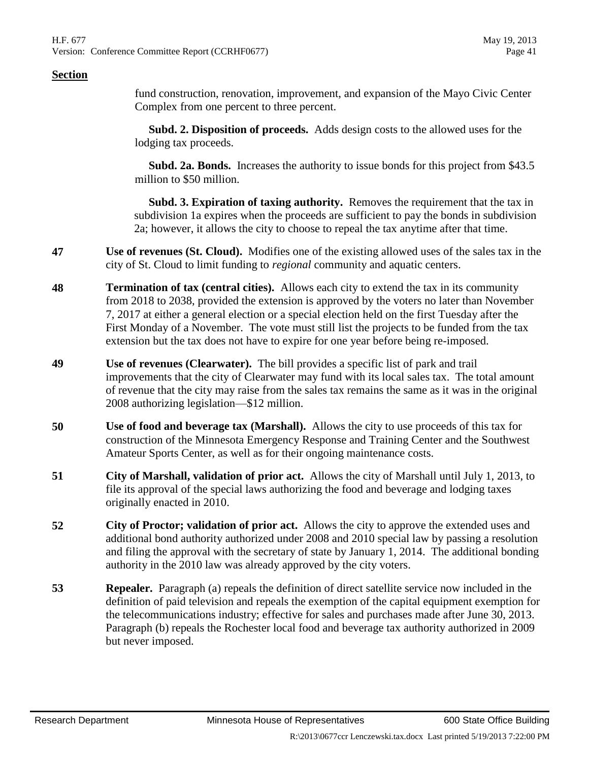**Section**

fund construction, renovation, improvement, and expansion of the Mayo Civic Center Complex from one percent to three percent.

**Subd. 2. Disposition of proceeds.** Adds design costs to the allowed uses for the lodging tax proceeds.

**Subd. 2a. Bonds.** Increases the authority to issue bonds for this project from $43.5 million to $50 million.

**Subd. 3. Expiration of taxing authority.** Removes the requirement that the tax in subdivision 1a expires when the proceeds are sufficient to pay the bonds in subdivision 2a; however, it allows the city to choose to repeal the tax anytime after that time.

**47** **Use of revenues (St. Cloud).** Modifies one of the existing allowed uses of the sales tax in the city of St. Cloud to limit funding to *regional* community and aquatic centers.

**48** **Termination of tax (central cities).** Allows each city to extend the tax in its community from 2018 to 2038, provided the extension is approved by the voters no later than November 7, 2017 at either a general election or a special election held on the first Tuesday after the First Monday of a November. The vote must still list the projects to be funded from the tax extension but the tax does not have to expire for one year before being re-imposed.

**49** **Use of revenues (Clearwater).** The bill provides a specific list of park and trail improvements that the city of Clearwater may fund with its local sales tax. The total amount of revenue that the city may raise from the sales tax remains the same as it was in the original 2008 authorizing legislation—$12 million.

**50** **Use of food and beverage tax (Marshall).** Allows the city to use proceeds of this tax for construction of the Minnesota Emergency Response and Training Center and the Southwest Amateur Sports Center, as well as for their ongoing maintenance costs.

**51** **City of Marshall, validation of prior act.** Allows the city of Marshall until July 1, 2013, to file its approval of the special laws authorizing the food and beverage and lodging taxes originally enacted in 2010.

**52** **City of Proctor; validation of prior act.** Allows the city to approve the extended uses and additional bond authority authorized under 2008 and 2010 special law by passing a resolution and filing the approval with the secretary of state by January 1, 2014. The additional bonding authority in the 2010 law was already approved by the city voters.

**53** **Repealer.** Paragraph (a) repeals the definition of direct satellite service now included in the definition of paid television and repeals the exemption of the capital equipment exemption for the telecommunications industry; effective for sales and purchases made after June 30, 2013. Paragraph (b) repeals the Rochester local food and beverage tax authority authorized in 2009 but never imposed.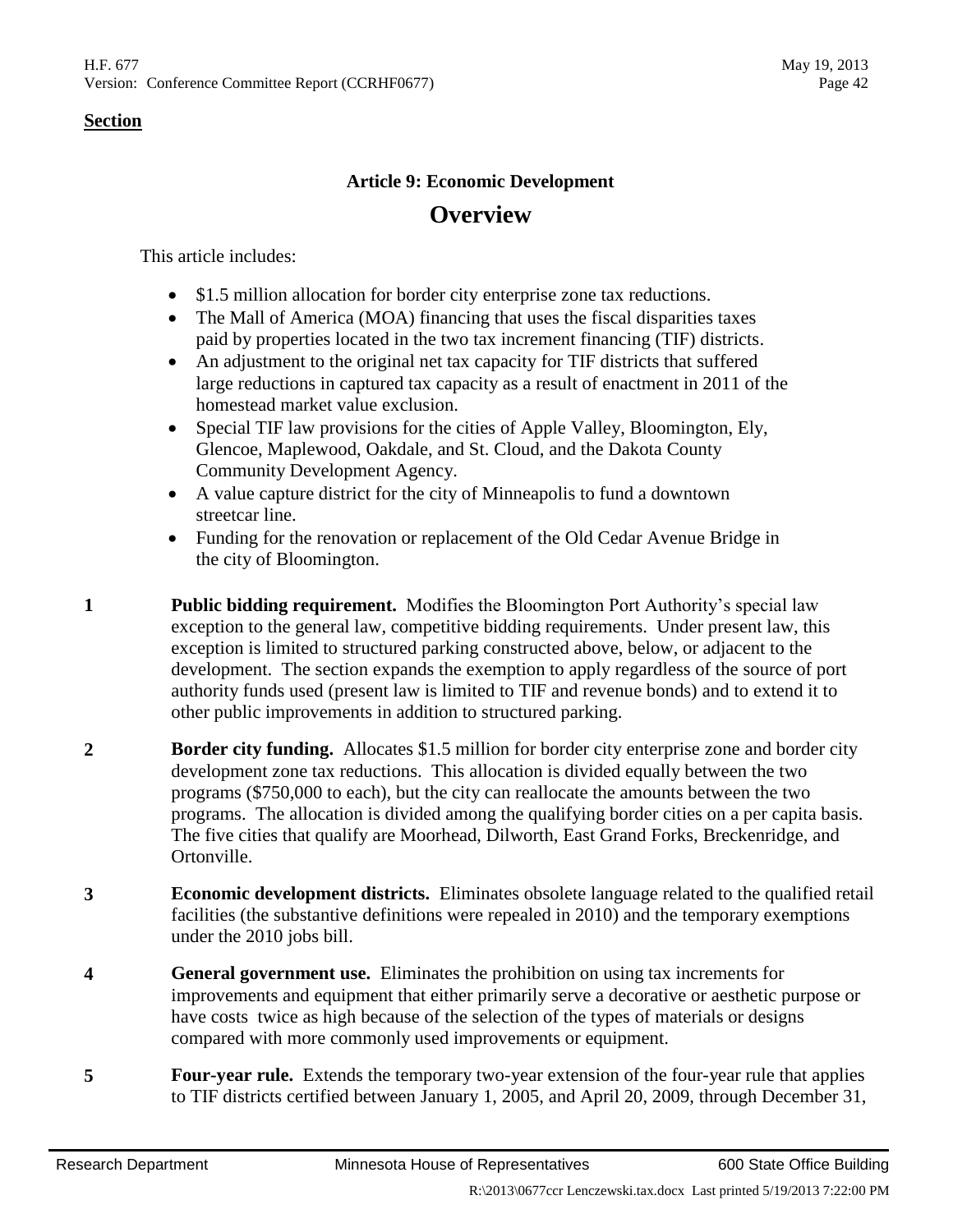**Section**

## Article 9: Economic Development

# Overview

This article includes:

- $1.5 million allocation for border city enterprise zone tax reductions.
- The Mall of America (MOA) financing that uses the fiscal disparities taxes paid by properties located in the two tax increment financing (TIF) districts.
- An adjustment to the original net tax capacity for TIF districts that suffered large reductions in captured tax capacity as a result of enactment in 2011 of the homestead market value exclusion.
- Special TIF law provisions for the cities of Apple Valley, Bloomington, Ely, Glencoe, Maplewood, Oakdale, and St. Cloud, and the Dakota County Community Development Agency.
- A value capture district for the city of Minneapolis to fund a downtown streetcar line.
- Funding for the renovation or replacement of the Old Cedar Avenue Bridge in the city of Bloomington.

**1** **Public bidding requirement.** Modifies the Bloomington Port Authority's special law exception to the general law, competitive bidding requirements. Under present law, this exception is limited to structured parking constructed above, below, or adjacent to the development. The section expands the exemption to apply regardless of the source of port authority funds used (present law is limited to TIF and revenue bonds) and to extend it to other public improvements in addition to structured parking.

**2** **Border city funding.** Allocates $1.5 million for border city enterprise zone and border city development zone tax reductions. This allocation is divided equally between the two programs ($750,000 to each), but the city can reallocate the amounts between the two programs. The allocation is divided among the qualifying border cities on a per capita basis. The five cities that qualify are Moorhead, Dilworth, East Grand Forks, Breckenridge, and Ortonville.

**3** **Economic development districts.** Eliminates obsolete language related to the qualified retail facilities (the substantive definitions were repealed in 2010) and the temporary exemptions under the 2010 jobs bill.

**4** **General government use.** Eliminates the prohibition on using tax increments for improvements and equipment that either primarily serve a decorative or aesthetic purpose or have costs twice as high because of the selection of the types of materials or designs compared with more commonly used improvements or equipment.

**5** **Four-year rule.** Extends the temporary two-year extension of the four-year rule that applies to TIF districts certified between January 1, 2005, and April 20, 2009, through December 31,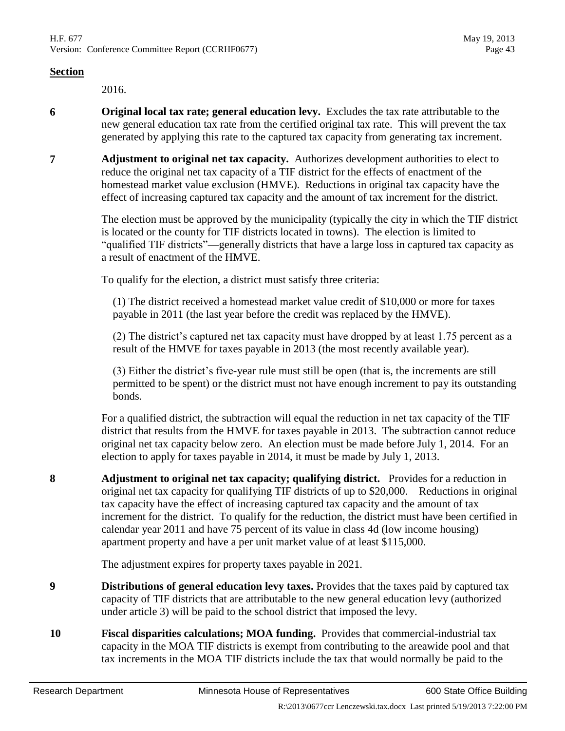**Section**

2016.

**6** **Original local tax rate; general education levy.** Excludes the tax rate attributable to the new general education tax rate from the certified original tax rate. This will prevent the tax generated by applying this rate to the captured tax capacity from generating tax increment.

**7** **Adjustment to original net tax capacity.** Authorizes development authorities to elect to reduce the original net tax capacity of a TIF district for the effects of enactment of the homestead market value exclusion (HMVE). Reductions in original tax capacity have the effect of increasing captured tax capacity and the amount of tax increment for the district.

The election must be approved by the municipality (typically the city in which the TIF district is located or the county for TIF districts located in towns). The election is limited to "qualified TIF districts"—generally districts that have a large loss in captured tax capacity as a result of enactment of the HMVE.

To qualify for the election, a district must satisfy three criteria:

(1) The district received a homestead market value credit of $10,000 or more for taxes payable in 2011 (the last year before the credit was replaced by the HMVE).

(2) The district's captured net tax capacity must have dropped by at least 1.75 percent as a result of the HMVE for taxes payable in 2013 (the most recently available year).

(3) Either the district's five-year rule must still be open (that is, the increments are still permitted to be spent) or the district must not have enough increment to pay its outstanding bonds.

For a qualified district, the subtraction will equal the reduction in net tax capacity of the TIF district that results from the HMVE for taxes payable in 2013. The subtraction cannot reduce original net tax capacity below zero. An election must be made before July 1, 2014. For an election to apply for taxes payable in 2014, it must be made by July 1, 2013.

**8** **Adjustment to original net tax capacity; qualifying district.** Provides for a reduction in original net tax capacity for qualifying TIF districts of up to $20,000. Reductions in original tax capacity have the effect of increasing captured tax capacity and the amount of tax increment for the district. To qualify for the reduction, the district must have been certified in calendar year 2011 and have 75 percent of its value in class 4d (low income housing) apartment property and have a per unit market value of at least $115,000.

The adjustment expires for property taxes payable in 2021.

**9** **Distributions of general education levy taxes.** Provides that the taxes paid by captured tax capacity of TIF districts that are attributable to the new general education levy (authorized under article 3) will be paid to the school district that imposed the levy.

**10** **Fiscal disparities calculations; MOA funding.** Provides that commercial-industrial tax capacity in the MOA TIF districts is exempt from contributing to the areawide pool and that tax increments in the MOA TIF districts include the tax that would normally be paid to the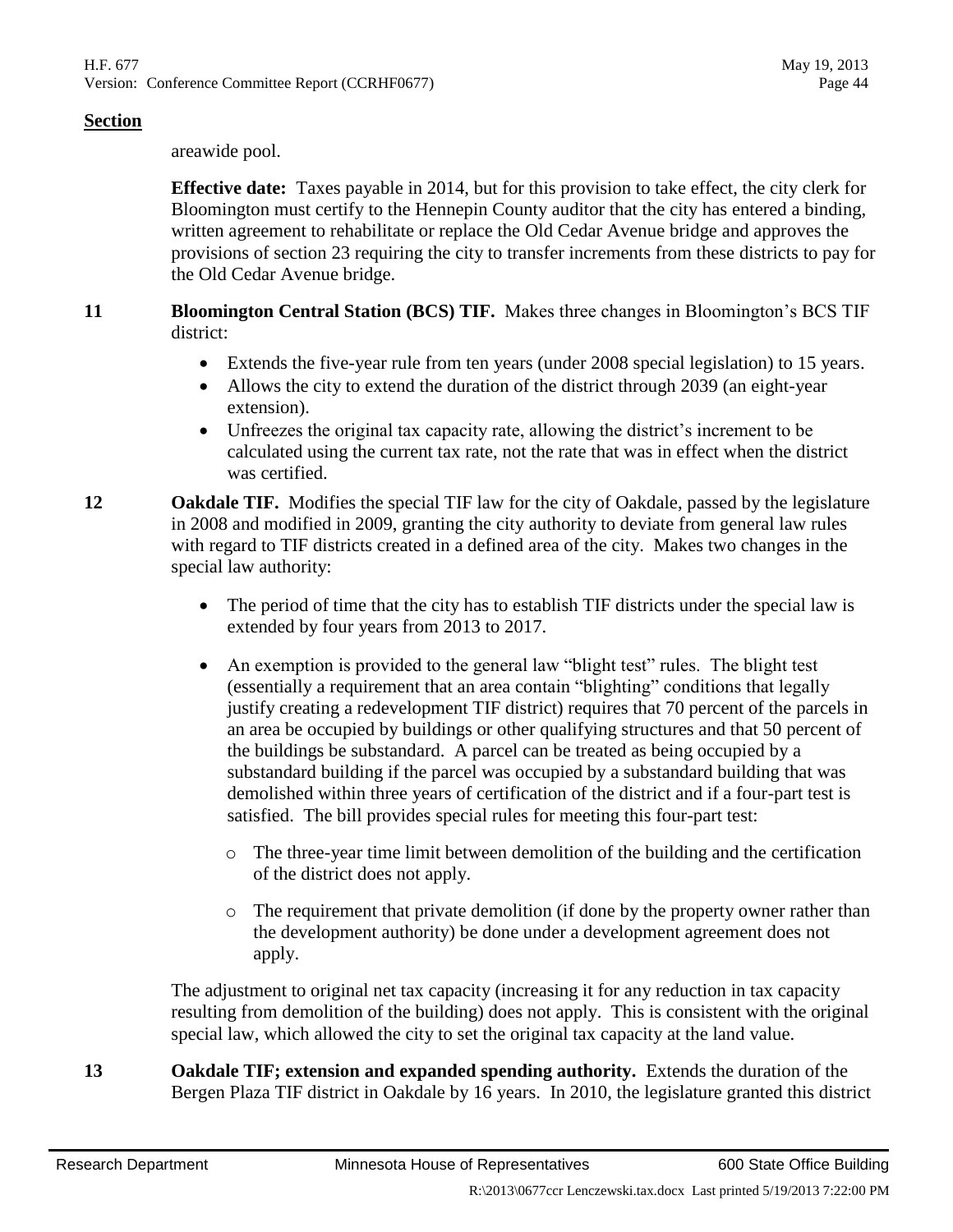**Section**

areawide pool.

**Effective date:** Taxes payable in 2014, but for this provision to take effect, the city clerk for Bloomington must certify to the Hennepin County auditor that the city has entered a binding, written agreement to rehabilitate or replace the Old Cedar Avenue bridge and approves the provisions of section 23 requiring the city to transfer increments from these districts to pay for the Old Cedar Avenue bridge.

**11** **Bloomington Central Station (BCS) TIF.** Makes three changes in Bloomington's BCS TIF district:

- Extends the five-year rule from ten years (under 2008 special legislation) to 15 years.
- Allows the city to extend the duration of the district through 2039 (an eight-year extension).
- Unfreezes the original tax capacity rate, allowing the district's increment to be calculated using the current tax rate, not the rate that was in effect when the district was certified.

**12** **Oakdale TIF.** Modifies the special TIF law for the city of Oakdale, passed by the legislature in 2008 and modified in 2009, granting the city authority to deviate from general law rules with regard to TIF districts created in a defined area of the city. Makes two changes in the special law authority:

- The period of time that the city has to establish TIF districts under the special law is extended by four years from 2013 to 2017.
- An exemption is provided to the general law "blight test" rules. The blight test (essentially a requirement that an area contain "blighting" conditions that legally justify creating a redevelopment TIF district) requires that 70 percent of the parcels in an area be occupied by buildings or other qualifying structures and that 50 percent of the buildings be substandard. A parcel can be treated as being occupied by a substandard building if the parcel was occupied by a substandard building that was demolished within three years of certification of the district and if a four-part test is satisfied. The bill provides special rules for meeting this four-part test:
  - The three-year time limit between demolition of the building and the certification of the district does not apply.
  - The requirement that private demolition (if done by the property owner rather than the development authority) be done under a development agreement does not apply.

The adjustment to original net tax capacity (increasing it for any reduction in tax capacity resulting from demolition of the building) does not apply. This is consistent with the original special law, which allowed the city to set the original tax capacity at the land value.

**13** **Oakdale TIF; extension and expanded spending authority.** Extends the duration of the Bergen Plaza TIF district in Oakdale by 16 years. In 2010, the legislature granted this district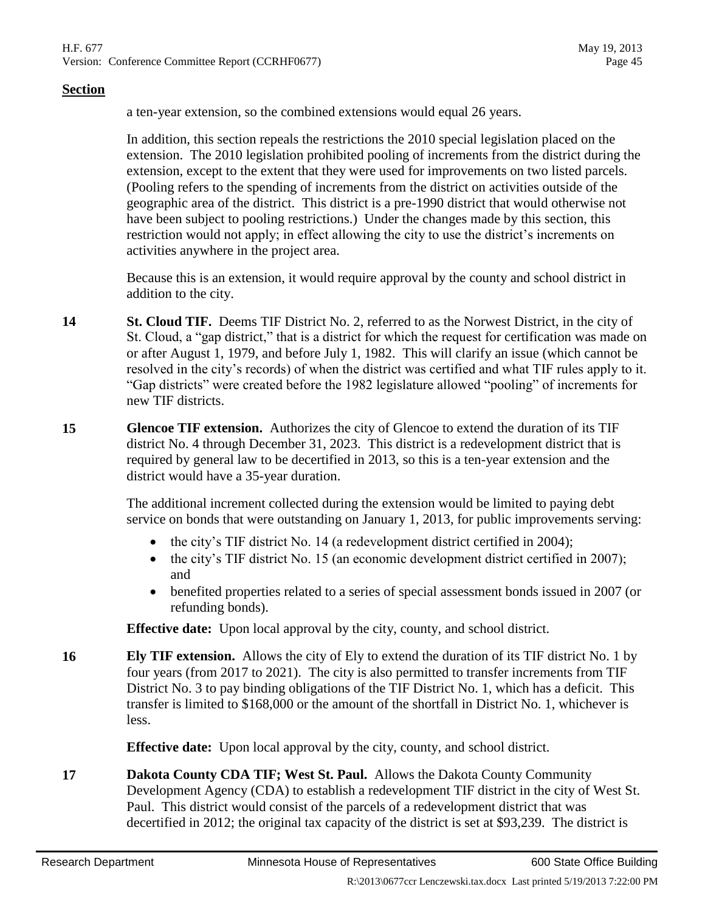**Section**

a ten-year extension, so the combined extensions would equal 26 years.

In addition, this section repeals the restrictions the 2010 special legislation placed on the extension. The 2010 legislation prohibited pooling of increments from the district during the extension, except to the extent that they were used for improvements on two listed parcels. (Pooling refers to the spending of increments from the district on activities outside of the geographic area of the district. This district is a pre-1990 district that would otherwise not have been subject to pooling restrictions.) Under the changes made by this section, this restriction would not apply; in effect allowing the city to use the district's increments on activities anywhere in the project area.

Because this is an extension, it would require approval by the county and school district in addition to the city.

**14** **St. Cloud TIF.** Deems TIF District No. 2, referred to as the Norwest District, in the city of St. Cloud, a "gap district," that is a district for which the request for certification was made on or after August 1, 1979, and before July 1, 1982. This will clarify an issue (which cannot be resolved in the city's records) of when the district was certified and what TIF rules apply to it. "Gap districts" were created before the 1982 legislature allowed "pooling" of increments for new TIF districts.

**15** **Glencoe TIF extension.** Authorizes the city of Glencoe to extend the duration of its TIF district No. 4 through December 31, 2023. This district is a redevelopment district that is required by general law to be decertified in 2013, so this is a ten-year extension and the district would have a 35-year duration.

The additional increment collected during the extension would be limited to paying debt service on bonds that were outstanding on January 1, 2013, for public improvements serving:

- the city's TIF district No. 14 (a redevelopment district certified in 2004);
- the city's TIF district No. 15 (an economic development district certified in 2007); and
- benefited properties related to a series of special assessment bonds issued in 2007 (or refunding bonds).

**Effective date:** Upon local approval by the city, county, and school district.

**16** **Ely TIF extension.** Allows the city of Ely to extend the duration of its TIF district No. 1 by four years (from 2017 to 2021). The city is also permitted to transfer increments from TIF District No. 3 to pay binding obligations of the TIF District No. 1, which has a deficit. This transfer is limited to $168,000 or the amount of the shortfall in District No. 1, whichever is less.

**Effective date:** Upon local approval by the city, county, and school district.

**17** **Dakota County CDA TIF; West St. Paul.** Allows the Dakota County Community Development Agency (CDA) to establish a redevelopment TIF district in the city of West St. Paul. This district would consist of the parcels of a redevelopment district that was decertified in 2012; the original tax capacity of the district is set at $93,239. The district is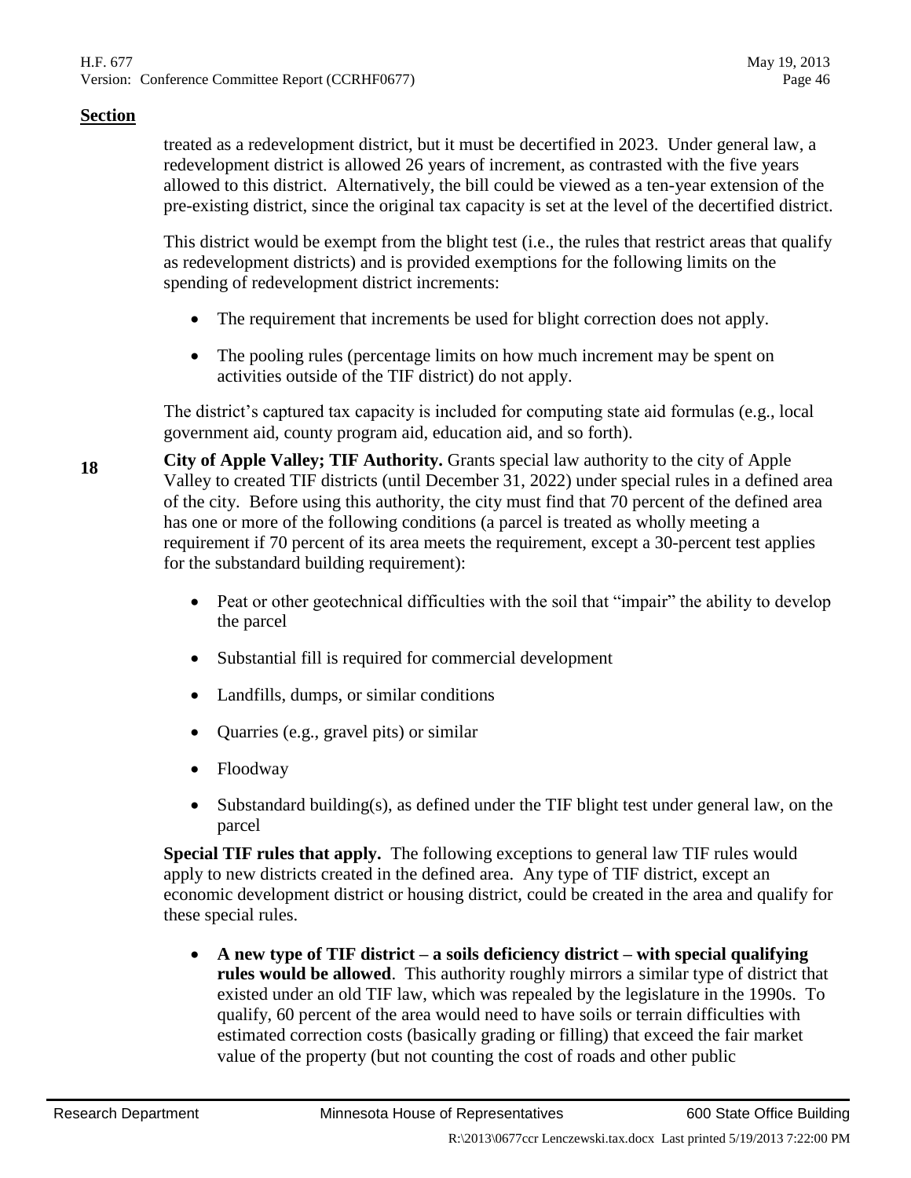**Section**

treated as a redevelopment district, but it must be decertified in 2023. Under general law, a redevelopment district is allowed 26 years of increment, as contrasted with the five years allowed to this district. Alternatively, the bill could be viewed as a ten-year extension of the pre-existing district, since the original tax capacity is set at the level of the decertified district.

This district would be exempt from the blight test (i.e., the rules that restrict areas that qualify as redevelopment districts) and is provided exemptions for the following limits on the spending of redevelopment district increments:

- The requirement that increments be used for blight correction does not apply.
- The pooling rules (percentage limits on how much increment may be spent on activities outside of the TIF district) do not apply.

The district's captured tax capacity is included for computing state aid formulas (e.g., local government aid, county program aid, education aid, and so forth).

**18** **City of Apple Valley; TIF Authority.** Grants special law authority to the city of Apple Valley to created TIF districts (until December 31, 2022) under special rules in a defined area of the city. Before using this authority, the city must find that 70 percent of the defined area has one or more of the following conditions (a parcel is treated as wholly meeting a requirement if 70 percent of its area meets the requirement, except a 30-percent test applies for the substandard building requirement):

- Peat or other geotechnical difficulties with the soil that "impair" the ability to develop the parcel
- Substantial fill is required for commercial development
- Landfills, dumps, or similar conditions
- Quarries (e.g., gravel pits) or similar
- Floodway
- Substandard building(s), as defined under the TIF blight test under general law, on the parcel

**Special TIF rules that apply.** The following exceptions to general law TIF rules would apply to new districts created in the defined area. Any type of TIF district, except an economic development district or housing district, could be created in the area and qualify for these special rules.

- **A new type of TIF district – a soils deficiency district – with special qualifying rules would be allowed**. This authority roughly mirrors a similar type of district that existed under an old TIF law, which was repealed by the legislature in the 1990s. To qualify, 60 percent of the area would need to have soils or terrain difficulties with estimated correction costs (basically grading or filling) that exceed the fair market value of the property (but not counting the cost of roads and other public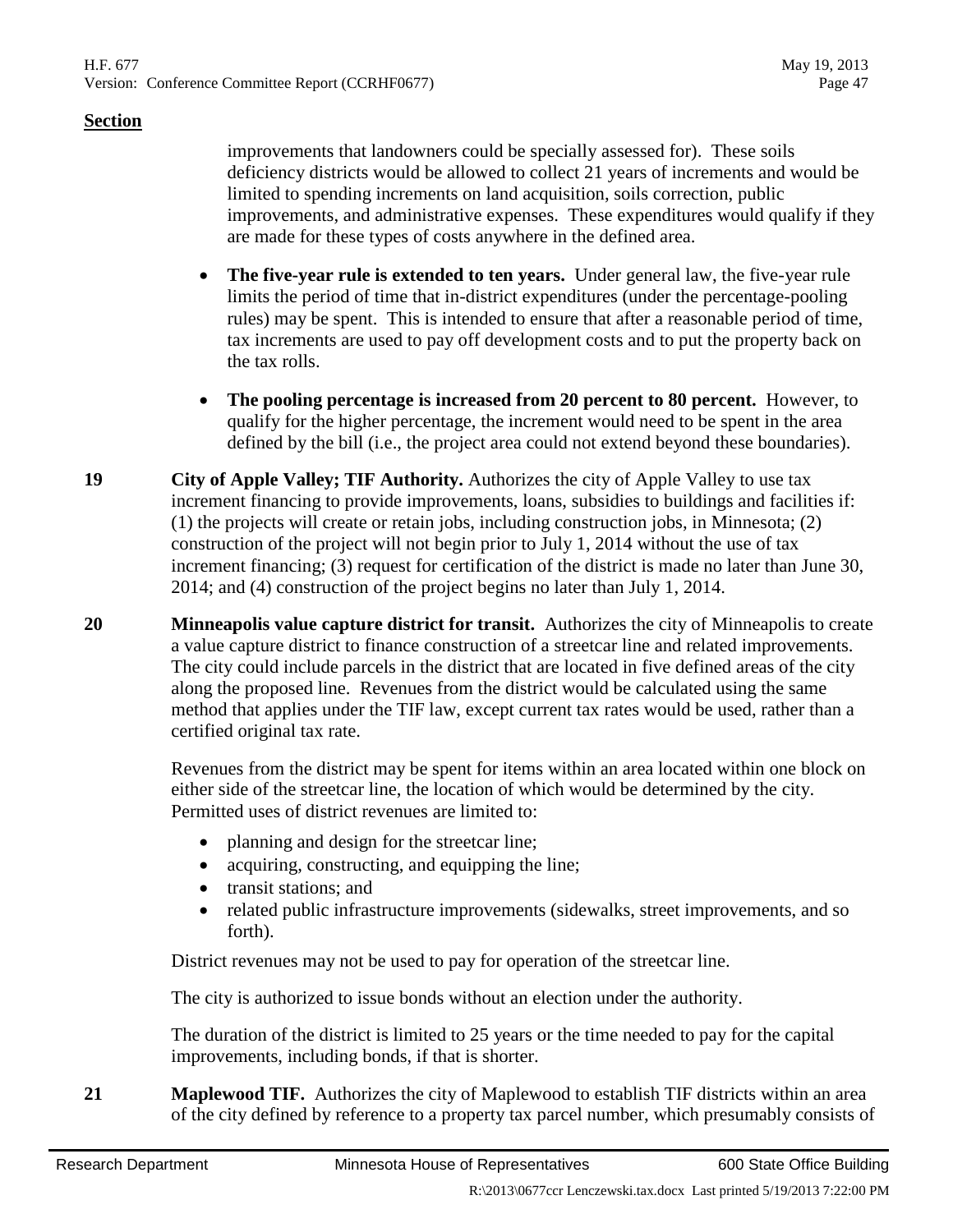**Section**

improvements that landowners could be specially assessed for). These soils deficiency districts would be allowed to collect 21 years of increments and would be limited to spending increments on land acquisition, soils correction, public improvements, and administrative expenses. These expenditures would qualify if they are made for these types of costs anywhere in the defined area.

- **The five-year rule is extended to ten years.** Under general law, the five-year rule limits the period of time that in-district expenditures (under the percentage-pooling rules) may be spent. This is intended to ensure that after a reasonable period of time, tax increments are used to pay off development costs and to put the property back on the tax rolls.
- **The pooling percentage is increased from 20 percent to 80 percent.** However, to qualify for the higher percentage, the increment would need to be spent in the area defined by the bill (i.e., the project area could not extend beyond these boundaries).

**19** **City of Apple Valley; TIF Authority.** Authorizes the city of Apple Valley to use tax increment financing to provide improvements, loans, subsidies to buildings and facilities if: (1) the projects will create or retain jobs, including construction jobs, in Minnesota; (2) construction of the project will not begin prior to July 1, 2014 without the use of tax increment financing; (3) request for certification of the district is made no later than June 30, 2014; and (4) construction of the project begins no later than July 1, 2014.

**20** **Minneapolis value capture district for transit.** Authorizes the city of Minneapolis to create a value capture district to finance construction of a streetcar line and related improvements. The city could include parcels in the district that are located in five defined areas of the city along the proposed line. Revenues from the district would be calculated using the same method that applies under the TIF law, except current tax rates would be used, rather than a certified original tax rate.

Revenues from the district may be spent for items within an area located within one block on either side of the streetcar line, the location of which would be determined by the city. Permitted uses of district revenues are limited to:

- planning and design for the streetcar line;
- acquiring, constructing, and equipping the line;
- transit stations; and
- related public infrastructure improvements (sidewalks, street improvements, and so forth).

District revenues may not be used to pay for operation of the streetcar line.

The city is authorized to issue bonds without an election under the authority.

The duration of the district is limited to 25 years or the time needed to pay for the capital improvements, including bonds, if that is shorter.

**21** **Maplewood TIF.** Authorizes the city of Maplewood to establish TIF districts within an area of the city defined by reference to a property tax parcel number, which presumably consists of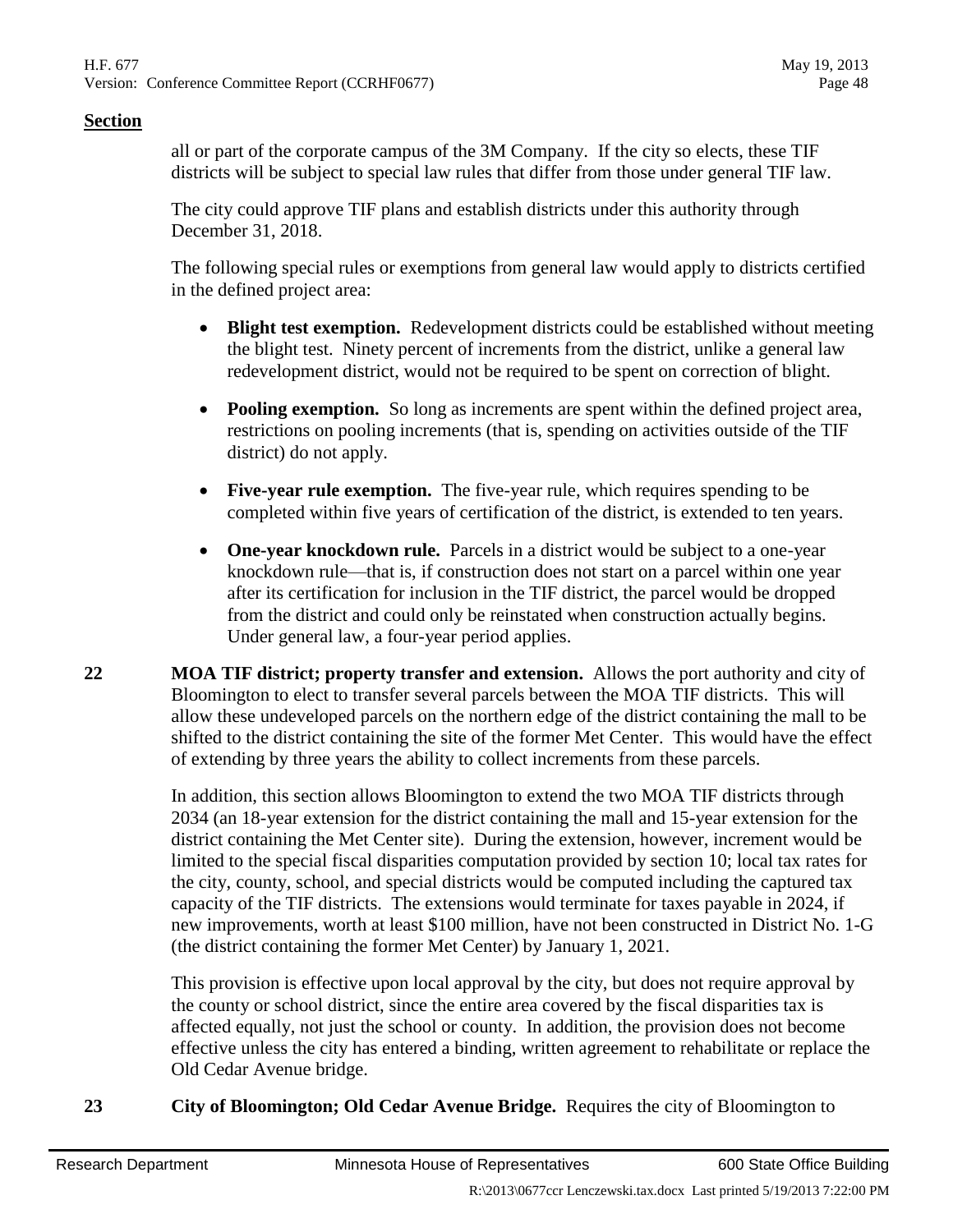**Section**

all or part of the corporate campus of the 3M Company. If the city so elects, these TIF districts will be subject to special law rules that differ from those under general TIF law.

The city could approve TIF plans and establish districts under this authority through December 31, 2018.

The following special rules or exemptions from general law would apply to districts certified in the defined project area:

- **Blight test exemption.** Redevelopment districts could be established without meeting the blight test. Ninety percent of increments from the district, unlike a general law redevelopment district, would not be required to be spent on correction of blight.
- **Pooling exemption.** So long as increments are spent within the defined project area, restrictions on pooling increments (that is, spending on activities outside of the TIF district) do not apply.
- **Five-year rule exemption.** The five-year rule, which requires spending to be completed within five years of certification of the district, is extended to ten years.
- **One-year knockdown rule.** Parcels in a district would be subject to a one-year knockdown rule—that is, if construction does not start on a parcel within one year after its certification for inclusion in the TIF district, the parcel would be dropped from the district and could only be reinstated when construction actually begins. Under general law, a four-year period applies.

**22** **MOA TIF district; property transfer and extension.** Allows the port authority and city of Bloomington to elect to transfer several parcels between the MOA TIF districts. This will allow these undeveloped parcels on the northern edge of the district containing the mall to be shifted to the district containing the site of the former Met Center. This would have the effect of extending by three years the ability to collect increments from these parcels.

In addition, this section allows Bloomington to extend the two MOA TIF districts through 2034 (an 18-year extension for the district containing the mall and 15-year extension for the district containing the Met Center site). During the extension, however, increment would be limited to the special fiscal disparities computation provided by section 10; local tax rates for the city, county, school, and special districts would be computed including the captured tax capacity of the TIF districts. The extensions would terminate for taxes payable in 2024, if new improvements, worth at least $100 million, have not been constructed in District No. 1-G (the district containing the former Met Center) by January 1, 2021.

This provision is effective upon local approval by the city, but does not require approval by the county or school district, since the entire area covered by the fiscal disparities tax is affected equally, not just the school or county. In addition, the provision does not become effective unless the city has entered a binding, written agreement to rehabilitate or replace the Old Cedar Avenue bridge.

**23** **City of Bloomington; Old Cedar Avenue Bridge.** Requires the city of Bloomington to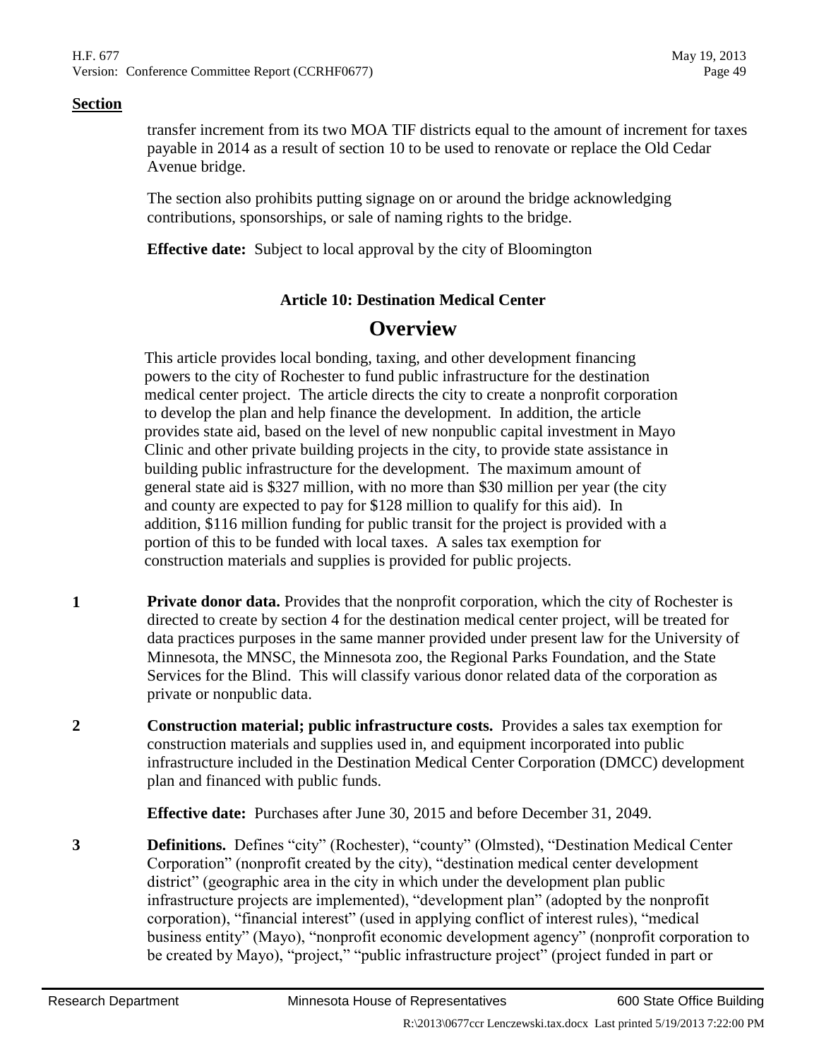**Section**

transfer increment from its two MOA TIF districts equal to the amount of increment for taxes payable in 2014 as a result of section 10 to be used to renovate or replace the Old Cedar Avenue bridge.

The section also prohibits putting signage on or around the bridge acknowledging contributions, sponsorships, or sale of naming rights to the bridge.

**Effective date:** Subject to local approval by the city of Bloomington

### Article 10: Destination Medical Center

## Overview

This article provides local bonding, taxing, and other development financing powers to the city of Rochester to fund public infrastructure for the destination medical center project. The article directs the city to create a nonprofit corporation to develop the plan and help finance the development. In addition, the article provides state aid, based on the level of new nonpublic capital investment in Mayo Clinic and other private building projects in the city, to provide state assistance in building public infrastructure for the development. The maximum amount of general state aid is $327 million, with no more than $30 million per year (the city and county are expected to pay for $128 million to qualify for this aid). In addition, $116 million funding for public transit for the project is provided with a portion of this to be funded with local taxes. A sales tax exemption for construction materials and supplies is provided for public projects.

**1** **Private donor data.** Provides that the nonprofit corporation, which the city of Rochester is directed to create by section 4 for the destination medical center project, will be treated for data practices purposes in the same manner provided under present law for the University of Minnesota, the MNSC, the Minnesota zoo, the Regional Parks Foundation, and the State Services for the Blind. This will classify various donor related data of the corporation as private or nonpublic data.

**2** **Construction material; public infrastructure costs.** Provides a sales tax exemption for construction materials and supplies used in, and equipment incorporated into public infrastructure included in the Destination Medical Center Corporation (DMCC) development plan and financed with public funds.

**Effective date:** Purchases after June 30, 2015 and before December 31, 2049.

**3** **Definitions.** Defines "city" (Rochester), "county" (Olmsted), "Destination Medical Center Corporation" (nonprofit created by the city), "destination medical center development district" (geographic area in the city in which under the development plan public infrastructure projects are implemented), "development plan" (adopted by the nonprofit corporation), "financial interest" (used in applying conflict of interest rules), "medical business entity" (Mayo), "nonprofit economic development agency" (nonprofit corporation to be created by Mayo), "project," "public infrastructure project" (project funded in part or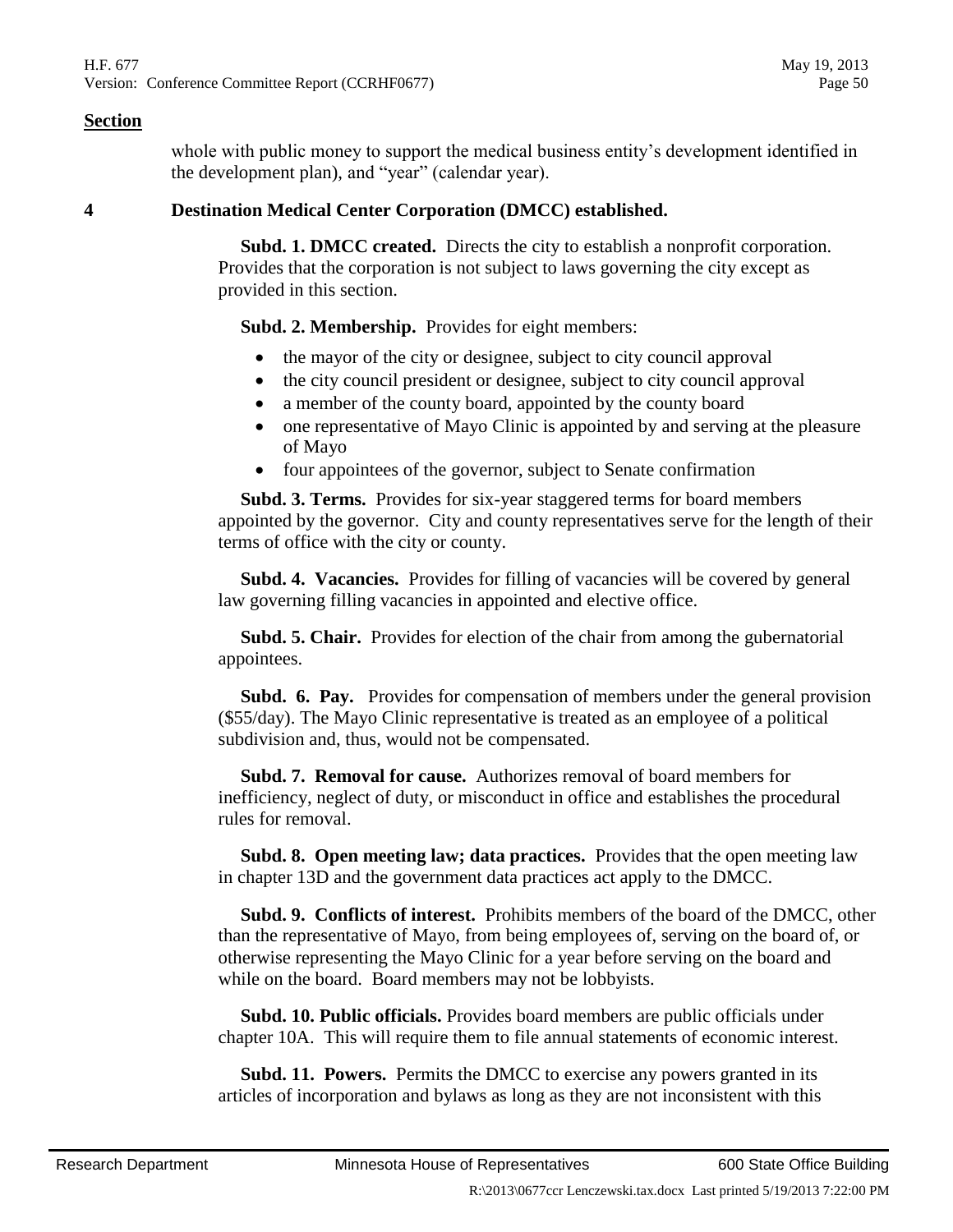**Section**

whole with public money to support the medical business entity's development identified in the development plan), and "year" (calendar year).

**4 Destination Medical Center Corporation (DMCC) established.**

**Subd. 1. DMCC created.** Directs the city to establish a nonprofit corporation. Provides that the corporation is not subject to laws governing the city except as provided in this section.

**Subd. 2. Membership.** Provides for eight members:

- the mayor of the city or designee, subject to city council approval
- the city council president or designee, subject to city council approval
- a member of the county board, appointed by the county board
- one representative of Mayo Clinic is appointed by and serving at the pleasure of Mayo
- four appointees of the governor, subject to Senate confirmation

**Subd. 3. Terms.** Provides for six-year staggered terms for board members appointed by the governor. City and county representatives serve for the length of their terms of office with the city or county.

**Subd. 4. Vacancies.** Provides for filling of vacancies will be covered by general law governing filling vacancies in appointed and elective office.

**Subd. 5. Chair.** Provides for election of the chair from among the gubernatorial appointees.

**Subd. 6. Pay.** Provides for compensation of members under the general provision ($55/day). The Mayo Clinic representative is treated as an employee of a political subdivision and, thus, would not be compensated.

**Subd. 7. Removal for cause.** Authorizes removal of board members for inefficiency, neglect of duty, or misconduct in office and establishes the procedural rules for removal.

**Subd. 8. Open meeting law; data practices.** Provides that the open meeting law in chapter 13D and the government data practices act apply to the DMCC.

**Subd. 9. Conflicts of interest.** Prohibits members of the board of the DMCC, other than the representative of Mayo, from being employees of, serving on the board of, or otherwise representing the Mayo Clinic for a year before serving on the board and while on the board. Board members may not be lobbyists.

**Subd. 10. Public officials.** Provides board members are public officials under chapter 10A. This will require them to file annual statements of economic interest.

**Subd. 11. Powers.** Permits the DMCC to exercise any powers granted in its articles of incorporation and bylaws as long as they are not inconsistent with this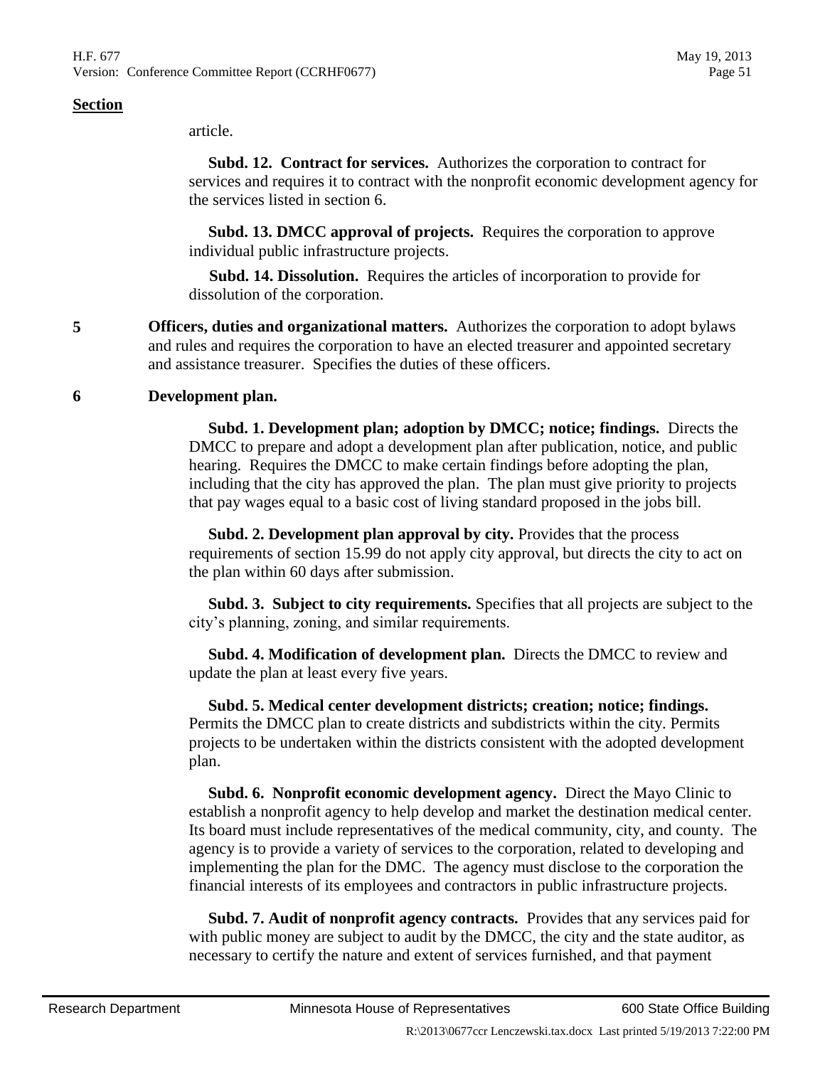**Section**

article.

**Subd. 12. Contract for services.** Authorizes the corporation to contract for services and requires it to contract with the nonprofit economic development agency for the services listed in section 6.

**Subd. 13. DMCC approval of projects.** Requires the corporation to approve individual public infrastructure projects.

**Subd. 14. Dissolution.** Requires the articles of incorporation to provide for dissolution of the corporation.

**5** **Officers, duties and organizational matters.** Authorizes the corporation to adopt bylaws and rules and requires the corporation to have an elected treasurer and appointed secretary and assistance treasurer. Specifies the duties of these officers.

**6** **Development plan.**

**Subd. 1. Development plan; adoption by DMCC; notice; findings.** Directs the DMCC to prepare and adopt a development plan after publication, notice, and public hearing. Requires the DMCC to make certain findings before adopting the plan, including that the city has approved the plan. The plan must give priority to projects that pay wages equal to a basic cost of living standard proposed in the jobs bill.

**Subd. 2. Development plan approval by city.** Provides that the process requirements of section 15.99 do not apply city approval, but directs the city to act on the plan within 60 days after submission.

**Subd. 3. Subject to city requirements.** Specifies that all projects are subject to the city's planning, zoning, and similar requirements.

**Subd. 4. Modification of development plan.** Directs the DMCC to review and update the plan at least every five years.

**Subd. 5. Medical center development districts; creation; notice; findings.** Permits the DMCC plan to create districts and subdistricts within the city. Permits projects to be undertaken within the districts consistent with the adopted development plan.

**Subd. 6. Nonprofit economic development agency.** Direct the Mayo Clinic to establish a nonprofit agency to help develop and market the destination medical center. Its board must include representatives of the medical community, city, and county. The agency is to provide a variety of services to the corporation, related to developing and implementing the plan for the DMC. The agency must disclose to the corporation the financial interests of its employees and contractors in public infrastructure projects.

**Subd. 7. Audit of nonprofit agency contracts.** Provides that any services paid for with public money are subject to audit by the DMCC, the city and the state auditor, as necessary to certify the nature and extent of services furnished, and that payment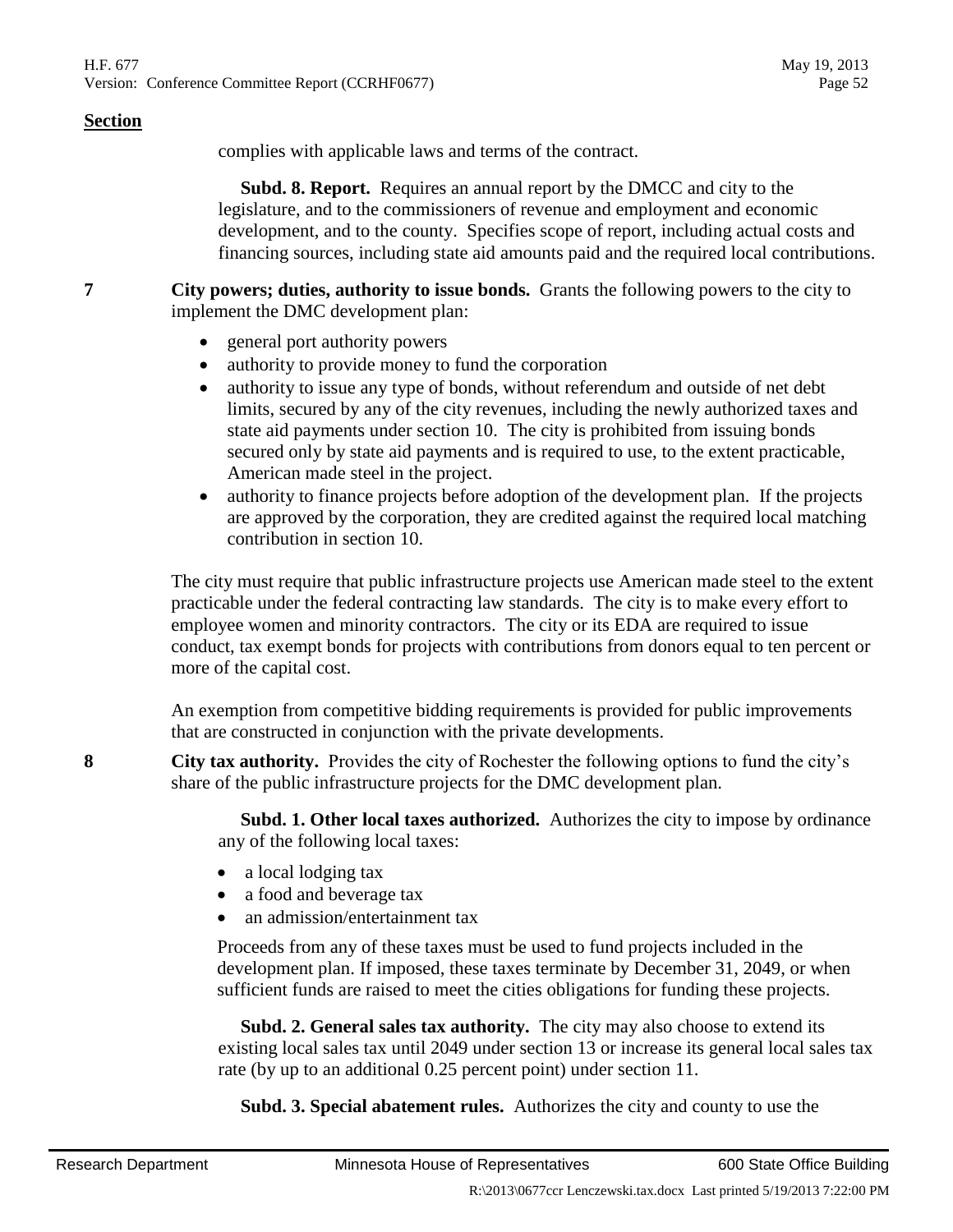**Section**

complies with applicable laws and terms of the contract.

**Subd. 8. Report.** Requires an annual report by the DMCC and city to the legislature, and to the commissioners of revenue and employment and economic development, and to the county. Specifies scope of report, including actual costs and financing sources, including state aid amounts paid and the required local contributions.

**7** **City powers; duties, authority to issue bonds.** Grants the following powers to the city to implement the DMC development plan:

- general port authority powers
- authority to provide money to fund the corporation
- authority to issue any type of bonds, without referendum and outside of net debt limits, secured by any of the city revenues, including the newly authorized taxes and state aid payments under section 10. The city is prohibited from issuing bonds secured only by state aid payments and is required to use, to the extent practicable, American made steel in the project.
- authority to finance projects before adoption of the development plan. If the projects are approved by the corporation, they are credited against the required local matching contribution in section 10.

The city must require that public infrastructure projects use American made steel to the extent practicable under the federal contracting law standards. The city is to make every effort to employee women and minority contractors. The city or its EDA are required to issue conduct, tax exempt bonds for projects with contributions from donors equal to ten percent or more of the capital cost.

An exemption from competitive bidding requirements is provided for public improvements that are constructed in conjunction with the private developments.

**8** **City tax authority.** Provides the city of Rochester the following options to fund the city's share of the public infrastructure projects for the DMC development plan.

**Subd. 1. Other local taxes authorized.** Authorizes the city to impose by ordinance any of the following local taxes:

- a local lodging tax
- a food and beverage tax
- an admission/entertainment tax

Proceeds from any of these taxes must be used to fund projects included in the development plan. If imposed, these taxes terminate by December 31, 2049, or when sufficient funds are raised to meet the cities obligations for funding these projects.

**Subd. 2. General sales tax authority.** The city may also choose to extend its existing local sales tax until 2049 under section 13 or increase its general local sales tax rate (by up to an additional 0.25 percent point) under section 11.

**Subd. 3. Special abatement rules.** Authorizes the city and county to use the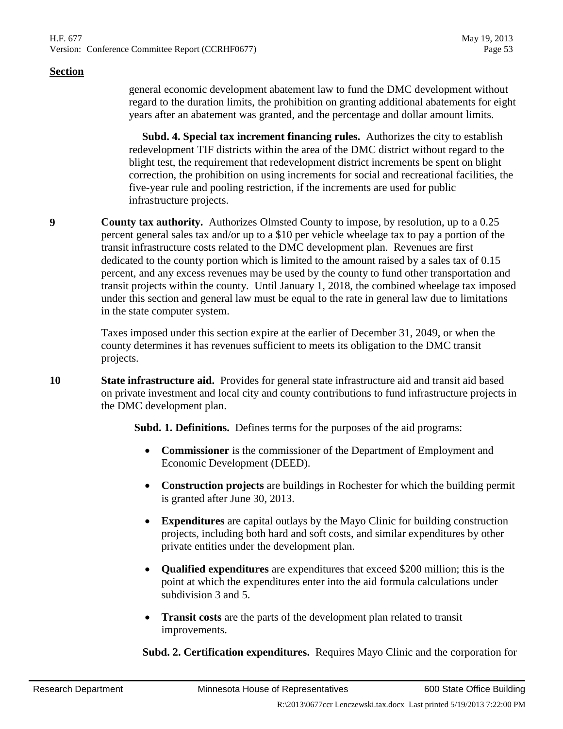**Section**

general economic development abatement law to fund the DMC development without regard to the duration limits, the prohibition on granting additional abatements for eight years after an abatement was granted, and the percentage and dollar amount limits.

**Subd. 4. Special tax increment financing rules.** Authorizes the city to establish redevelopment TIF districts within the area of the DMC district without regard to the blight test, the requirement that redevelopment district increments be spent on blight correction, the prohibition on using increments for social and recreational facilities, the five-year rule and pooling restriction, if the increments are used for public infrastructure projects.

**9** **County tax authority.** Authorizes Olmsted County to impose, by resolution, up to a 0.25 percent general sales tax and/or up to a $10 per vehicle wheelage tax to pay a portion of the transit infrastructure costs related to the DMC development plan. Revenues are first dedicated to the county portion which is limited to the amount raised by a sales tax of 0.15 percent, and any excess revenues may be used by the county to fund other transportation and transit projects within the county. Until January 1, 2018, the combined wheelage tax imposed under this section and general law must be equal to the rate in general law due to limitations in the state computer system.

Taxes imposed under this section expire at the earlier of December 31, 2049, or when the county determines it has revenues sufficient to meets its obligation to the DMC transit projects.

**10** **State infrastructure aid.** Provides for general state infrastructure aid and transit aid based on private investment and local city and county contributions to fund infrastructure projects in the DMC development plan.

**Subd. 1. Definitions.** Defines terms for the purposes of the aid programs:

- **Commissioner** is the commissioner of the Department of Employment and Economic Development (DEED).
- **Construction projects** are buildings in Rochester for which the building permit is granted after June 30, 2013.
- **Expenditures** are capital outlays by the Mayo Clinic for building construction projects, including both hard and soft costs, and similar expenditures by other private entities under the development plan.
- **Qualified expenditures** are expenditures that exceed $200 million; this is the point at which the expenditures enter into the aid formula calculations under subdivision 3 and 5.
- **Transit costs** are the parts of the development plan related to transit improvements.

**Subd. 2. Certification expenditures.** Requires Mayo Clinic and the corporation for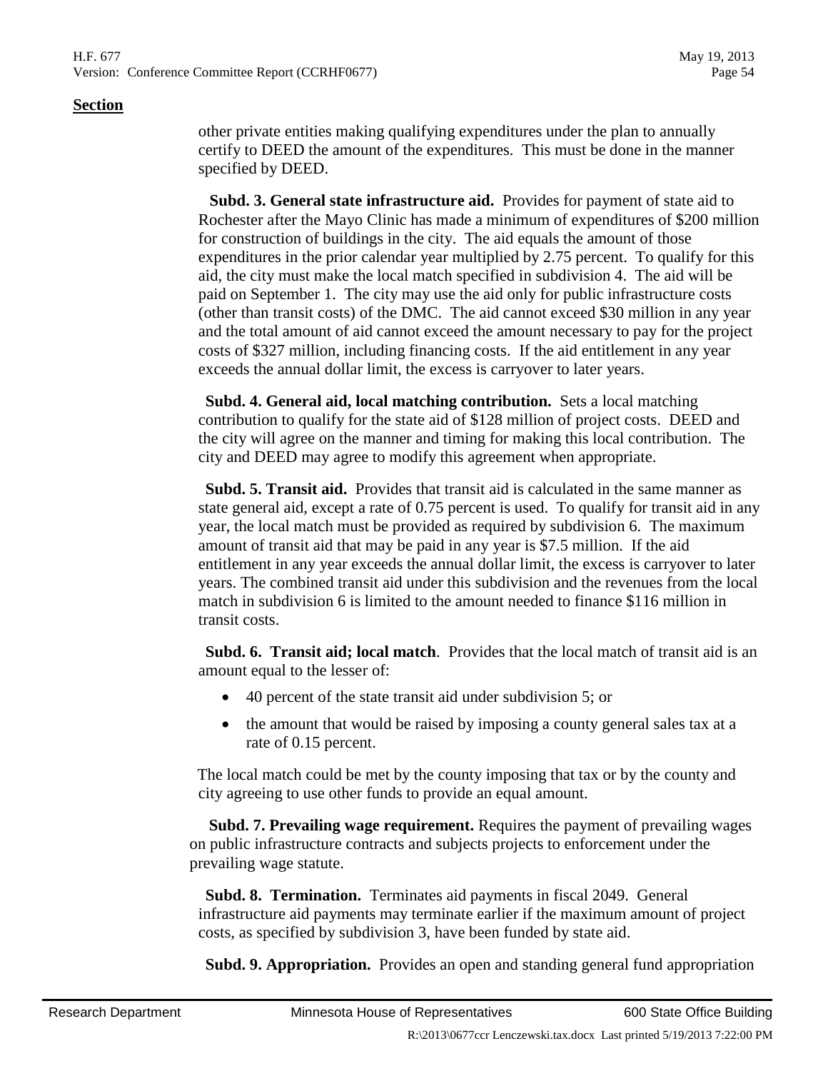**Section**

other private entities making qualifying expenditures under the plan to annually certify to DEED the amount of the expenditures. This must be done in the manner specified by DEED.

**Subd. 3. General state infrastructure aid.** Provides for payment of state aid to Rochester after the Mayo Clinic has made a minimum of expenditures of $200 million for construction of buildings in the city. The aid equals the amount of those expenditures in the prior calendar year multiplied by 2.75 percent. To qualify for this aid, the city must make the local match specified in subdivision 4. The aid will be paid on September 1. The city may use the aid only for public infrastructure costs (other than transit costs) of the DMC. The aid cannot exceed $30 million in any year and the total amount of aid cannot exceed the amount necessary to pay for the project costs of $327 million, including financing costs. If the aid entitlement in any year exceeds the annual dollar limit, the excess is carryover to later years.

**Subd. 4. General aid, local matching contribution.** Sets a local matching contribution to qualify for the state aid of $128 million of project costs. DEED and the city will agree on the manner and timing for making this local contribution. The city and DEED may agree to modify this agreement when appropriate.

**Subd. 5. Transit aid.** Provides that transit aid is calculated in the same manner as state general aid, except a rate of 0.75 percent is used. To qualify for transit aid in any year, the local match must be provided as required by subdivision 6. The maximum amount of transit aid that may be paid in any year is $7.5 million. If the aid entitlement in any year exceeds the annual dollar limit, the excess is carryover to later years. The combined transit aid under this subdivision and the revenues from the local match in subdivision 6 is limited to the amount needed to finance $116 million in transit costs.

**Subd. 6. Transit aid; local match**. Provides that the local match of transit aid is an amount equal to the lesser of:

- 40 percent of the state transit aid under subdivision 5; or
- the amount that would be raised by imposing a county general sales tax at a rate of 0.15 percent.

The local match could be met by the county imposing that tax or by the county and city agreeing to use other funds to provide an equal amount.

**Subd. 7. Prevailing wage requirement.** Requires the payment of prevailing wages on public infrastructure contracts and subjects projects to enforcement under the prevailing wage statute.

**Subd. 8. Termination.** Terminates aid payments in fiscal 2049. General infrastructure aid payments may terminate earlier if the maximum amount of project costs, as specified by subdivision 3, have been funded by state aid.

**Subd. 9. Appropriation.** Provides an open and standing general fund appropriation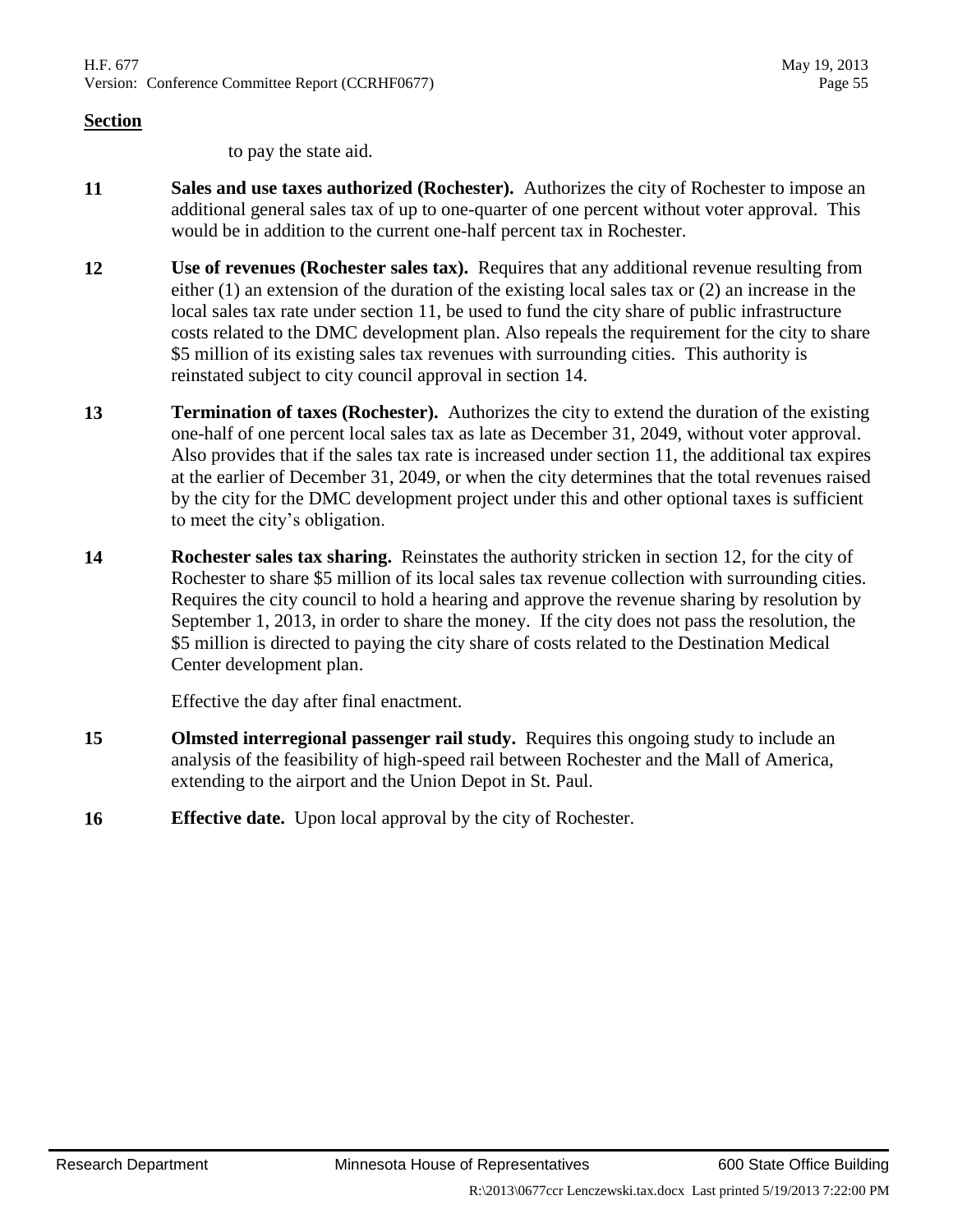**Section**

to pay the state aid.

| | |
|---|---|
| **11** | **Sales and use taxes authorized (Rochester).** Authorizes the city of Rochester to impose an additional general sales tax of up to one-quarter of one percent without voter approval. This would be in addition to the current one-half percent tax in Rochester. |
| **12** | **Use of revenues (Rochester sales tax).** Requires that any additional revenue resulting from either (1) an extension of the duration of the existing local sales tax or (2) an increase in the local sales tax rate under section 11, be used to fund the city share of public infrastructure costs related to the DMC development plan. Also repeals the requirement for the city to share $5 million of its existing sales tax revenues with surrounding cities. This authority is reinstated subject to city council approval in section 14. |
| **13** | **Termination of taxes (Rochester).** Authorizes the city to extend the duration of the existing one-half of one percent local sales tax as late as December 31, 2049, without voter approval. Also provides that if the sales tax rate is increased under section 11, the additional tax expires at the earlier of December 31, 2049, or when the city determines that the total revenues raised by the city for the DMC development project under this and other optional taxes is sufficient to meet the city's obligation. |
| **14** | **Rochester sales tax sharing.** Reinstates the authority stricken in section 12, for the city of Rochester to share $5 million of its local sales tax revenue collection with surrounding cities. Requires the city council to hold a hearing and approve the revenue sharing by resolution by September 1, 2013, in order to share the money. If the city does not pass the resolution, the $5 million is directed to paying the city share of costs related to the Destination Medical Center development plan.<br><br>Effective the day after final enactment. |
| **15** | **Olmsted interregional passenger rail study.** Requires this ongoing study to include an analysis of the feasibility of high-speed rail between Rochester and the Mall of America, extending to the airport and the Union Depot in St. Paul. |
| **16** | **Effective date.** Upon local approval by the city of Rochester. |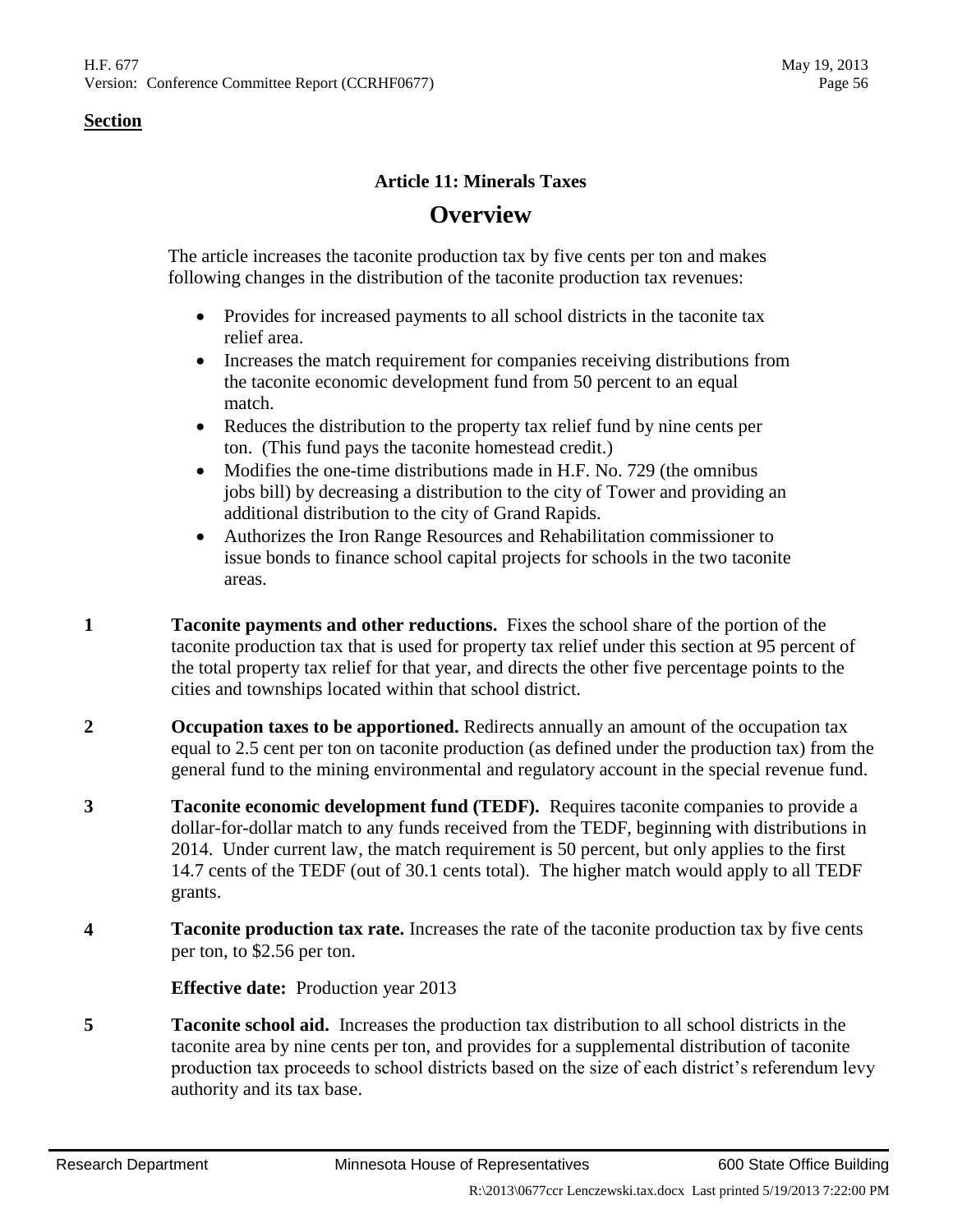**Section**

## Article 11: Minerals Taxes

# Overview

The article increases the taconite production tax by five cents per ton and makes following changes in the distribution of the taconite production tax revenues:

- Provides for increased payments to all school districts in the taconite tax relief area.
- Increases the match requirement for companies receiving distributions from the taconite economic development fund from 50 percent to an equal match.
- Reduces the distribution to the property tax relief fund by nine cents per ton. (This fund pays the taconite homestead credit.)
- Modifies the one-time distributions made in H.F. No. 729 (the omnibus jobs bill) by decreasing a distribution to the city of Tower and providing an additional distribution to the city of Grand Rapids.
- Authorizes the Iron Range Resources and Rehabilitation commissioner to issue bonds to finance school capital projects for schools in the two taconite areas.

**1** **Taconite payments and other reductions.** Fixes the school share of the portion of the taconite production tax that is used for property tax relief under this section at 95 percent of the total property tax relief for that year, and directs the other five percentage points to the cities and townships located within that school district.

**2** **Occupation taxes to be apportioned.** Redirects annually an amount of the occupation tax equal to 2.5 cent per ton on taconite production (as defined under the production tax) from the general fund to the mining environmental and regulatory account in the special revenue fund.

**3** **Taconite economic development fund (TEDF).** Requires taconite companies to provide a dollar-for-dollar match to any funds received from the TEDF, beginning with distributions in 2014. Under current law, the match requirement is 50 percent, but only applies to the first 14.7 cents of the TEDF (out of 30.1 cents total). The higher match would apply to all TEDF grants.

**4** **Taconite production tax rate.** Increases the rate of the taconite production tax by five cents per ton, to $2.56 per ton.

**Effective date:** Production year 2013

**5** **Taconite school aid.** Increases the production tax distribution to all school districts in the taconite area by nine cents per ton, and provides for a supplemental distribution of taconite production tax proceeds to school districts based on the size of each district's referendum levy authority and its tax base.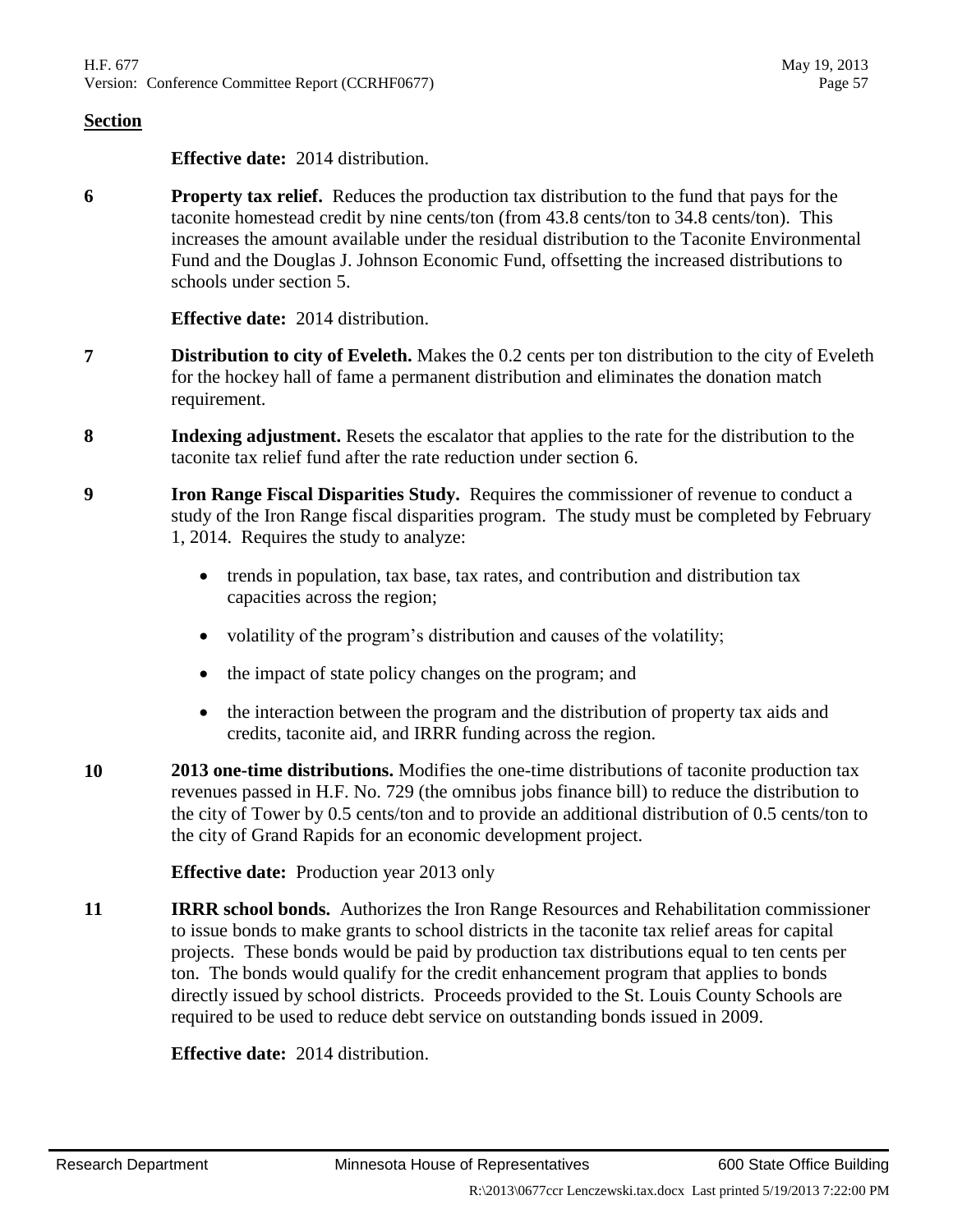**Section**

**Effective date:** 2014 distribution.

**6** **Property tax relief.** Reduces the production tax distribution to the fund that pays for the taconite homestead credit by nine cents/ton (from 43.8 cents/ton to 34.8 cents/ton). This increases the amount available under the residual distribution to the Taconite Environmental Fund and the Douglas J. Johnson Economic Fund, offsetting the increased distributions to schools under section 5.

**Effective date:** 2014 distribution.

**7** **Distribution to city of Eveleth.** Makes the 0.2 cents per ton distribution to the city of Eveleth for the hockey hall of fame a permanent distribution and eliminates the donation match requirement.

**8** **Indexing adjustment.** Resets the escalator that applies to the rate for the distribution to the taconite tax relief fund after the rate reduction under section 6.

**9** **Iron Range Fiscal Disparities Study.** Requires the commissioner of revenue to conduct a study of the Iron Range fiscal disparities program. The study must be completed by February 1, 2014. Requires the study to analyze:

- trends in population, tax base, tax rates, and contribution and distribution tax capacities across the region;
- volatility of the program's distribution and causes of the volatility;
- the impact of state policy changes on the program; and
- the interaction between the program and the distribution of property tax aids and credits, taconite aid, and IRRR funding across the region.

**10** **2013 one-time distributions.** Modifies the one-time distributions of taconite production tax revenues passed in H.F. No. 729 (the omnibus jobs finance bill) to reduce the distribution to the city of Tower by 0.5 cents/ton and to provide an additional distribution of 0.5 cents/ton to the city of Grand Rapids for an economic development project.

**Effective date:** Production year 2013 only

**11** **IRRR school bonds.** Authorizes the Iron Range Resources and Rehabilitation commissioner to issue bonds to make grants to school districts in the taconite tax relief areas for capital projects. These bonds would be paid by production tax distributions equal to ten cents per ton. The bonds would qualify for the credit enhancement program that applies to bonds directly issued by school districts. Proceeds provided to the St. Louis County Schools are required to be used to reduce debt service on outstanding bonds issued in 2009.

**Effective date:** 2014 distribution.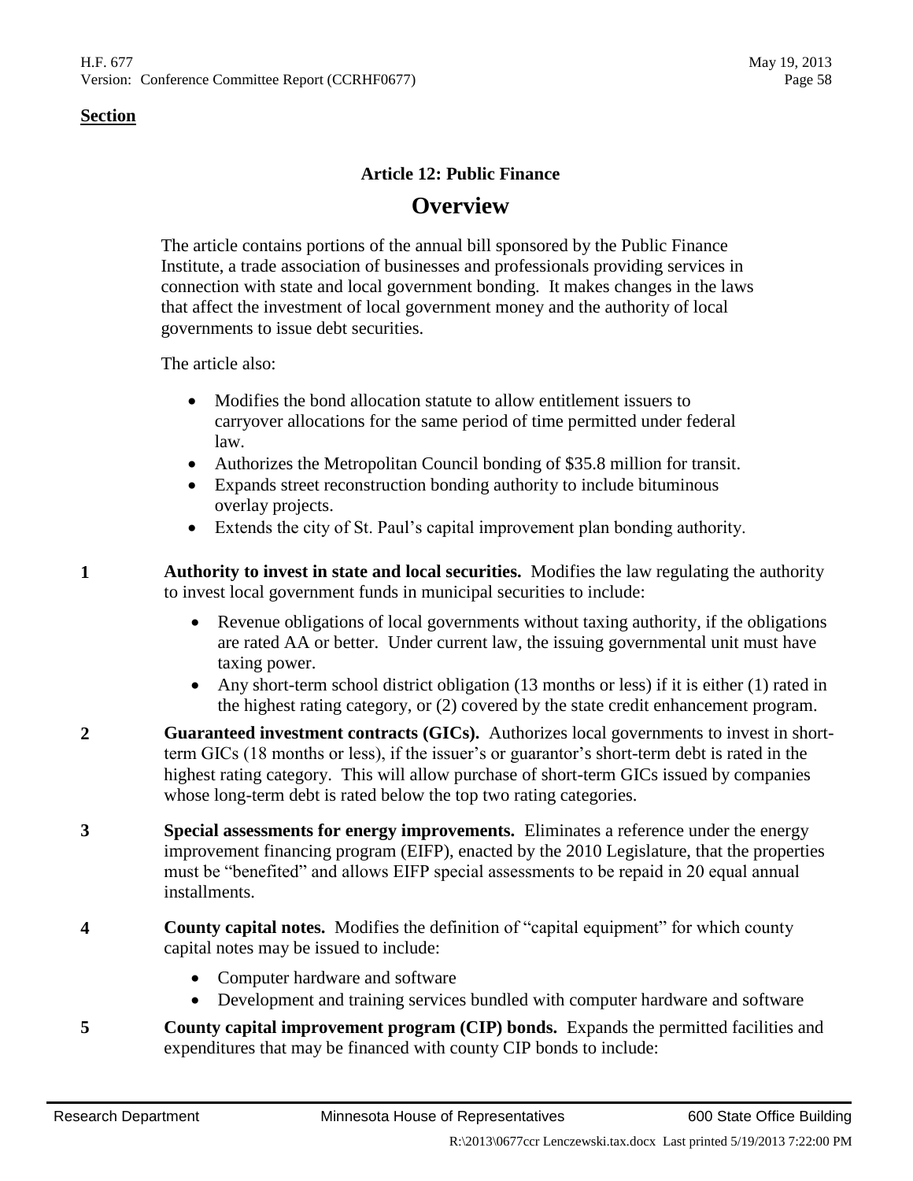**Section**

### Article 12: Public Finance

## Overview

The article contains portions of the annual bill sponsored by the Public Finance Institute, a trade association of businesses and professionals providing services in connection with state and local government bonding. It makes changes in the laws that affect the investment of local government money and the authority of local governments to issue debt securities.

The article also:

- Modifies the bond allocation statute to allow entitlement issuers to carryover allocations for the same period of time permitted under federal law.
- Authorizes the Metropolitan Council bonding of $35.8 million for transit.
- Expands street reconstruction bonding authority to include bituminous overlay projects.
- Extends the city of St. Paul's capital improvement plan bonding authority.

**1** **Authority to invest in state and local securities.** Modifies the law regulating the authority to invest local government funds in municipal securities to include:

- Revenue obligations of local governments without taxing authority, if the obligations are rated AA or better. Under current law, the issuing governmental unit must have taxing power.
- Any short-term school district obligation (13 months or less) if it is either (1) rated in the highest rating category, or (2) covered by the state credit enhancement program.

**2** **Guaranteed investment contracts (GICs).** Authorizes local governments to invest in short-term GICs (18 months or less), if the issuer's or guarantor's short-term debt is rated in the highest rating category. This will allow purchase of short-term GICs issued by companies whose long-term debt is rated below the top two rating categories.

**3** **Special assessments for energy improvements.** Eliminates a reference under the energy improvement financing program (EIFP), enacted by the 2010 Legislature, that the properties must be "benefited" and allows EIFP special assessments to be repaid in 20 equal annual installments.

**4** **County capital notes.** Modifies the definition of "capital equipment" for which county capital notes may be issued to include:

- Computer hardware and software
- Development and training services bundled with computer hardware and software

**5** **County capital improvement program (CIP) bonds.** Expands the permitted facilities and expenditures that may be financed with county CIP bonds to include: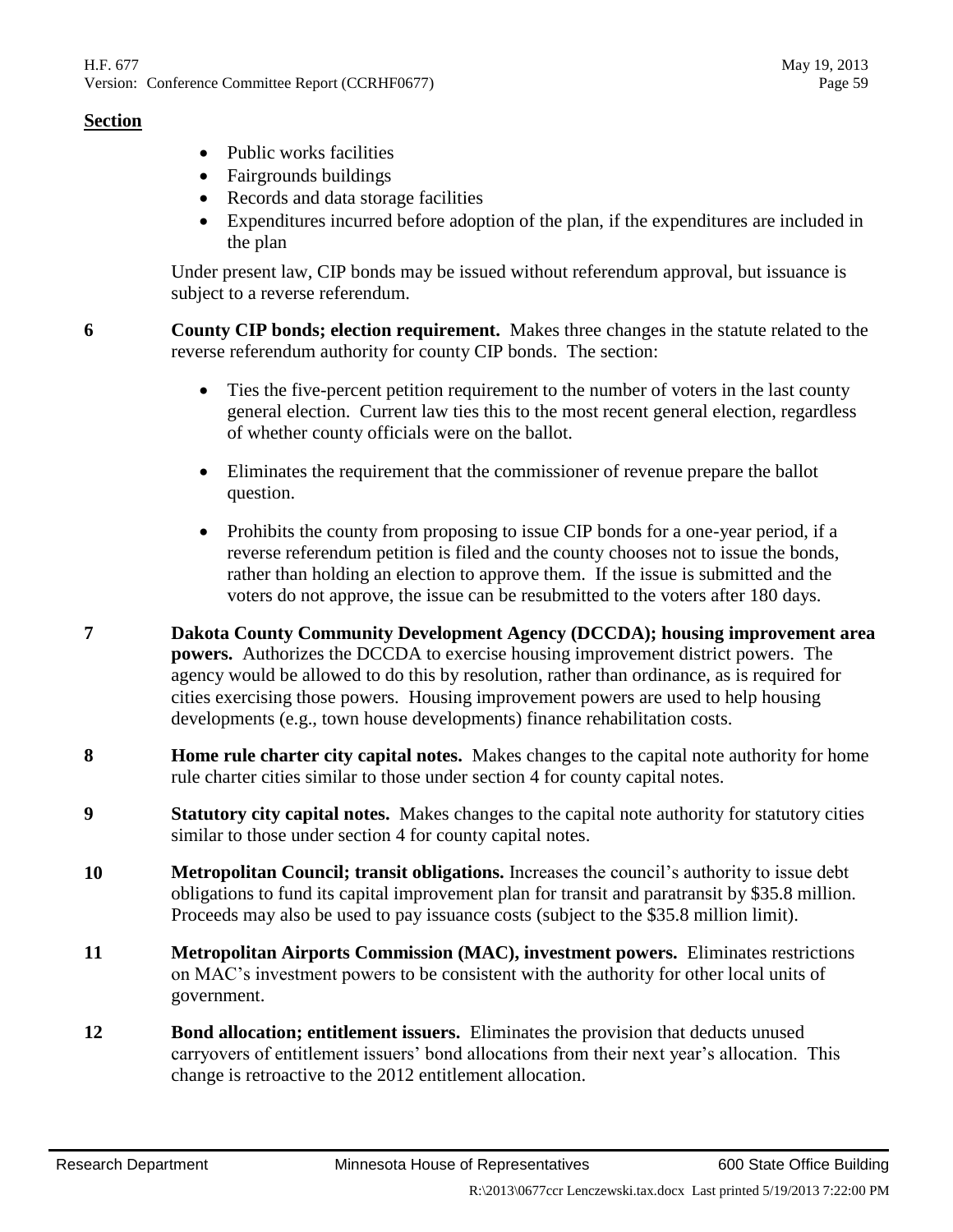**Section**

- Public works facilities
- Fairgrounds buildings
- Records and data storage facilities
- Expenditures incurred before adoption of the plan, if the expenditures are included in the plan

Under present law, CIP bonds may be issued without referendum approval, but issuance is subject to a reverse referendum.

**6** **County CIP bonds; election requirement.** Makes three changes in the statute related to the reverse referendum authority for county CIP bonds. The section:

- Ties the five-percent petition requirement to the number of voters in the last county general election. Current law ties this to the most recent general election, regardless of whether county officials were on the ballot.
- Eliminates the requirement that the commissioner of revenue prepare the ballot question.
- Prohibits the county from proposing to issue CIP bonds for a one-year period, if a reverse referendum petition is filed and the county chooses not to issue the bonds, rather than holding an election to approve them. If the issue is submitted and the voters do not approve, the issue can be resubmitted to the voters after 180 days.

**7** **Dakota County Community Development Agency (DCCDA); housing improvement area powers.** Authorizes the DCCDA to exercise housing improvement district powers. The agency would be allowed to do this by resolution, rather than ordinance, as is required for cities exercising those powers. Housing improvement powers are used to help housing developments (e.g., town house developments) finance rehabilitation costs.

**8** **Home rule charter city capital notes.** Makes changes to the capital note authority for home rule charter cities similar to those under section 4 for county capital notes.

**9** **Statutory city capital notes.** Makes changes to the capital note authority for statutory cities similar to those under section 4 for county capital notes.

**10** **Metropolitan Council; transit obligations.** Increases the council's authority to issue debt obligations to fund its capital improvement plan for transit and paratransit by $35.8 million. Proceeds may also be used to pay issuance costs (subject to the $35.8 million limit).

**11** **Metropolitan Airports Commission (MAC), investment powers.** Eliminates restrictions on MAC's investment powers to be consistent with the authority for other local units of government.

**12** **Bond allocation; entitlement issuers.** Eliminates the provision that deducts unused carryovers of entitlement issuers' bond allocations from their next year's allocation. This change is retroactive to the 2012 entitlement allocation.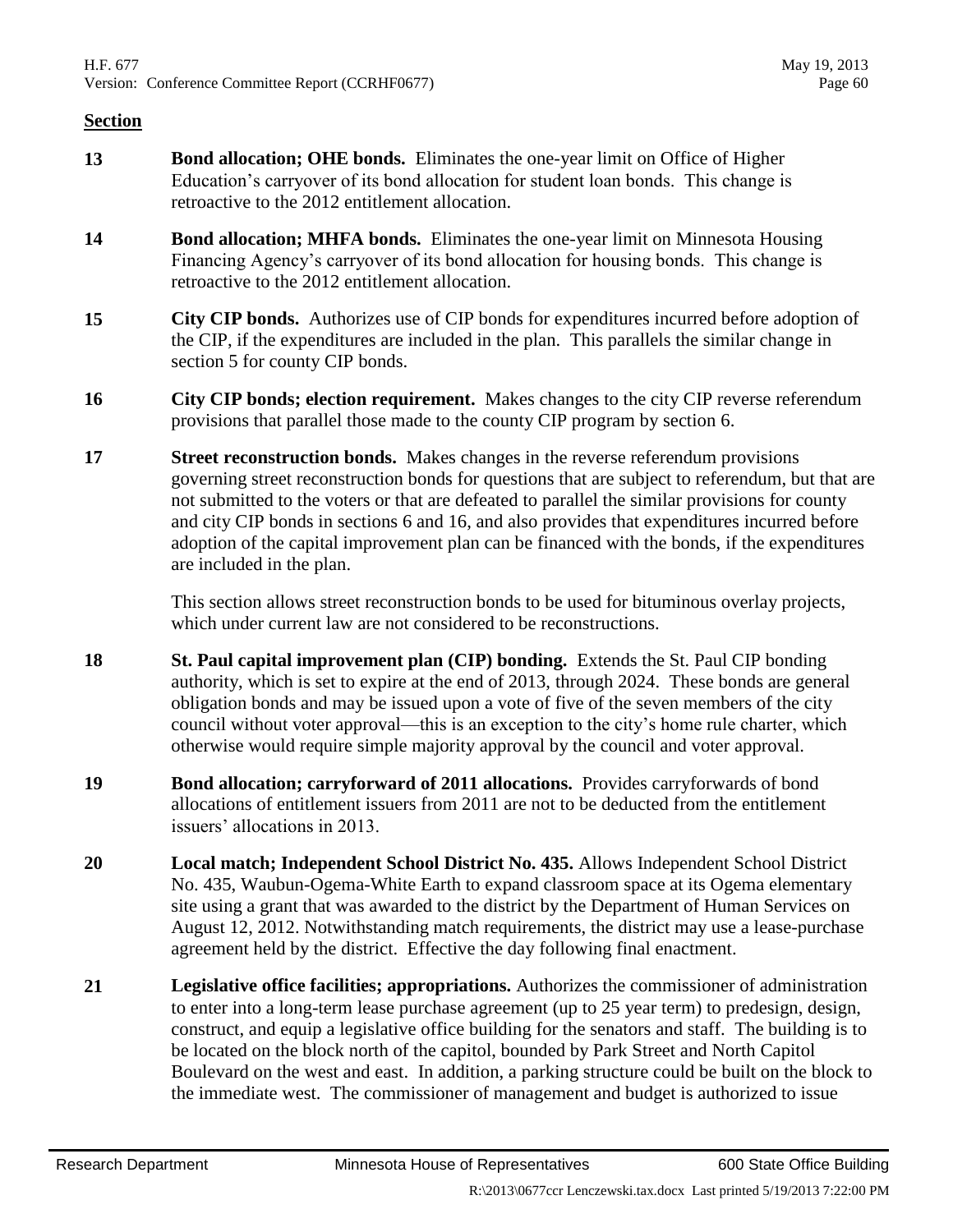**Section**

**13** **Bond allocation; OHE bonds.** Eliminates the one-year limit on Office of Higher Education's carryover of its bond allocation for student loan bonds. This change is retroactive to the 2012 entitlement allocation.

**14** **Bond allocation; MHFA bonds.** Eliminates the one-year limit on Minnesota Housing Financing Agency's carryover of its bond allocation for housing bonds. This change is retroactive to the 2012 entitlement allocation.

**15** **City CIP bonds.** Authorizes use of CIP bonds for expenditures incurred before adoption of the CIP, if the expenditures are included in the plan. This parallels the similar change in section 5 for county CIP bonds.

**16** **City CIP bonds; election requirement.** Makes changes to the city CIP reverse referendum provisions that parallel those made to the county CIP program by section 6.

**17** **Street reconstruction bonds.** Makes changes in the reverse referendum provisions governing street reconstruction bonds for questions that are subject to referendum, but that are not submitted to the voters or that are defeated to parallel the similar provisions for county and city CIP bonds in sections 6 and 16, and also provides that expenditures incurred before adoption of the capital improvement plan can be financed with the bonds, if the expenditures are included in the plan.

This section allows street reconstruction bonds to be used for bituminous overlay projects, which under current law are not considered to be reconstructions.

**18** **St. Paul capital improvement plan (CIP) bonding.** Extends the St. Paul CIP bonding authority, which is set to expire at the end of 2013, through 2024. These bonds are general obligation bonds and may be issued upon a vote of five of the seven members of the city council without voter approval—this is an exception to the city's home rule charter, which otherwise would require simple majority approval by the council and voter approval.

**19** **Bond allocation; carryforward of 2011 allocations.** Provides carryforwards of bond allocations of entitlement issuers from 2011 are not to be deducted from the entitlement issuers' allocations in 2013.

**20** **Local match; Independent School District No. 435.** Allows Independent School District No. 435, Waubun-Ogema-White Earth to expand classroom space at its Ogema elementary site using a grant that was awarded to the district by the Department of Human Services on August 12, 2012. Notwithstanding match requirements, the district may use a lease-purchase agreement held by the district. Effective the day following final enactment.

**21** **Legislative office facilities; appropriations.** Authorizes the commissioner of administration to enter into a long-term lease purchase agreement (up to 25 year term) to predesign, design, construct, and equip a legislative office building for the senators and staff. The building is to be located on the block north of the capitol, bounded by Park Street and North Capitol Boulevard on the west and east. In addition, a parking structure could be built on the block to the immediate west. The commissioner of management and budget is authorized to issue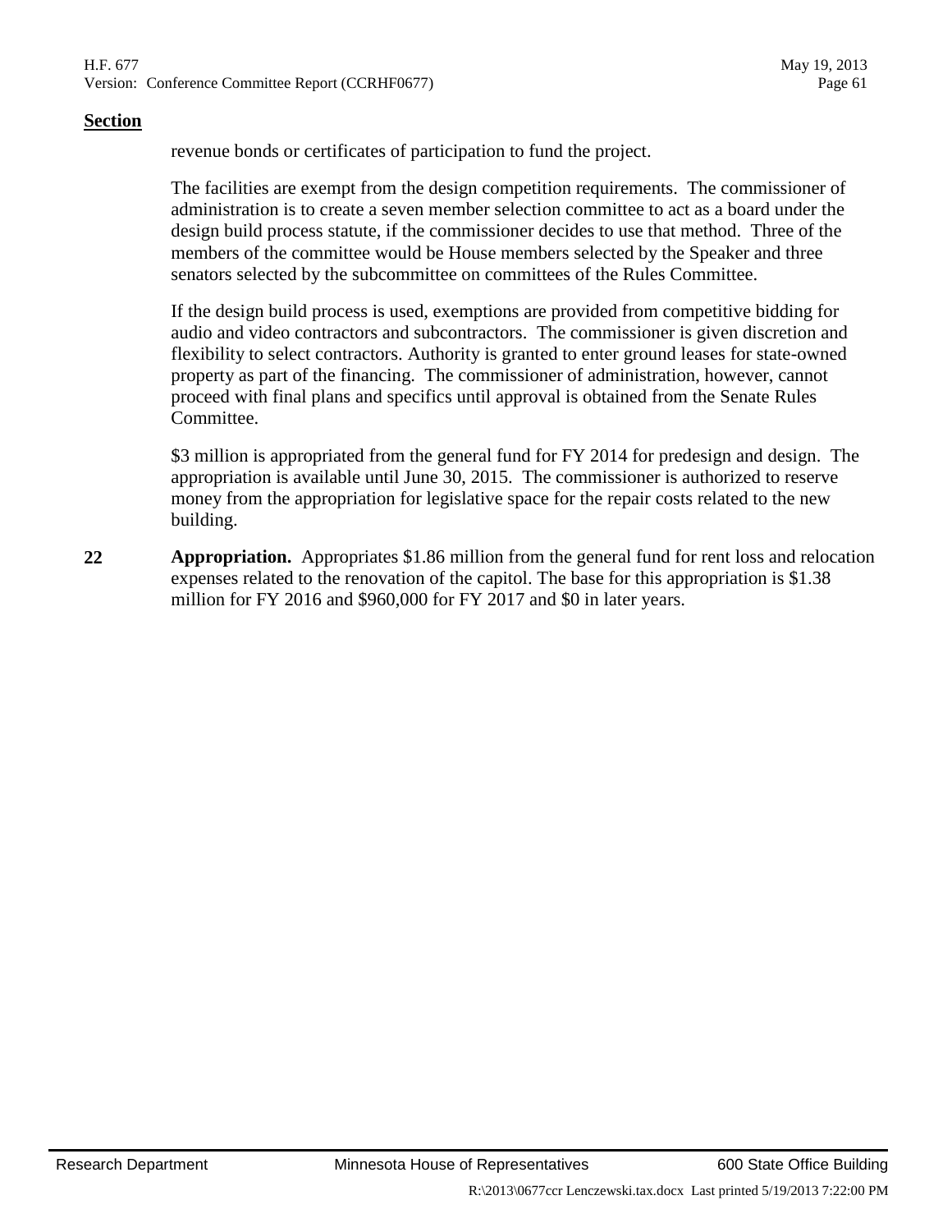**Section**

revenue bonds or certificates of participation to fund the project.

The facilities are exempt from the design competition requirements. The commissioner of administration is to create a seven member selection committee to act as a board under the design build process statute, if the commissioner decides to use that method. Three of the members of the committee would be House members selected by the Speaker and three senators selected by the subcommittee on committees of the Rules Committee.

If the design build process is used, exemptions are provided from competitive bidding for audio and video contractors and subcontractors. The commissioner is given discretion and flexibility to select contractors. Authority is granted to enter ground leases for state-owned property as part of the financing. The commissioner of administration, however, cannot proceed with final plans and specifics until approval is obtained from the Senate Rules Committee.

$3 million is appropriated from the general fund for FY 2014 for predesign and design. The appropriation is available until June 30, 2015. The commissioner is authorized to reserve money from the appropriation for legislative space for the repair costs related to the new building.

**22** **Appropriation.** Appropriates $1.86 million from the general fund for rent loss and relocation expenses related to the renovation of the capitol. The base for this appropriation is $1.38 million for FY 2016 and $960,000 for FY 2017 and $0 in later years.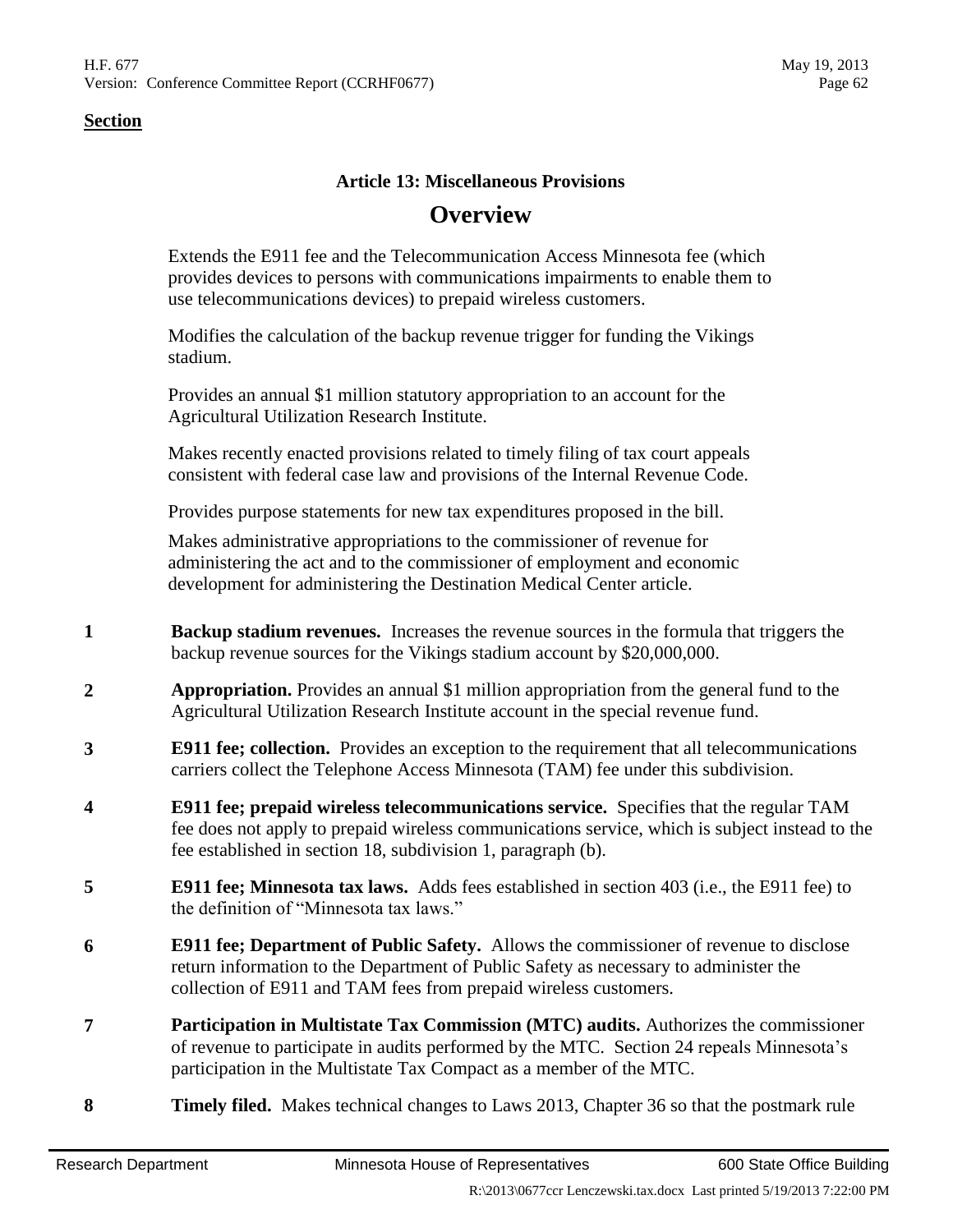**Section**

### Article 13: Miscellaneous Provisions

## Overview

Extends the E911 fee and the Telecommunication Access Minnesota fee (which provides devices to persons with communications impairments to enable them to use telecommunications devices) to prepaid wireless customers.

Modifies the calculation of the backup revenue trigger for funding the Vikings stadium.

Provides an annual $1 million statutory appropriation to an account for the Agricultural Utilization Research Institute.

Makes recently enacted provisions related to timely filing of tax court appeals consistent with federal case law and provisions of the Internal Revenue Code.

Provides purpose statements for new tax expenditures proposed in the bill.

Makes administrative appropriations to the commissioner of revenue for administering the act and to the commissioner of employment and economic development for administering the Destination Medical Center article.

**1** **Backup stadium revenues.** Increases the revenue sources in the formula that triggers the backup revenue sources for the Vikings stadium account by $20,000,000.

**2** **Appropriation.** Provides an annual $1 million appropriation from the general fund to the Agricultural Utilization Research Institute account in the special revenue fund.

**3** **E911 fee; collection.** Provides an exception to the requirement that all telecommunications carriers collect the Telephone Access Minnesota (TAM) fee under this subdivision.

**4** **E911 fee; prepaid wireless telecommunications service.** Specifies that the regular TAM fee does not apply to prepaid wireless communications service, which is subject instead to the fee established in section 18, subdivision 1, paragraph (b).

**5** **E911 fee; Minnesota tax laws.** Adds fees established in section 403 (i.e., the E911 fee) to the definition of "Minnesota tax laws."

**6** **E911 fee; Department of Public Safety.** Allows the commissioner of revenue to disclose return information to the Department of Public Safety as necessary to administer the collection of E911 and TAM fees from prepaid wireless customers.

**7** **Participation in Multistate Tax Commission (MTC) audits.** Authorizes the commissioner of revenue to participate in audits performed by the MTC. Section 24 repeals Minnesota's participation in the Multistate Tax Compact as a member of the MTC.

**8** **Timely filed.** Makes technical changes to Laws 2013, Chapter 36 so that the postmark rule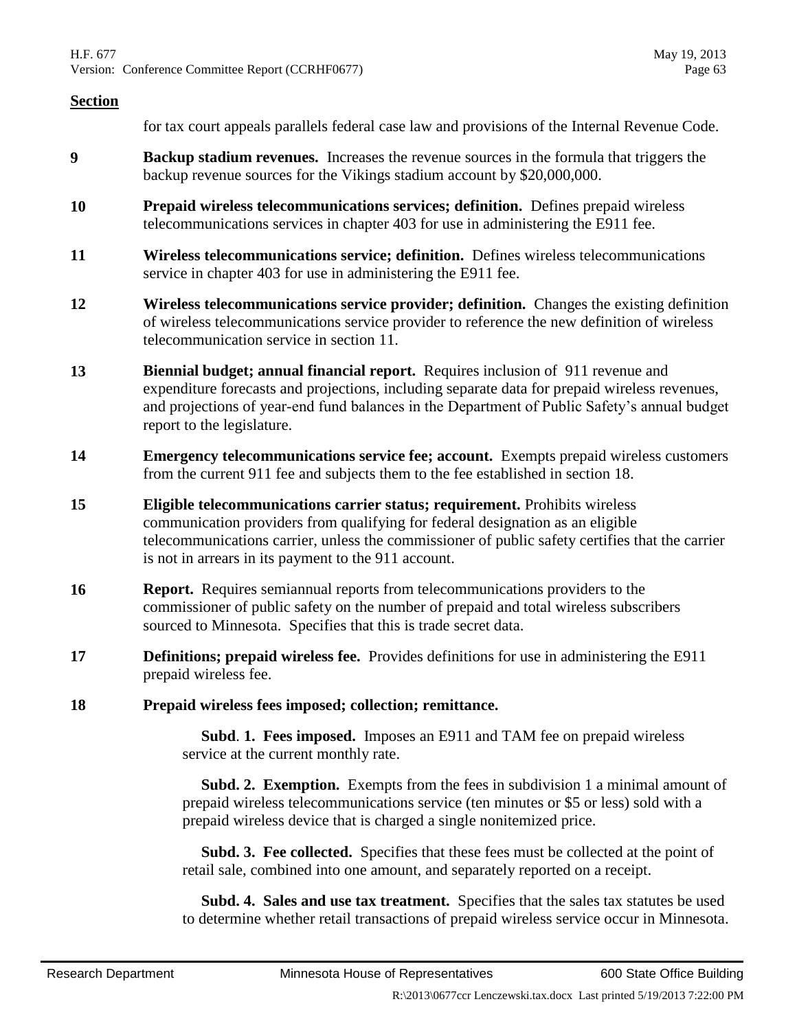**Section**

for tax court appeals parallels federal case law and provisions of the Internal Revenue Code.

**9** **Backup stadium revenues.** Increases the revenue sources in the formula that triggers the backup revenue sources for the Vikings stadium account by $20,000,000.

**10** **Prepaid wireless telecommunications services; definition.** Defines prepaid wireless telecommunications services in chapter 403 for use in administering the E911 fee.

**11** **Wireless telecommunications service; definition.** Defines wireless telecommunications service in chapter 403 for use in administering the E911 fee.

**12** **Wireless telecommunications service provider; definition.** Changes the existing definition of wireless telecommunications service provider to reference the new definition of wireless telecommunication service in section 11.

**13** **Biennial budget; annual financial report.** Requires inclusion of 911 revenue and expenditure forecasts and projections, including separate data for prepaid wireless revenues, and projections of year-end fund balances in the Department of Public Safety's annual budget report to the legislature.

**14** **Emergency telecommunications service fee; account.** Exempts prepaid wireless customers from the current 911 fee and subjects them to the fee established in section 18.

**15** **Eligible telecommunications carrier status; requirement.** Prohibits wireless communication providers from qualifying for federal designation as an eligible telecommunications carrier, unless the commissioner of public safety certifies that the carrier is not in arrears in its payment to the 911 account.

**16** **Report.** Requires semiannual reports from telecommunications providers to the commissioner of public safety on the number of prepaid and total wireless subscribers sourced to Minnesota. Specifies that this is trade secret data.

**17** **Definitions; prepaid wireless fee.** Provides definitions for use in administering the E911 prepaid wireless fee.

**18** **Prepaid wireless fees imposed; collection; remittance.**

**Subd. 1. Fees imposed.** Imposes an E911 and TAM fee on prepaid wireless service at the current monthly rate.

**Subd. 2. Exemption.** Exempts from the fees in subdivision 1 a minimal amount of prepaid wireless telecommunications service (ten minutes or $5 or less) sold with a prepaid wireless device that is charged a single nonitemized price.

**Subd. 3. Fee collected.** Specifies that these fees must be collected at the point of retail sale, combined into one amount, and separately reported on a receipt.

**Subd. 4. Sales and use tax treatment.** Specifies that the sales tax statutes be used to determine whether retail transactions of prepaid wireless service occur in Minnesota.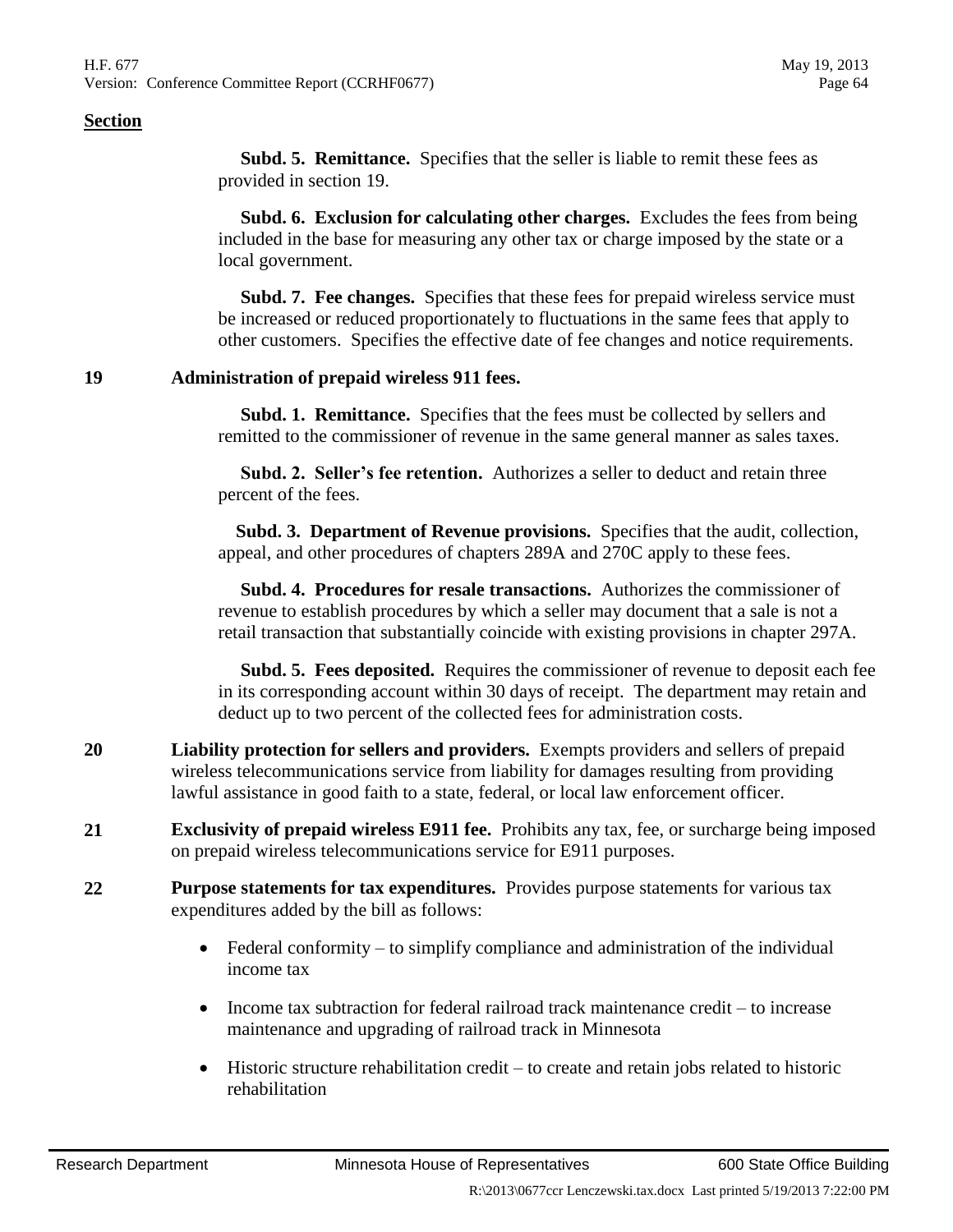**Section**

**Subd. 5. Remittance.** Specifies that the seller is liable to remit these fees as provided in section 19.

**Subd. 6. Exclusion for calculating other charges.** Excludes the fees from being included in the base for measuring any other tax or charge imposed by the state or a local government.

**Subd. 7. Fee changes.** Specifies that these fees for prepaid wireless service must be increased or reduced proportionately to fluctuations in the same fees that apply to other customers. Specifies the effective date of fee changes and notice requirements.

**19 Administration of prepaid wireless 911 fees.**

**Subd. 1. Remittance.** Specifies that the fees must be collected by sellers and remitted to the commissioner of revenue in the same general manner as sales taxes.

**Subd. 2. Seller's fee retention.** Authorizes a seller to deduct and retain three percent of the fees.

**Subd. 3. Department of Revenue provisions.** Specifies that the audit, collection, appeal, and other procedures of chapters 289A and 270C apply to these fees.

**Subd. 4. Procedures for resale transactions.** Authorizes the commissioner of revenue to establish procedures by which a seller may document that a sale is not a retail transaction that substantially coincide with existing provisions in chapter 297A.

**Subd. 5. Fees deposited.** Requires the commissioner of revenue to deposit each fee in its corresponding account within 30 days of receipt. The department may retain and deduct up to two percent of the collected fees for administration costs.

**20 Liability protection for sellers and providers.** Exempts providers and sellers of prepaid wireless telecommunications service from liability for damages resulting from providing lawful assistance in good faith to a state, federal, or local law enforcement officer.

**21 Exclusivity of prepaid wireless E911 fee.** Prohibits any tax, fee, or surcharge being imposed on prepaid wireless telecommunications service for E911 purposes.

**22 Purpose statements for tax expenditures.** Provides purpose statements for various tax expenditures added by the bill as follows:

- Federal conformity – to simplify compliance and administration of the individual income tax
- Income tax subtraction for federal railroad track maintenance credit – to increase maintenance and upgrading of railroad track in Minnesota
- Historic structure rehabilitation credit – to create and retain jobs related to historic rehabilitation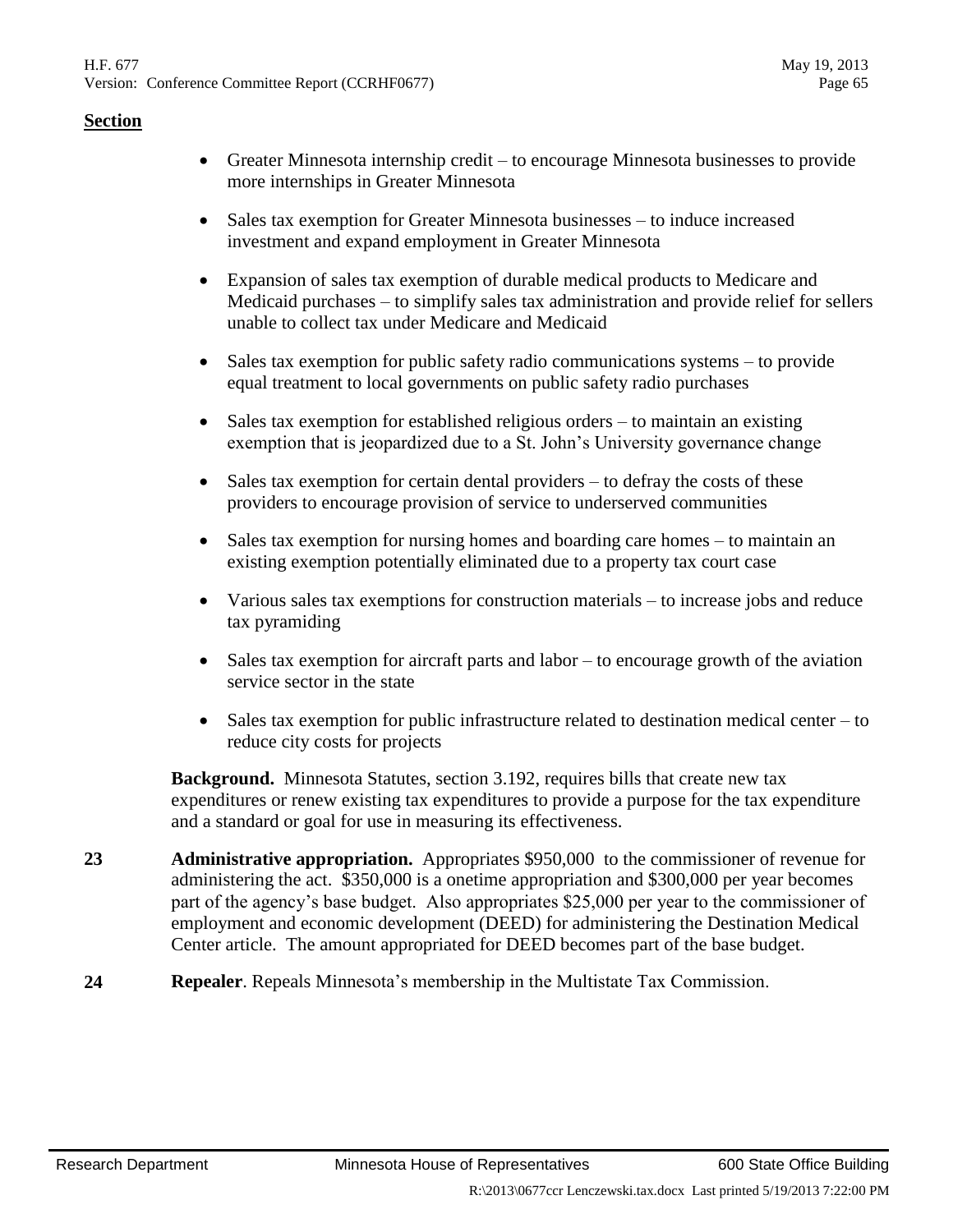**Section**

- Greater Minnesota internship credit – to encourage Minnesota businesses to provide more internships in Greater Minnesota
- Sales tax exemption for Greater Minnesota businesses – to induce increased investment and expand employment in Greater Minnesota
- Expansion of sales tax exemption of durable medical products to Medicare and Medicaid purchases – to simplify sales tax administration and provide relief for sellers unable to collect tax under Medicare and Medicaid
- Sales tax exemption for public safety radio communications systems – to provide equal treatment to local governments on public safety radio purchases
- Sales tax exemption for established religious orders – to maintain an existing exemption that is jeopardized due to a St. John's University governance change
- Sales tax exemption for certain dental providers – to defray the costs of these providers to encourage provision of service to underserved communities
- Sales tax exemption for nursing homes and boarding care homes – to maintain an existing exemption potentially eliminated due to a property tax court case
- Various sales tax exemptions for construction materials – to increase jobs and reduce tax pyramiding
- Sales tax exemption for aircraft parts and labor – to encourage growth of the aviation service sector in the state
- Sales tax exemption for public infrastructure related to destination medical center – to reduce city costs for projects

**Background.** Minnesota Statutes, section 3.192, requires bills that create new tax expenditures or renew existing tax expenditures to provide a purpose for the tax expenditure and a standard or goal for use in measuring its effectiveness.

**23** **Administrative appropriation.** Appropriates $950,000 to the commissioner of revenue for administering the act. $350,000 is a onetime appropriation and $300,000 per year becomes part of the agency's base budget. Also appropriates $25,000 per year to the commissioner of employment and economic development (DEED) for administering the Destination Medical Center article. The amount appropriated for DEED becomes part of the base budget.

**24** **Repealer**. Repeals Minnesota's membership in the Multistate Tax Commission.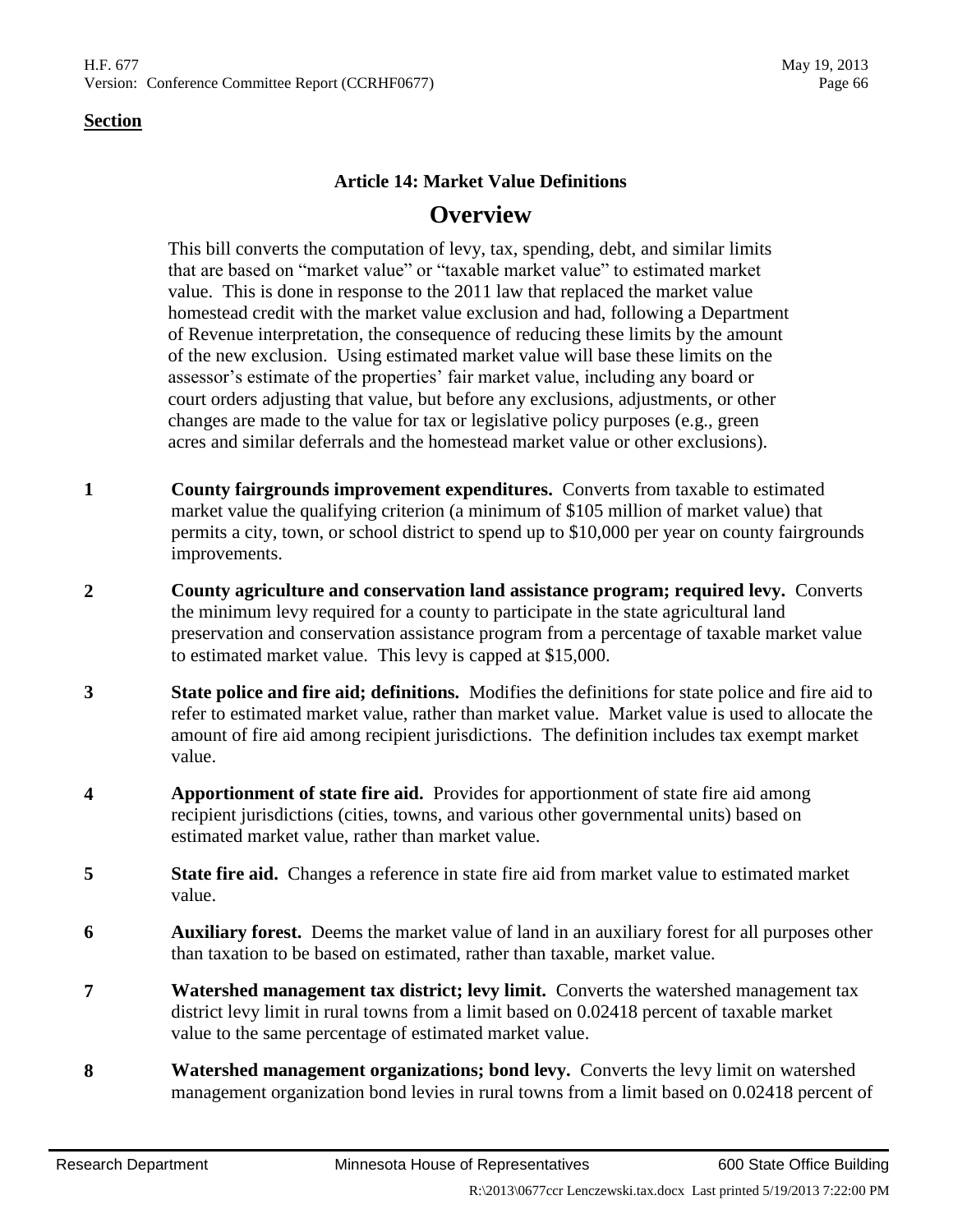**Section**

### Article 14: Market Value Definitions

## Overview

This bill converts the computation of levy, tax, spending, debt, and similar limits that are based on "market value" or "taxable market value" to estimated market value. This is done in response to the 2011 law that replaced the market value homestead credit with the market value exclusion and had, following a Department of Revenue interpretation, the consequence of reducing these limits by the amount of the new exclusion. Using estimated market value will base these limits on the assessor's estimate of the properties' fair market value, including any board or court orders adjusting that value, but before any exclusions, adjustments, or other changes are made to the value for tax or legislative policy purposes (e.g., green acres and similar deferrals and the homestead market value or other exclusions).

**1** **County fairgrounds improvement expenditures.** Converts from taxable to estimated market value the qualifying criterion (a minimum of $105 million of market value) that permits a city, town, or school district to spend up to $10,000 per year on county fairgrounds improvements.

**2** **County agriculture and conservation land assistance program; required levy.** Converts the minimum levy required for a county to participate in the state agricultural land preservation and conservation assistance program from a percentage of taxable market value to estimated market value. This levy is capped at $15,000.

**3** **State police and fire aid; definitions.** Modifies the definitions for state police and fire aid to refer to estimated market value, rather than market value. Market value is used to allocate the amount of fire aid among recipient jurisdictions. The definition includes tax exempt market value.

**4** **Apportionment of state fire aid.** Provides for apportionment of state fire aid among recipient jurisdictions (cities, towns, and various other governmental units) based on estimated market value, rather than market value.

**5** **State fire aid.** Changes a reference in state fire aid from market value to estimated market value.

**6** **Auxiliary forest.** Deems the market value of land in an auxiliary forest for all purposes other than taxation to be based on estimated, rather than taxable, market value.

**7** **Watershed management tax district; levy limit.** Converts the watershed management tax district levy limit in rural towns from a limit based on 0.02418 percent of taxable market value to the same percentage of estimated market value.

**8** **Watershed management organizations; bond levy.** Converts the levy limit on watershed management organization bond levies in rural towns from a limit based on 0.02418 percent of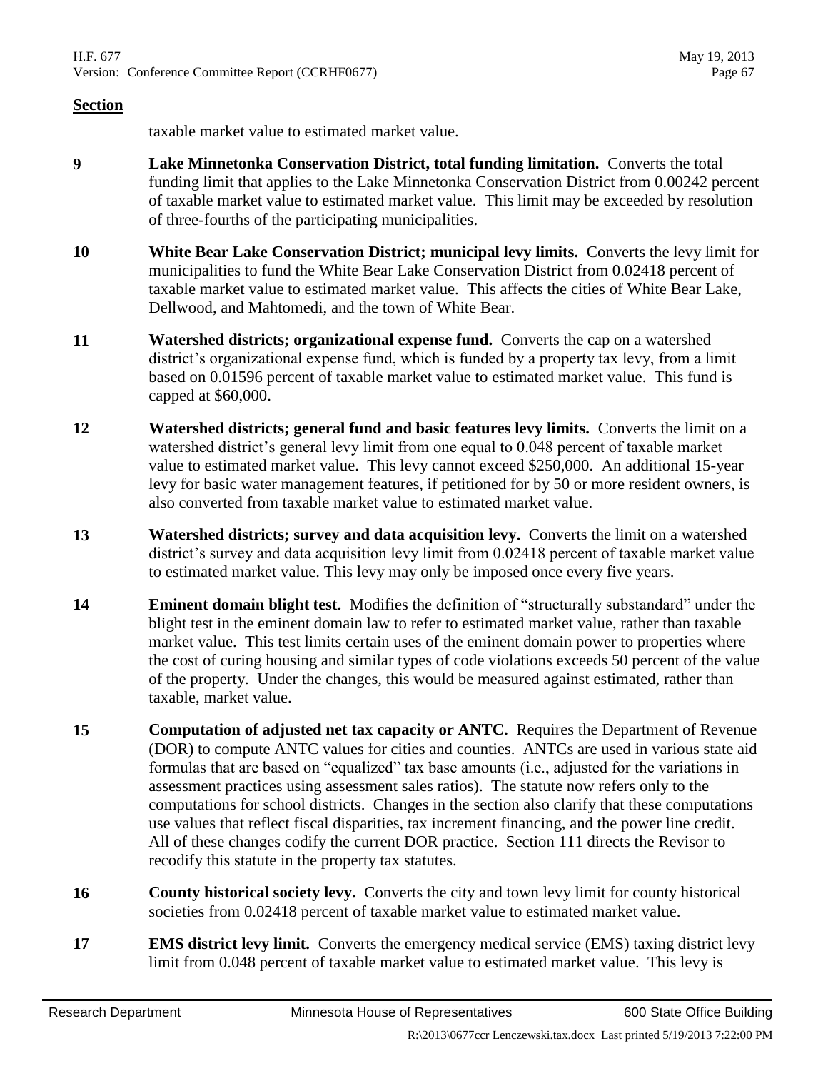**Section**

taxable market value to estimated market value.

**9** **Lake Minnetonka Conservation District, total funding limitation.** Converts the total funding limit that applies to the Lake Minnetonka Conservation District from 0.00242 percent of taxable market value to estimated market value. This limit may be exceeded by resolution of three-fourths of the participating municipalities.

**10** **White Bear Lake Conservation District; municipal levy limits.** Converts the levy limit for municipalities to fund the White Bear Lake Conservation District from 0.02418 percent of taxable market value to estimated market value. This affects the cities of White Bear Lake, Dellwood, and Mahtomedi, and the town of White Bear.

**11** **Watershed districts; organizational expense fund.** Converts the cap on a watershed district's organizational expense fund, which is funded by a property tax levy, from a limit based on 0.01596 percent of taxable market value to estimated market value. This fund is capped at $60,000.

**12** **Watershed districts; general fund and basic features levy limits.** Converts the limit on a watershed district's general levy limit from one equal to 0.048 percent of taxable market value to estimated market value. This levy cannot exceed $250,000. An additional 15-year levy for basic water management features, if petitioned for by 50 or more resident owners, is also converted from taxable market value to estimated market value.

**13** **Watershed districts; survey and data acquisition levy.** Converts the limit on a watershed district's survey and data acquisition levy limit from 0.02418 percent of taxable market value to estimated market value. This levy may only be imposed once every five years.

**14** **Eminent domain blight test.** Modifies the definition of "structurally substandard" under the blight test in the eminent domain law to refer to estimated market value, rather than taxable market value. This test limits certain uses of the eminent domain power to properties where the cost of curing housing and similar types of code violations exceeds 50 percent of the value of the property. Under the changes, this would be measured against estimated, rather than taxable, market value.

**15** **Computation of adjusted net tax capacity or ANTC.** Requires the Department of Revenue (DOR) to compute ANTC values for cities and counties. ANTCs are used in various state aid formulas that are based on "equalized" tax base amounts (i.e., adjusted for the variations in assessment practices using assessment sales ratios). The statute now refers only to the computations for school districts. Changes in the section also clarify that these computations use values that reflect fiscal disparities, tax increment financing, and the power line credit. All of these changes codify the current DOR practice. Section 111 directs the Revisor to recodify this statute in the property tax statutes.

**16** **County historical society levy.** Converts the city and town levy limit for county historical societies from 0.02418 percent of taxable market value to estimated market value.

**17** **EMS district levy limit.** Converts the emergency medical service (EMS) taxing district levy limit from 0.048 percent of taxable market value to estimated market value. This levy is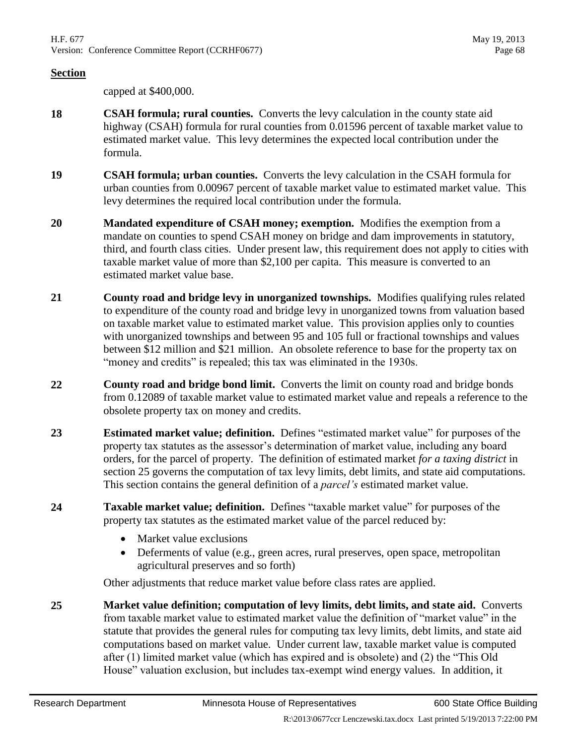**Section**

capped at $400,000.

**18** **CSAH formula; rural counties.** Converts the levy calculation in the county state aid highway (CSAH) formula for rural counties from 0.01596 percent of taxable market value to estimated market value. This levy determines the expected local contribution under the formula.

**19** **CSAH formula; urban counties.** Converts the levy calculation in the CSAH formula for urban counties from 0.00967 percent of taxable market value to estimated market value. This levy determines the required local contribution under the formula.

**20** **Mandated expenditure of CSAH money; exemption.** Modifies the exemption from a mandate on counties to spend CSAH money on bridge and dam improvements in statutory, third, and fourth class cities. Under present law, this requirement does not apply to cities with taxable market value of more than $2,100 per capita. This measure is converted to an estimated market value base.

**21** **County road and bridge levy in unorganized townships.** Modifies qualifying rules related to expenditure of the county road and bridge levy in unorganized towns from valuation based on taxable market value to estimated market value. This provision applies only to counties with unorganized townships and between 95 and 105 full or fractional townships and values between $12 million and $21 million. An obsolete reference to base for the property tax on "money and credits" is repealed; this tax was eliminated in the 1930s.

**22** **County road and bridge bond limit.** Converts the limit on county road and bridge bonds from 0.12089 of taxable market value to estimated market value and repeals a reference to the obsolete property tax on money and credits.

**23** **Estimated market value; definition.** Defines "estimated market value" for purposes of the property tax statutes as the assessor's determination of market value, including any board orders, for the parcel of property. The definition of estimated market *for a taxing district* in section 25 governs the computation of tax levy limits, debt limits, and state aid computations. This section contains the general definition of a *parcel's* estimated market value.

**24** **Taxable market value; definition.** Defines "taxable market value" for purposes of the property tax statutes as the estimated market value of the parcel reduced by:

- Market value exclusions
- Deferments of value (e.g., green acres, rural preserves, open space, metropolitan agricultural preserves and so forth)

Other adjustments that reduce market value before class rates are applied.

**25** **Market value definition; computation of levy limits, debt limits, and state aid.** Converts from taxable market value to estimated market value the definition of "market value" in the statute that provides the general rules for computing tax levy limits, debt limits, and state aid computations based on market value. Under current law, taxable market value is computed after (1) limited market value (which has expired and is obsolete) and (2) the "This Old House" valuation exclusion, but includes tax-exempt wind energy values. In addition, it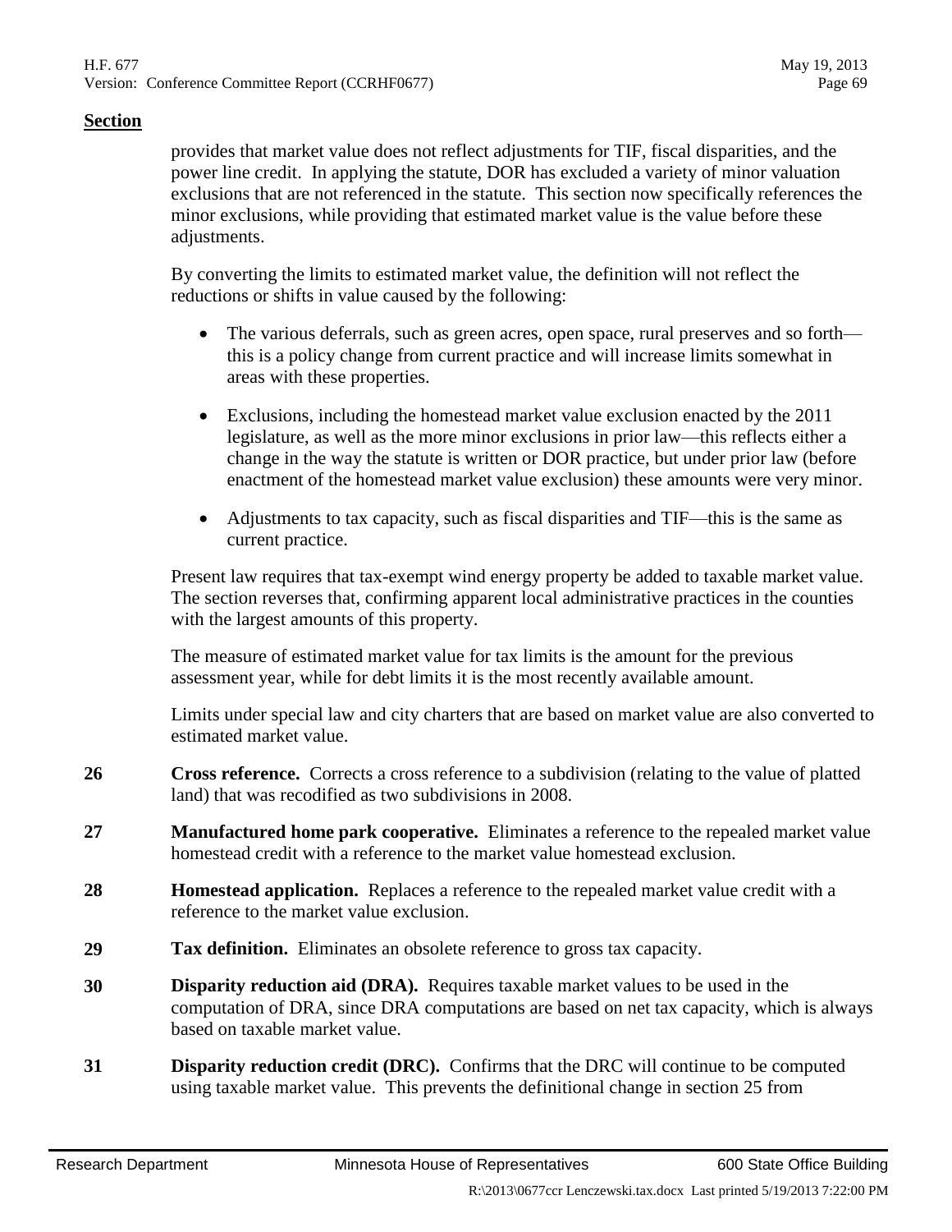**Section**

provides that market value does not reflect adjustments for TIF, fiscal disparities, and the power line credit. In applying the statute, DOR has excluded a variety of minor valuation exclusions that are not referenced in the statute. This section now specifically references the minor exclusions, while providing that estimated market value is the value before these adjustments.

By converting the limits to estimated market value, the definition will not reflect the reductions or shifts in value caused by the following:

- The various deferrals, such as green acres, open space, rural preserves and so forth—this is a policy change from current practice and will increase limits somewhat in areas with these properties.
- Exclusions, including the homestead market value exclusion enacted by the 2011 legislature, as well as the more minor exclusions in prior law—this reflects either a change in the way the statute is written or DOR practice, but under prior law (before enactment of the homestead market value exclusion) these amounts were very minor.
- Adjustments to tax capacity, such as fiscal disparities and TIF—this is the same as current practice.

Present law requires that tax-exempt wind energy property be added to taxable market value. The section reverses that, confirming apparent local administrative practices in the counties with the largest amounts of this property.

The measure of estimated market value for tax limits is the amount for the previous assessment year, while for debt limits it is the most recently available amount.

Limits under special law and city charters that are based on market value are also converted to estimated market value.

**26** **Cross reference.** Corrects a cross reference to a subdivision (relating to the value of platted land) that was recodified as two subdivisions in 2008.

**27** **Manufactured home park cooperative.** Eliminates a reference to the repealed market value homestead credit with a reference to the market value homestead exclusion.

**28** **Homestead application.** Replaces a reference to the repealed market value credit with a reference to the market value exclusion.

**29** **Tax definition.** Eliminates an obsolete reference to gross tax capacity.

**30** **Disparity reduction aid (DRA).** Requires taxable market values to be used in the computation of DRA, since DRA computations are based on net tax capacity, which is always based on taxable market value.

**31** **Disparity reduction credit (DRC).** Confirms that the DRC will continue to be computed using taxable market value. This prevents the definitional change in section 25 from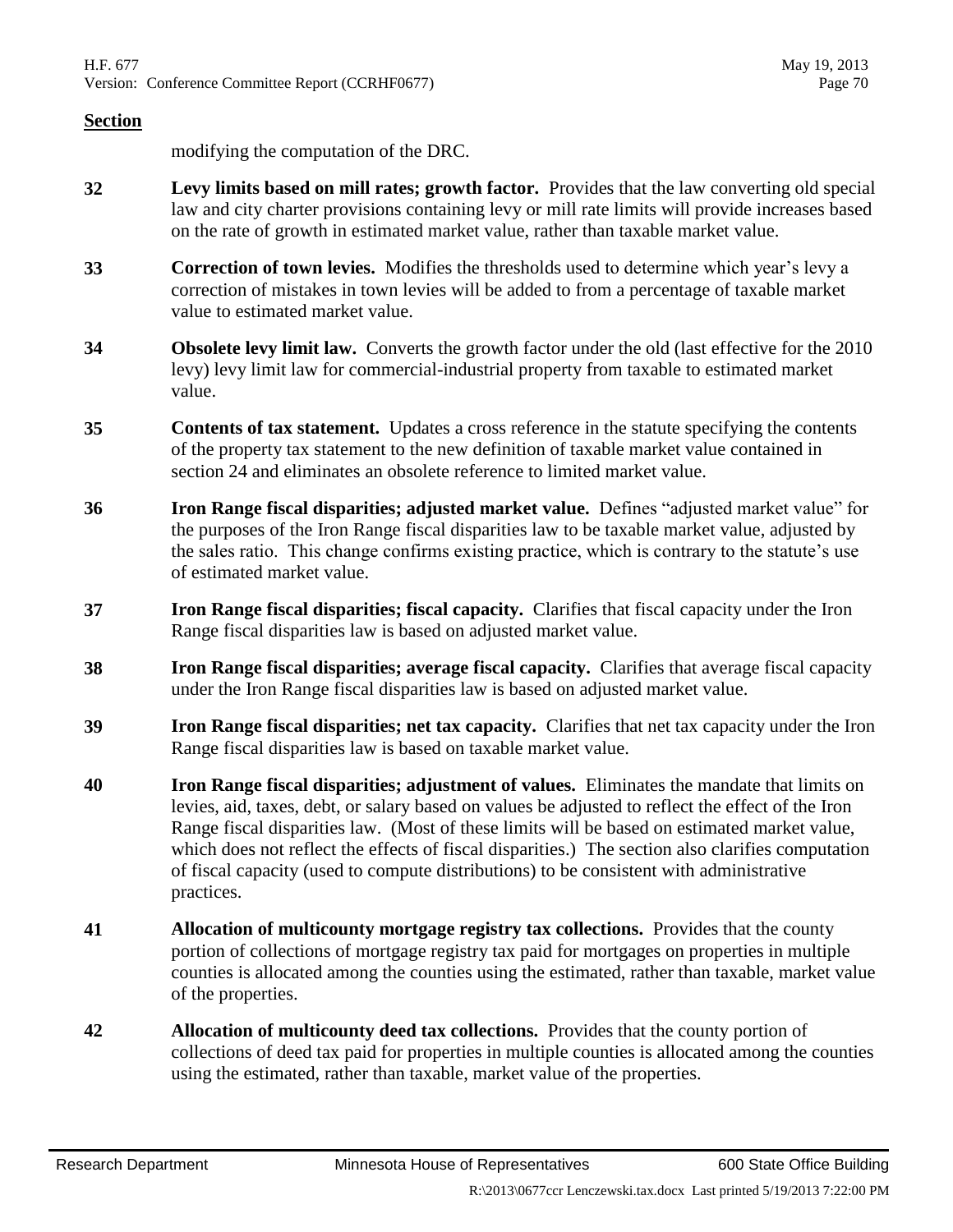**Section**

modifying the computation of the DRC.

**32** **Levy limits based on mill rates; growth factor.** Provides that the law converting old special law and city charter provisions containing levy or mill rate limits will provide increases based on the rate of growth in estimated market value, rather than taxable market value.

**33** **Correction of town levies.** Modifies the thresholds used to determine which year's levy a correction of mistakes in town levies will be added to from a percentage of taxable market value to estimated market value.

**34** **Obsolete levy limit law.** Converts the growth factor under the old (last effective for the 2010 levy) levy limit law for commercial-industrial property from taxable to estimated market value.

**35** **Contents of tax statement.** Updates a cross reference in the statute specifying the contents of the property tax statement to the new definition of taxable market value contained in section 24 and eliminates an obsolete reference to limited market value.

**36** **Iron Range fiscal disparities; adjusted market value.** Defines "adjusted market value" for the purposes of the Iron Range fiscal disparities law to be taxable market value, adjusted by the sales ratio. This change confirms existing practice, which is contrary to the statute's use of estimated market value.

**37** **Iron Range fiscal disparities; fiscal capacity.** Clarifies that fiscal capacity under the Iron Range fiscal disparities law is based on adjusted market value.

**38** **Iron Range fiscal disparities; average fiscal capacity.** Clarifies that average fiscal capacity under the Iron Range fiscal disparities law is based on adjusted market value.

**39** **Iron Range fiscal disparities; net tax capacity.** Clarifies that net tax capacity under the Iron Range fiscal disparities law is based on taxable market value.

**40** **Iron Range fiscal disparities; adjustment of values.** Eliminates the mandate that limits on levies, aid, taxes, debt, or salary based on values be adjusted to reflect the effect of the Iron Range fiscal disparities law. (Most of these limits will be based on estimated market value, which does not reflect the effects of fiscal disparities.) The section also clarifies computation of fiscal capacity (used to compute distributions) to be consistent with administrative practices.

**41** **Allocation of multicounty mortgage registry tax collections.** Provides that the county portion of collections of mortgage registry tax paid for mortgages on properties in multiple counties is allocated among the counties using the estimated, rather than taxable, market value of the properties.

**42** **Allocation of multicounty deed tax collections.** Provides that the county portion of collections of deed tax paid for properties in multiple counties is allocated among the counties using the estimated, rather than taxable, market value of the properties.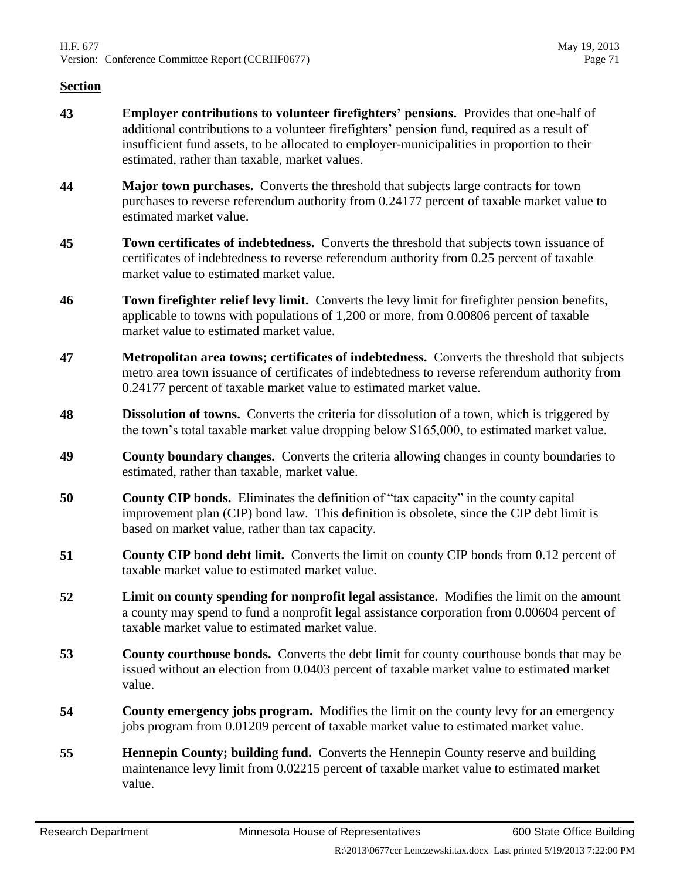**Section**

| | |
|---|---|
| **43** | **Employer contributions to volunteer firefighters' pensions.** Provides that one-half of additional contributions to a volunteer firefighters' pension fund, required as a result of insufficient fund assets, to be allocated to employer-municipalities in proportion to their estimated, rather than taxable, market values. |
| **44** | **Major town purchases.** Converts the threshold that subjects large contracts for town purchases to reverse referendum authority from 0.24177 percent of taxable market value to estimated market value. |
| **45** | **Town certificates of indebtedness.** Converts the threshold that subjects town issuance of certificates of indebtedness to reverse referendum authority from 0.25 percent of taxable market value to estimated market value. |
| **46** | **Town firefighter relief levy limit.** Converts the levy limit for firefighter pension benefits, applicable to towns with populations of 1,200 or more, from 0.00806 percent of taxable market value to estimated market value. |
| **47** | **Metropolitan area towns; certificates of indebtedness.** Converts the threshold that subjects metro area town issuance of certificates of indebtedness to reverse referendum authority from 0.24177 percent of taxable market value to estimated market value. |
| **48** | **Dissolution of towns.** Converts the criteria for dissolution of a town, which is triggered by the town's total taxable market value dropping below $165,000, to estimated market value. |
| **49** | **County boundary changes.** Converts the criteria allowing changes in county boundaries to estimated, rather than taxable, market value. |
| **50** | **County CIP bonds.** Eliminates the definition of "tax capacity" in the county capital improvement plan (CIP) bond law. This definition is obsolete, since the CIP debt limit is based on market value, rather than tax capacity. |
| **51** | **County CIP bond debt limit.** Converts the limit on county CIP bonds from 0.12 percent of taxable market value to estimated market value. |
| **52** | **Limit on county spending for nonprofit legal assistance.** Modifies the limit on the amount a county may spend to fund a nonprofit legal assistance corporation from 0.00604 percent of taxable market value to estimated market value. |
| **53** | **County courthouse bonds.** Converts the debt limit for county courthouse bonds that may be issued without an election from 0.0403 percent of taxable market value to estimated market value. |
| **54** | **County emergency jobs program.** Modifies the limit on the county levy for an emergency jobs program from 0.01209 percent of taxable market value to estimated market value. |
| **55** | **Hennepin County; building fund.** Converts the Hennepin County reserve and building maintenance levy limit from 0.02215 percent of taxable market value to estimated market value. |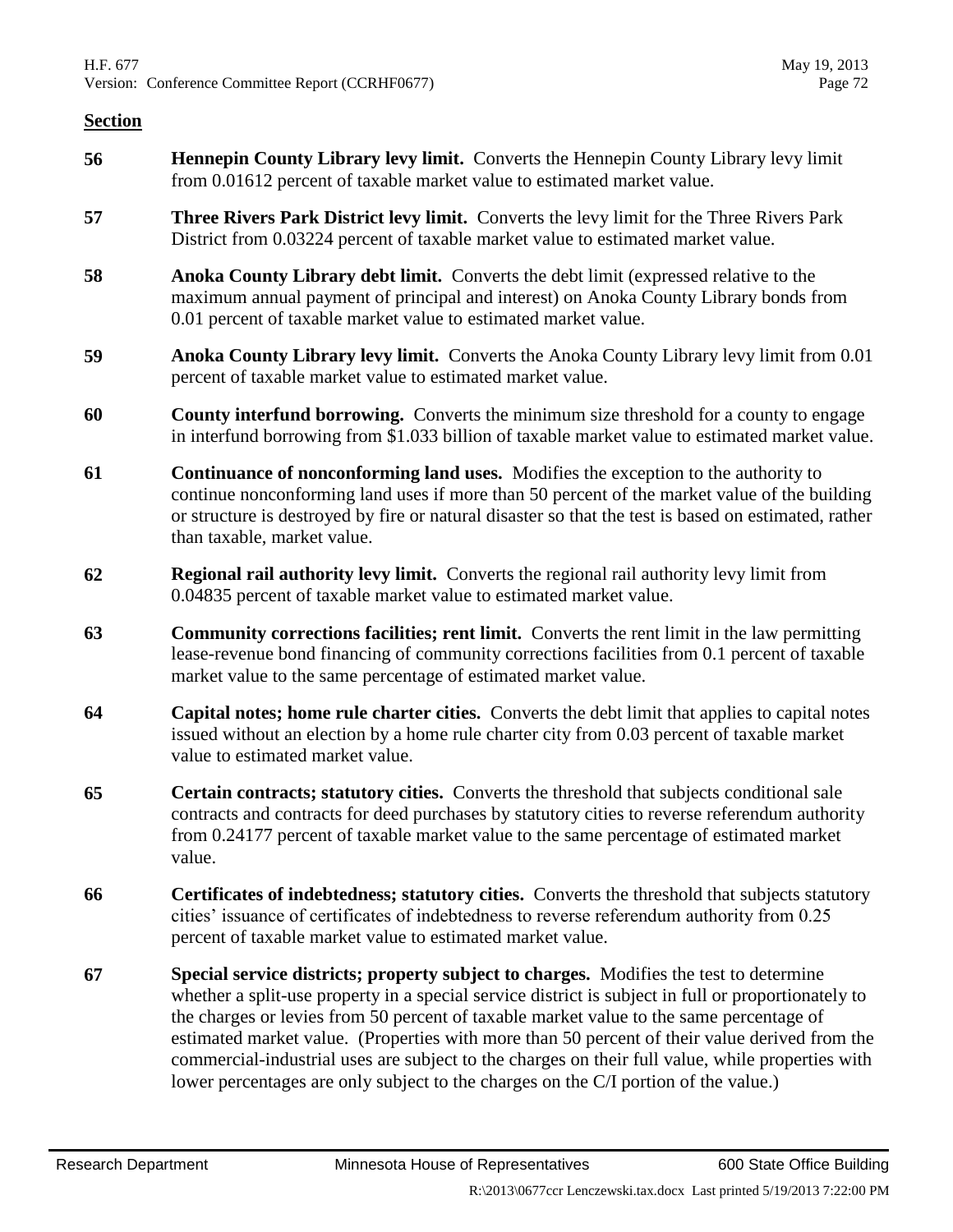**Section**

**56** **Hennepin County Library levy limit.** Converts the Hennepin County Library levy limit from 0.01612 percent of taxable market value to estimated market value.

**57** **Three Rivers Park District levy limit.** Converts the levy limit for the Three Rivers Park District from 0.03224 percent of taxable market value to estimated market value.

**58** **Anoka County Library debt limit.** Converts the debt limit (expressed relative to the maximum annual payment of principal and interest) on Anoka County Library bonds from 0.01 percent of taxable market value to estimated market value.

**59** **Anoka County Library levy limit.** Converts the Anoka County Library levy limit from 0.01 percent of taxable market value to estimated market value.

**60** **County interfund borrowing.** Converts the minimum size threshold for a county to engage in interfund borrowing from $1.033 billion of taxable market value to estimated market value.

**61** **Continuance of nonconforming land uses.** Modifies the exception to the authority to continue nonconforming land uses if more than 50 percent of the market value of the building or structure is destroyed by fire or natural disaster so that the test is based on estimated, rather than taxable, market value.

**62** **Regional rail authority levy limit.** Converts the regional rail authority levy limit from 0.04835 percent of taxable market value to estimated market value.

**63** **Community corrections facilities; rent limit.** Converts the rent limit in the law permitting lease-revenue bond financing of community corrections facilities from 0.1 percent of taxable market value to the same percentage of estimated market value.

**64** **Capital notes; home rule charter cities.** Converts the debt limit that applies to capital notes issued without an election by a home rule charter city from 0.03 percent of taxable market value to estimated market value.

**65** **Certain contracts; statutory cities.** Converts the threshold that subjects conditional sale contracts and contracts for deed purchases by statutory cities to reverse referendum authority from 0.24177 percent of taxable market value to the same percentage of estimated market value.

**66** **Certificates of indebtedness; statutory cities.** Converts the threshold that subjects statutory cities' issuance of certificates of indebtedness to reverse referendum authority from 0.25 percent of taxable market value to estimated market value.

**67** **Special service districts; property subject to charges.** Modifies the test to determine whether a split-use property in a special service district is subject in full or proportionately to the charges or levies from 50 percent of taxable market value to the same percentage of estimated market value. (Properties with more than 50 percent of their value derived from the commercial-industrial uses are subject to the charges on their full value, while properties with lower percentages are only subject to the charges on the C/I portion of the value.)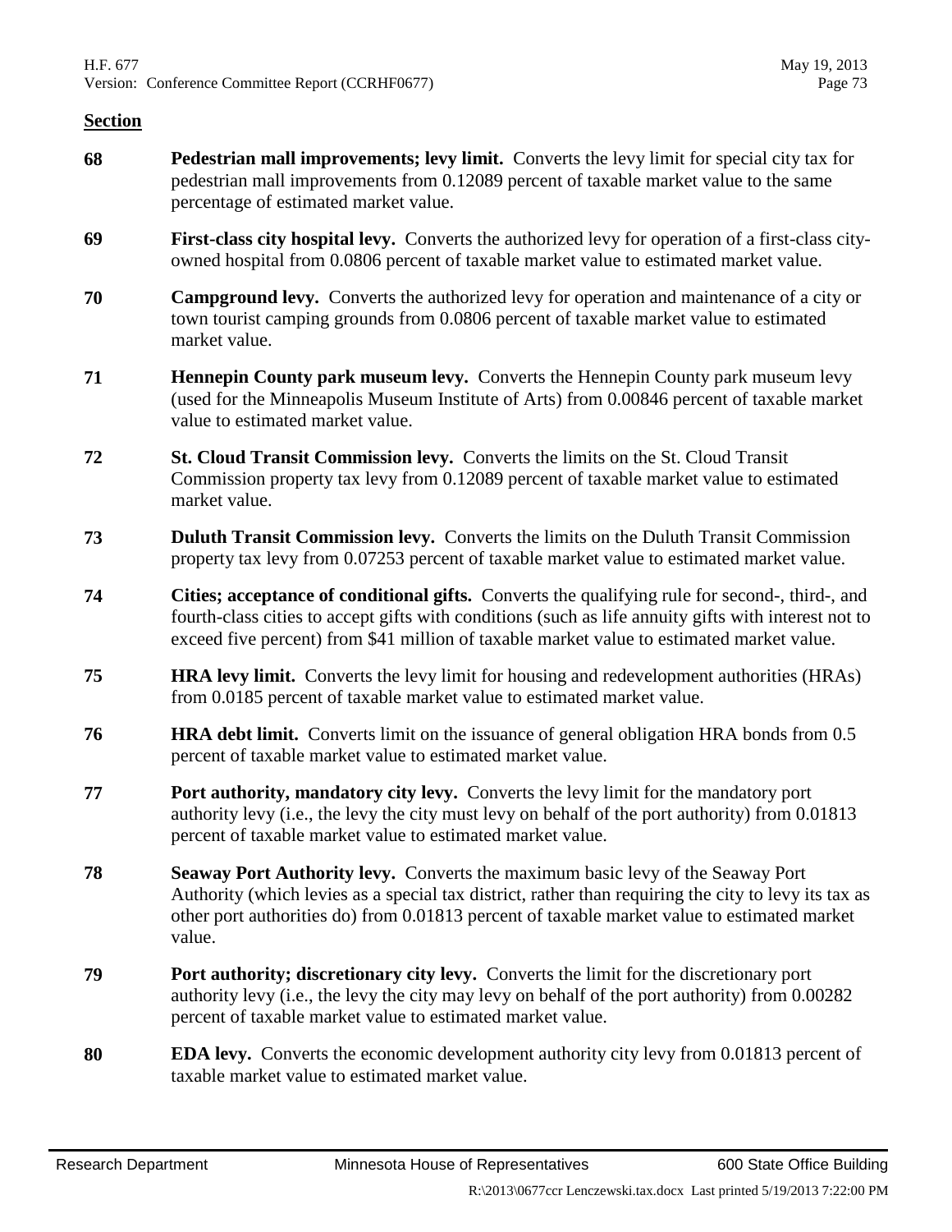**Section**

**68** **Pedestrian mall improvements; levy limit.** Converts the levy limit for special city tax for pedestrian mall improvements from 0.12089 percent of taxable market value to the same percentage of estimated market value.

**69** **First-class city hospital levy.** Converts the authorized levy for operation of a first-class city-owned hospital from 0.0806 percent of taxable market value to estimated market value.

**70** **Campground levy.** Converts the authorized levy for operation and maintenance of a city or town tourist camping grounds from 0.0806 percent of taxable market value to estimated market value.

**71** **Hennepin County park museum levy.** Converts the Hennepin County park museum levy (used for the Minneapolis Museum Institute of Arts) from 0.00846 percent of taxable market value to estimated market value.

**72** **St. Cloud Transit Commission levy.** Converts the limits on the St. Cloud Transit Commission property tax levy from 0.12089 percent of taxable market value to estimated market value.

**73** **Duluth Transit Commission levy.** Converts the limits on the Duluth Transit Commission property tax levy from 0.07253 percent of taxable market value to estimated market value.

**74** **Cities; acceptance of conditional gifts.** Converts the qualifying rule for second-, third-, and fourth-class cities to accept gifts with conditions (such as life annuity gifts with interest not to exceed five percent) from $41 million of taxable market value to estimated market value.

**75** **HRA levy limit.** Converts the levy limit for housing and redevelopment authorities (HRAs) from 0.0185 percent of taxable market value to estimated market value.

**76** **HRA debt limit.** Converts limit on the issuance of general obligation HRA bonds from 0.5 percent of taxable market value to estimated market value.

**77** **Port authority, mandatory city levy.** Converts the levy limit for the mandatory port authority levy (i.e., the levy the city must levy on behalf of the port authority) from 0.01813 percent of taxable market value to estimated market value.

**78** **Seaway Port Authority levy.** Converts the maximum basic levy of the Seaway Port Authority (which levies as a special tax district, rather than requiring the city to levy its tax as other port authorities do) from 0.01813 percent of taxable market value to estimated market value.

**79** **Port authority; discretionary city levy.** Converts the limit for the discretionary port authority levy (i.e., the levy the city may levy on behalf of the port authority) from 0.00282 percent of taxable market value to estimated market value.

**80** **EDA levy.** Converts the economic development authority city levy from 0.01813 percent of taxable market value to estimated market value.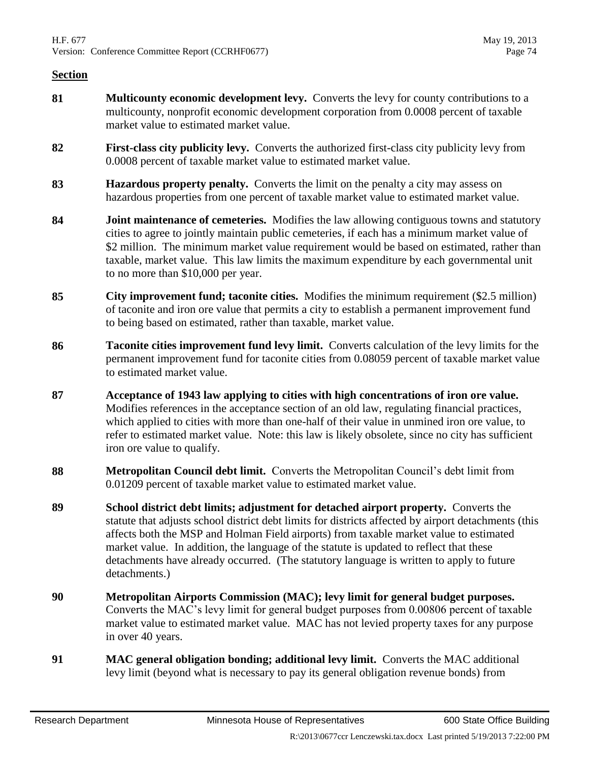**Section**

**81** **Multicounty economic development levy.** Converts the levy for county contributions to a multicounty, nonprofit economic development corporation from 0.0008 percent of taxable market value to estimated market value.

**82** **First-class city publicity levy.** Converts the authorized first-class city publicity levy from 0.0008 percent of taxable market value to estimated market value.

**83** **Hazardous property penalty.** Converts the limit on the penalty a city may assess on hazardous properties from one percent of taxable market value to estimated market value.

**84** **Joint maintenance of cemeteries.** Modifies the law allowing contiguous towns and statutory cities to agree to jointly maintain public cemeteries, if each has a minimum market value of $2 million. The minimum market value requirement would be based on estimated, rather than taxable, market value. This law limits the maximum expenditure by each governmental unit to no more than $10,000 per year.

**85** **City improvement fund; taconite cities.** Modifies the minimum requirement ($2.5 million) of taconite and iron ore value that permits a city to establish a permanent improvement fund to being based on estimated, rather than taxable, market value.

**86** **Taconite cities improvement fund levy limit.** Converts calculation of the levy limits for the permanent improvement fund for taconite cities from 0.08059 percent of taxable market value to estimated market value.

**87** **Acceptance of 1943 law applying to cities with high concentrations of iron ore value.** Modifies references in the acceptance section of an old law, regulating financial practices, which applied to cities with more than one-half of their value in unmined iron ore value, to refer to estimated market value. Note: this law is likely obsolete, since no city has sufficient iron ore value to qualify.

**88** **Metropolitan Council debt limit.** Converts the Metropolitan Council's debt limit from 0.01209 percent of taxable market value to estimated market value.

**89** **School district debt limits; adjustment for detached airport property.** Converts the statute that adjusts school district debt limits for districts affected by airport detachments (this affects both the MSP and Holman Field airports) from taxable market value to estimated market value. In addition, the language of the statute is updated to reflect that these detachments have already occurred. (The statutory language is written to apply to future detachments.)

**90** **Metropolitan Airports Commission (MAC); levy limit for general budget purposes.** Converts the MAC's levy limit for general budget purposes from 0.00806 percent of taxable market value to estimated market value. MAC has not levied property taxes for any purpose in over 40 years.

**91** **MAC general obligation bonding; additional levy limit.** Converts the MAC additional levy limit (beyond what is necessary to pay its general obligation revenue bonds) from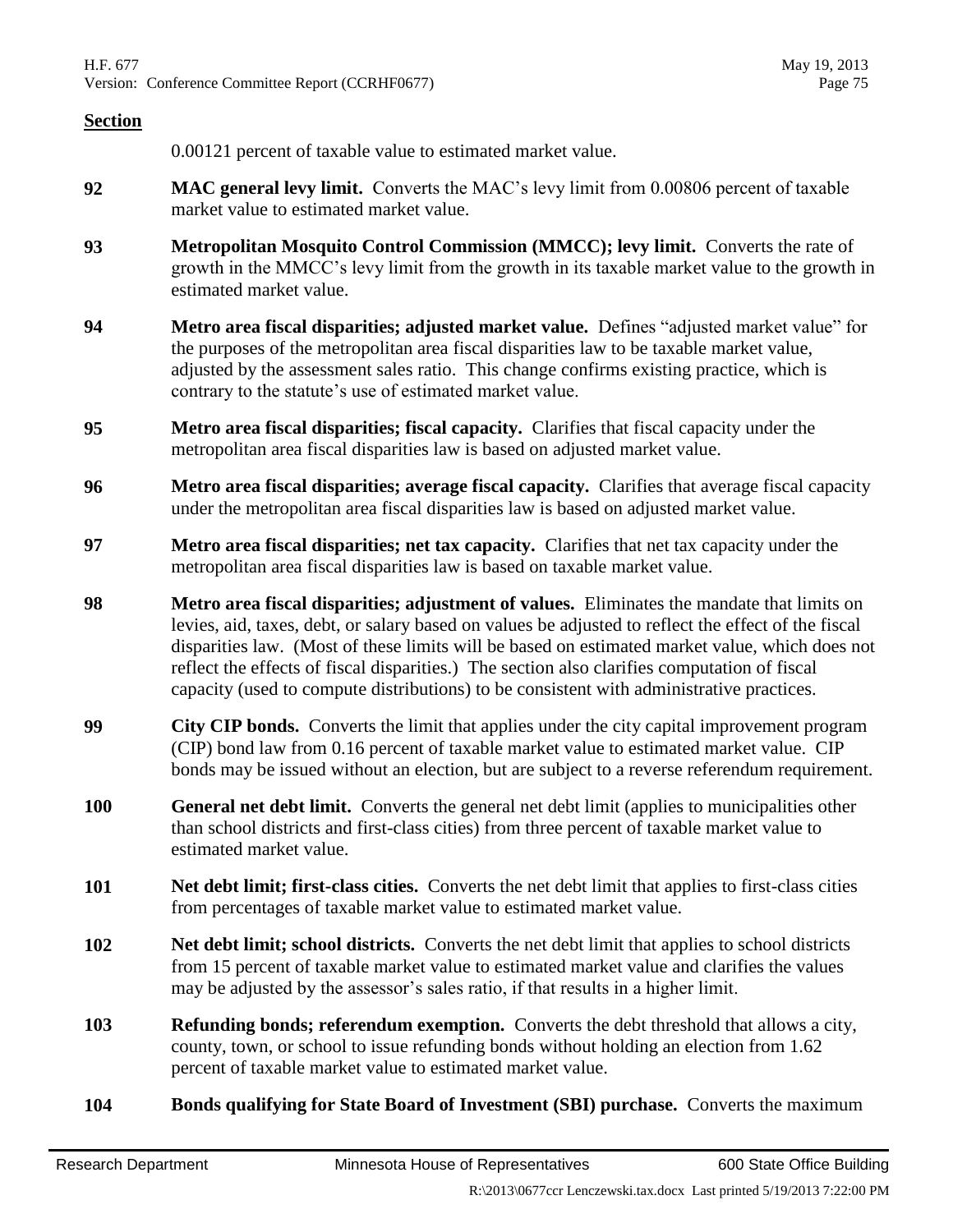**Section**

0.00121 percent of taxable value to estimated market value.

**92** **MAC general levy limit.** Converts the MAC's levy limit from 0.00806 percent of taxable market value to estimated market value.

**93** **Metropolitan Mosquito Control Commission (MMCC); levy limit.** Converts the rate of growth in the MMCC's levy limit from the growth in its taxable market value to the growth in estimated market value.

**94** **Metro area fiscal disparities; adjusted market value.** Defines "adjusted market value" for the purposes of the metropolitan area fiscal disparities law to be taxable market value, adjusted by the assessment sales ratio. This change confirms existing practice, which is contrary to the statute's use of estimated market value.

**95** **Metro area fiscal disparities; fiscal capacity.** Clarifies that fiscal capacity under the metropolitan area fiscal disparities law is based on adjusted market value.

**96** **Metro area fiscal disparities; average fiscal capacity.** Clarifies that average fiscal capacity under the metropolitan area fiscal disparities law is based on adjusted market value.

**97** **Metro area fiscal disparities; net tax capacity.** Clarifies that net tax capacity under the metropolitan area fiscal disparities law is based on taxable market value.

**98** **Metro area fiscal disparities; adjustment of values.** Eliminates the mandate that limits on levies, aid, taxes, debt, or salary based on values be adjusted to reflect the effect of the fiscal disparities law. (Most of these limits will be based on estimated market value, which does not reflect the effects of fiscal disparities.) The section also clarifies computation of fiscal capacity (used to compute distributions) to be consistent with administrative practices.

**99** **City CIP bonds.** Converts the limit that applies under the city capital improvement program (CIP) bond law from 0.16 percent of taxable market value to estimated market value. CIP bonds may be issued without an election, but are subject to a reverse referendum requirement.

**100** **General net debt limit.** Converts the general net debt limit (applies to municipalities other than school districts and first-class cities) from three percent of taxable market value to estimated market value.

**101** **Net debt limit; first-class cities.** Converts the net debt limit that applies to first-class cities from percentages of taxable market value to estimated market value.

**102** **Net debt limit; school districts.** Converts the net debt limit that applies to school districts from 15 percent of taxable market value to estimated market value and clarifies the values may be adjusted by the assessor's sales ratio, if that results in a higher limit.

**103** **Refunding bonds; referendum exemption.** Converts the debt threshold that allows a city, county, town, or school to issue refunding bonds without holding an election from 1.62 percent of taxable market value to estimated market value.

**104** **Bonds qualifying for State Board of Investment (SBI) purchase.** Converts the maximum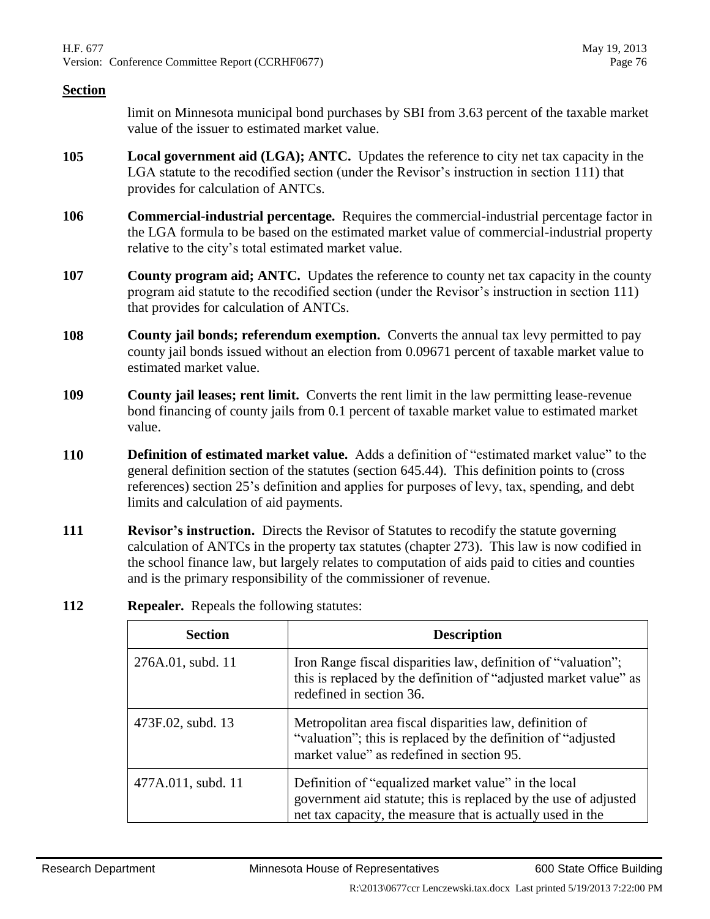**Section**

limit on Minnesota municipal bond purchases by SBI from 3.63 percent of the taxable market value of the issuer to estimated market value.

**105** **Local government aid (LGA); ANTC.** Updates the reference to city net tax capacity in the LGA statute to the recodified section (under the Revisor's instruction in section 111) that provides for calculation of ANTCs.

**106** **Commercial-industrial percentage.** Requires the commercial-industrial percentage factor in the LGA formula to be based on the estimated market value of commercial-industrial property relative to the city's total estimated market value.

**107** **County program aid; ANTC.** Updates the reference to county net tax capacity in the county program aid statute to the recodified section (under the Revisor's instruction in section 111) that provides for calculation of ANTCs.

**108** **County jail bonds; referendum exemption.** Converts the annual tax levy permitted to pay county jail bonds issued without an election from 0.09671 percent of taxable market value to estimated market value.

**109** **County jail leases; rent limit.** Converts the rent limit in the law permitting lease-revenue bond financing of county jails from 0.1 percent of taxable market value to estimated market value.

**110** **Definition of estimated market value.** Adds a definition of "estimated market value" to the general definition section of the statutes (section 645.44). This definition points to (cross references) section 25's definition and applies for purposes of levy, tax, spending, and debt limits and calculation of aid payments.

**111** **Revisor's instruction.** Directs the Revisor of Statutes to recodify the statute governing calculation of ANTCs in the property tax statutes (chapter 273). This law is now codified in the school finance law, but largely relates to computation of aids paid to cities and counties and is the primary responsibility of the commissioner of revenue.

**112** **Repealer.** Repeals the following statutes:

| Section | Description |
|---|---|
| 276A.01, subd. 11 | Iron Range fiscal disparities law, definition of "valuation"; this is replaced by the definition of "adjusted market value" as redefined in section 36. |
| 473F.02, subd. 13 | Metropolitan area fiscal disparities law, definition of "valuation"; this is replaced by the definition of "adjusted market value" as redefined in section 95. |
| 477A.011, subd. 11 | Definition of "equalized market value" in the local government aid statute; this is replaced by the use of adjusted net tax capacity, the measure that is actually used in the |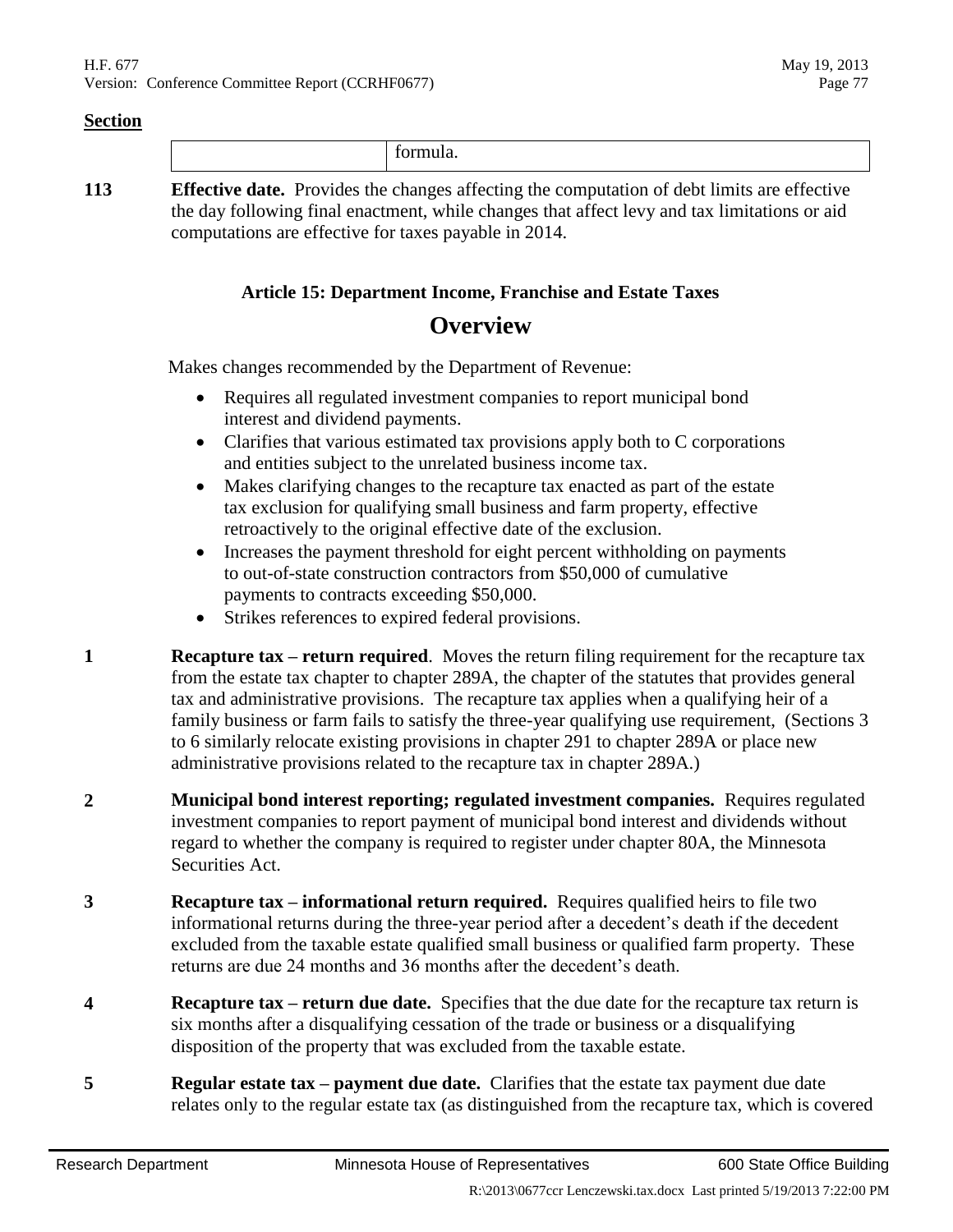**Section**

| | formula. |
|---|---|

**113** **Effective date.** Provides the changes affecting the computation of debt limits are effective the day following final enactment, while changes that affect levy and tax limitations or aid computations are effective for taxes payable in 2014.

### Article 15: Department Income, Franchise and Estate Taxes

## Overview

Makes changes recommended by the Department of Revenue:

- Requires all regulated investment companies to report municipal bond interest and dividend payments.
- Clarifies that various estimated tax provisions apply both to C corporations and entities subject to the unrelated business income tax.
- Makes clarifying changes to the recapture tax enacted as part of the estate tax exclusion for qualifying small business and farm property, effective retroactively to the original effective date of the exclusion.
- Increases the payment threshold for eight percent withholding on payments to out-of-state construction contractors from $50,000 of cumulative payments to contracts exceeding $50,000.
- Strikes references to expired federal provisions.

**1** **Recapture tax – return required**. Moves the return filing requirement for the recapture tax from the estate tax chapter to chapter 289A, the chapter of the statutes that provides general tax and administrative provisions. The recapture tax applies when a qualifying heir of a family business or farm fails to satisfy the three-year qualifying use requirement, (Sections 3 to 6 similarly relocate existing provisions in chapter 291 to chapter 289A or place new administrative provisions related to the recapture tax in chapter 289A.)

**2** **Municipal bond interest reporting; regulated investment companies.** Requires regulated investment companies to report payment of municipal bond interest and dividends without regard to whether the company is required to register under chapter 80A, the Minnesota Securities Act.

**3** **Recapture tax – informational return required.** Requires qualified heirs to file two informational returns during the three-year period after a decedent's death if the decedent excluded from the taxable estate qualified small business or qualified farm property. These returns are due 24 months and 36 months after the decedent's death.

**4** **Recapture tax – return due date.** Specifies that the due date for the recapture tax return is six months after a disqualifying cessation of the trade or business or a disqualifying disposition of the property that was excluded from the taxable estate.

**5** **Regular estate tax – payment due date.** Clarifies that the estate tax payment due date relates only to the regular estate tax (as distinguished from the recapture tax, which is covered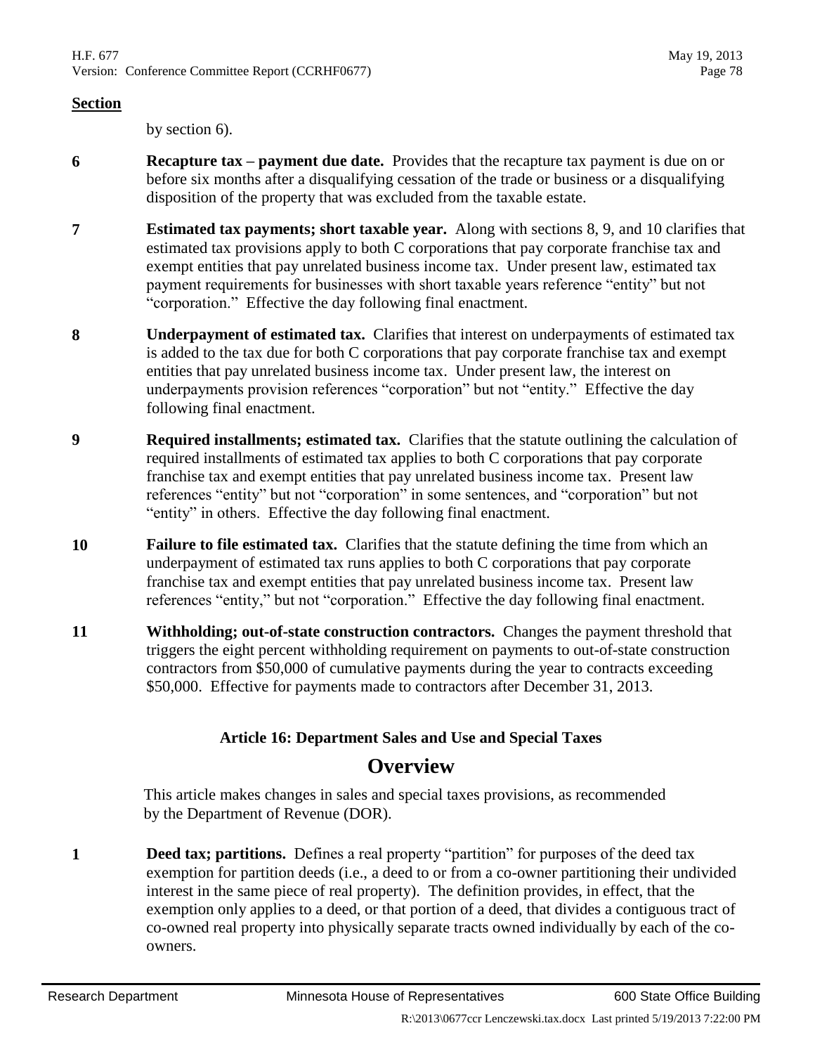**Section**

by section 6).

**6** **Recapture tax – payment due date.** Provides that the recapture tax payment is due on or before six months after a disqualifying cessation of the trade or business or a disqualifying disposition of the property that was excluded from the taxable estate.

**7** **Estimated tax payments; short taxable year.** Along with sections 8, 9, and 10 clarifies that estimated tax provisions apply to both C corporations that pay corporate franchise tax and exempt entities that pay unrelated business income tax. Under present law, estimated tax payment requirements for businesses with short taxable years reference "entity" but not "corporation." Effective the day following final enactment.

**8** **Underpayment of estimated tax.** Clarifies that interest on underpayments of estimated tax is added to the tax due for both C corporations that pay corporate franchise tax and exempt entities that pay unrelated business income tax. Under present law, the interest on underpayments provision references "corporation" but not "entity." Effective the day following final enactment.

**9** **Required installments; estimated tax.** Clarifies that the statute outlining the calculation of required installments of estimated tax applies to both C corporations that pay corporate franchise tax and exempt entities that pay unrelated business income tax. Present law references "entity" but not "corporation" in some sentences, and "corporation" but not "entity" in others. Effective the day following final enactment.

**10** **Failure to file estimated tax.** Clarifies that the statute defining the time from which an underpayment of estimated tax runs applies to both C corporations that pay corporate franchise tax and exempt entities that pay unrelated business income tax. Present law references "entity," but not "corporation." Effective the day following final enactment.

**11** **Withholding; out-of-state construction contractors.** Changes the payment threshold that triggers the eight percent withholding requirement on payments to out-of-state construction contractors from $50,000 of cumulative payments during the year to contracts exceeding $50,000. Effective for payments made to contractors after December 31, 2013.

### Article 16: Department Sales and Use and Special Taxes

## Overview

This article makes changes in sales and special taxes provisions, as recommended by the Department of Revenue (DOR).

**1** **Deed tax; partitions.** Defines a real property "partition" for purposes of the deed tax exemption for partition deeds (i.e., a deed to or from a co-owner partitioning their undivided interest in the same piece of real property). The definition provides, in effect, that the exemption only applies to a deed, or that portion of a deed, that divides a contiguous tract of co-owned real property into physically separate tracts owned individually by each of the co-owners.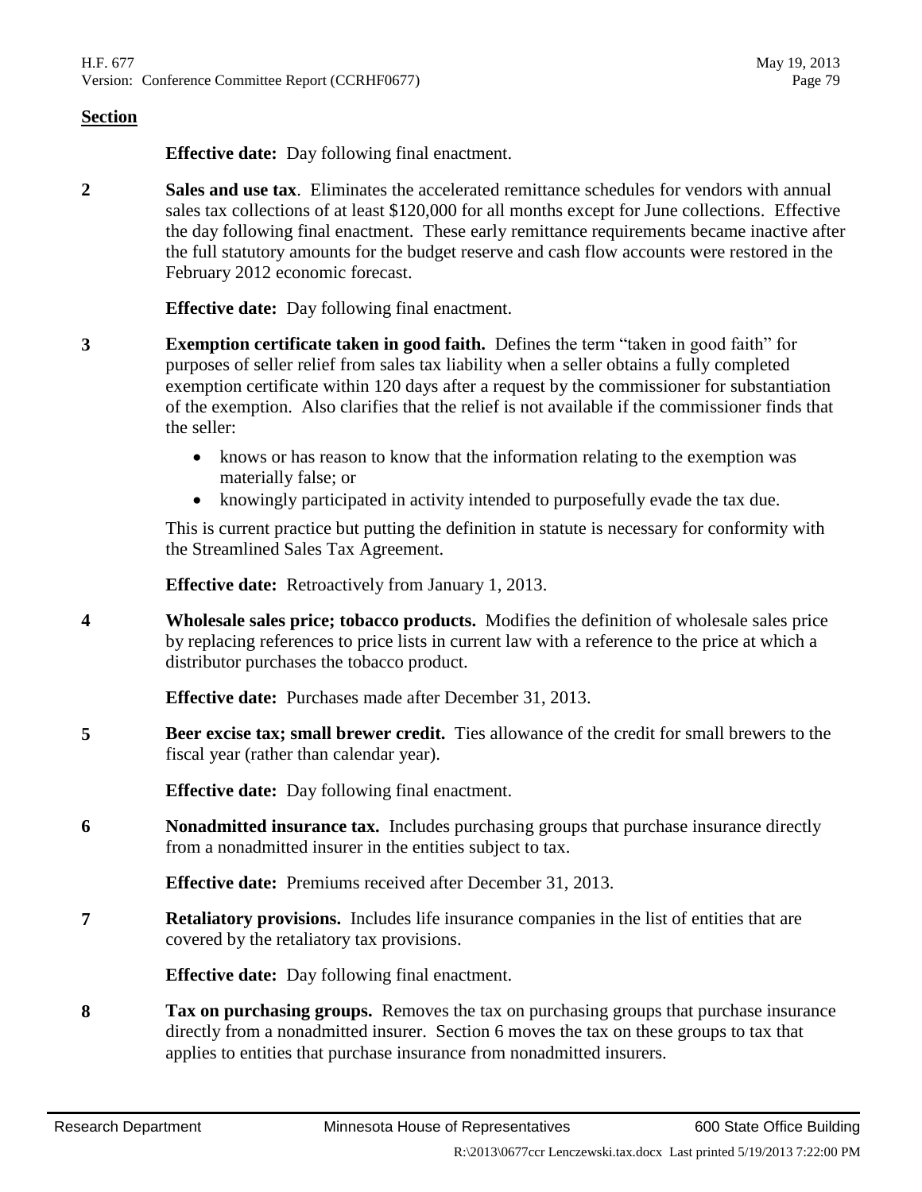**Section**

**Effective date:** Day following final enactment.

**2** **Sales and use tax**. Eliminates the accelerated remittance schedules for vendors with annual sales tax collections of at least $120,000 for all months except for June collections. Effective the day following final enactment. These early remittance requirements became inactive after the full statutory amounts for the budget reserve and cash flow accounts were restored in the February 2012 economic forecast.

**Effective date:** Day following final enactment.

**3** **Exemption certificate taken in good faith.** Defines the term "taken in good faith" for purposes of seller relief from sales tax liability when a seller obtains a fully completed exemption certificate within 120 days after a request by the commissioner for substantiation of the exemption. Also clarifies that the relief is not available if the commissioner finds that the seller:

- knows or has reason to know that the information relating to the exemption was materially false; or
- knowingly participated in activity intended to purposefully evade the tax due.

This is current practice but putting the definition in statute is necessary for conformity with the Streamlined Sales Tax Agreement.

**Effective date:** Retroactively from January 1, 2013.

**4** **Wholesale sales price; tobacco products.** Modifies the definition of wholesale sales price by replacing references to price lists in current law with a reference to the price at which a distributor purchases the tobacco product.

**Effective date:** Purchases made after December 31, 2013.

**5** **Beer excise tax; small brewer credit.** Ties allowance of the credit for small brewers to the fiscal year (rather than calendar year).

**Effective date:** Day following final enactment.

**6** **Nonadmitted insurance tax.** Includes purchasing groups that purchase insurance directly from a nonadmitted insurer in the entities subject to tax.

**Effective date:** Premiums received after December 31, 2013.

**7** **Retaliatory provisions.** Includes life insurance companies in the list of entities that are covered by the retaliatory tax provisions.

**Effective date:** Day following final enactment.

**8** **Tax on purchasing groups.** Removes the tax on purchasing groups that purchase insurance directly from a nonadmitted insurer. Section 6 moves the tax on these groups to tax that applies to entities that purchase insurance from nonadmitted insurers.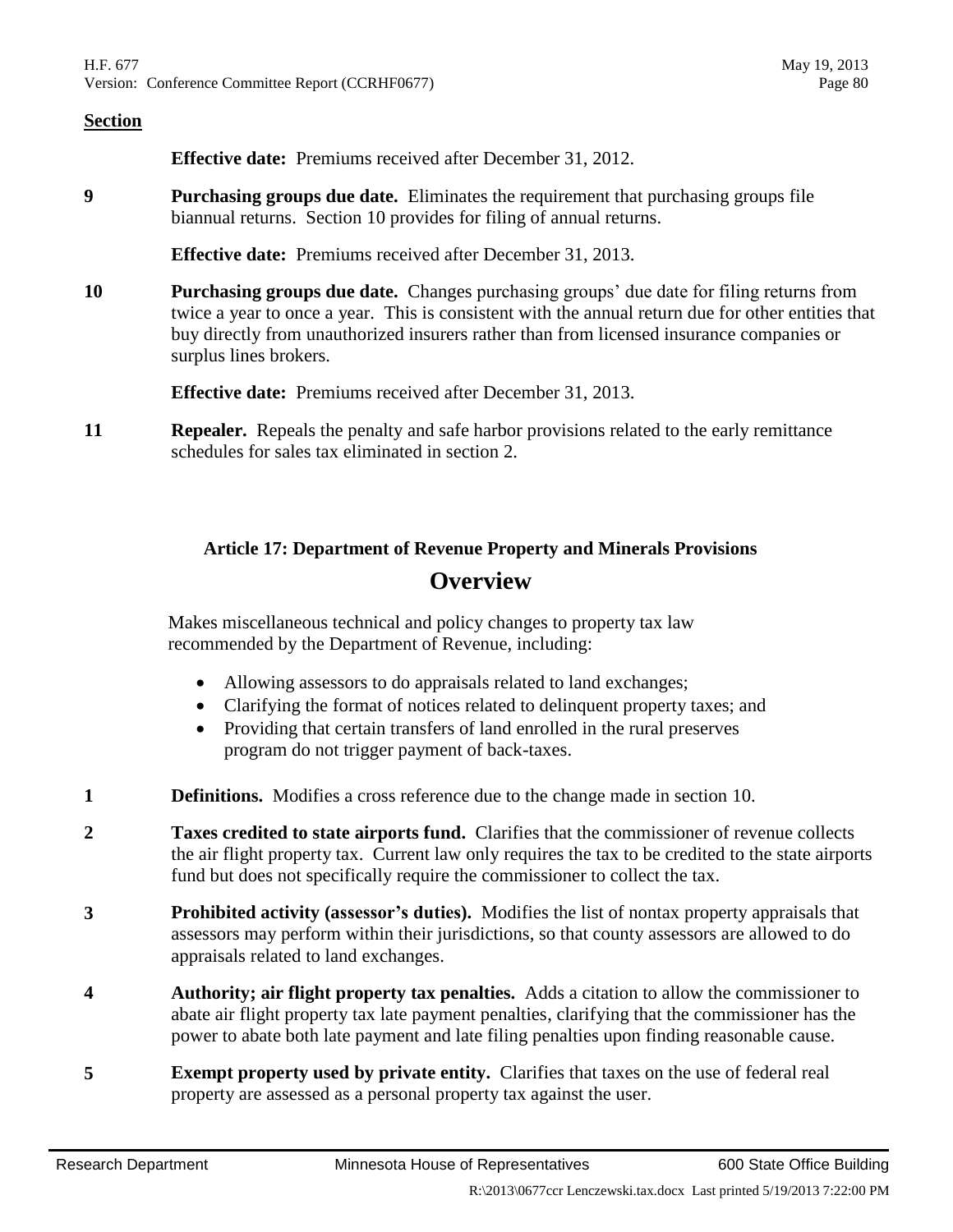**Section**

**Effective date:** Premiums received after December 31, 2012.

**9** **Purchasing groups due date.** Eliminates the requirement that purchasing groups file biannual returns. Section 10 provides for filing of annual returns.

**Effective date:** Premiums received after December 31, 2013.

**10** **Purchasing groups due date.** Changes purchasing groups' due date for filing returns from twice a year to once a year. This is consistent with the annual return due for other entities that buy directly from unauthorized insurers rather than from licensed insurance companies or surplus lines brokers.

**Effective date:** Premiums received after December 31, 2013.

**11** **Repealer.** Repeals the penalty and safe harbor provisions related to the early remittance schedules for sales tax eliminated in section 2.

### Article 17: Department of Revenue Property and Minerals Provisions

## Overview

Makes miscellaneous technical and policy changes to property tax law recommended by the Department of Revenue, including:

- Allowing assessors to do appraisals related to land exchanges;
- Clarifying the format of notices related to delinquent property taxes; and
- Providing that certain transfers of land enrolled in the rural preserves program do not trigger payment of back-taxes.

**1** **Definitions.** Modifies a cross reference due to the change made in section 10.

**2** **Taxes credited to state airports fund.** Clarifies that the commissioner of revenue collects the air flight property tax. Current law only requires the tax to be credited to the state airports fund but does not specifically require the commissioner to collect the tax.

**3** **Prohibited activity (assessor's duties).** Modifies the list of nontax property appraisals that assessors may perform within their jurisdictions, so that county assessors are allowed to do appraisals related to land exchanges.

**4** **Authority; air flight property tax penalties.** Adds a citation to allow the commissioner to abate air flight property tax late payment penalties, clarifying that the commissioner has the power to abate both late payment and late filing penalties upon finding reasonable cause.

**5** **Exempt property used by private entity.** Clarifies that taxes on the use of federal real property are assessed as a personal property tax against the user.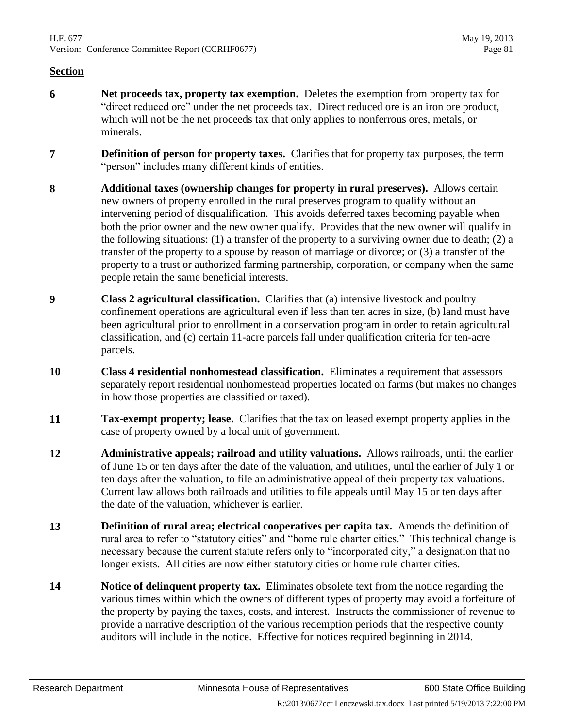**Section**

| | |
|---|---|
| **6** | **Net proceeds tax, property tax exemption.** Deletes the exemption from property tax for "direct reduced ore" under the net proceeds tax. Direct reduced ore is an iron ore product, which will not be the net proceeds tax that only applies to nonferrous ores, metals, or minerals. |
| **7** | **Definition of person for property taxes.** Clarifies that for property tax purposes, the term "person" includes many different kinds of entities. |
| **8** | **Additional taxes (ownership changes for property in rural preserves).** Allows certain new owners of property enrolled in the rural preserves program to qualify without an intervening period of disqualification. This avoids deferred taxes becoming payable when both the prior owner and the new owner qualify. Provides that the new owner will qualify in the following situations: (1) a transfer of the property to a surviving owner due to death; (2) a transfer of the property to a spouse by reason of marriage or divorce; or (3) a transfer of the property to a trust or authorized farming partnership, corporation, or company when the same people retain the same beneficial interests. |
| **9** | **Class 2 agricultural classification.** Clarifies that (a) intensive livestock and poultry confinement operations are agricultural even if less than ten acres in size, (b) land must have been agricultural prior to enrollment in a conservation program in order to retain agricultural classification, and (c) certain 11-acre parcels fall under qualification criteria for ten-acre parcels. |
| **10** | **Class 4 residential nonhomestead classification.** Eliminates a requirement that assessors separately report residential nonhomestead properties located on farms (but makes no changes in how those properties are classified or taxed). |
| **11** | **Tax-exempt property; lease.** Clarifies that the tax on leased exempt property applies in the case of property owned by a local unit of government. |
| **12** | **Administrative appeals; railroad and utility valuations.** Allows railroads, until the earlier of June 15 or ten days after the date of the valuation, and utilities, until the earlier of July 1 or ten days after the valuation, to file an administrative appeal of their property tax valuations. Current law allows both railroads and utilities to file appeals until May 15 or ten days after the date of the valuation, whichever is earlier. |
| **13** | **Definition of rural area; electrical cooperatives per capita tax.** Amends the definition of rural area to refer to "statutory cities" and "home rule charter cities." This technical change is necessary because the current statute refers only to "incorporated city," a designation that no longer exists. All cities are now either statutory cities or home rule charter cities. |
| **14** | **Notice of delinquent property tax.** Eliminates obsolete text from the notice regarding the various times within which the owners of different types of property may avoid a forfeiture of the property by paying the taxes, costs, and interest. Instructs the commissioner of revenue to provide a narrative description of the various redemption periods that the respective county auditors will include in the notice. Effective for notices required beginning in 2014. |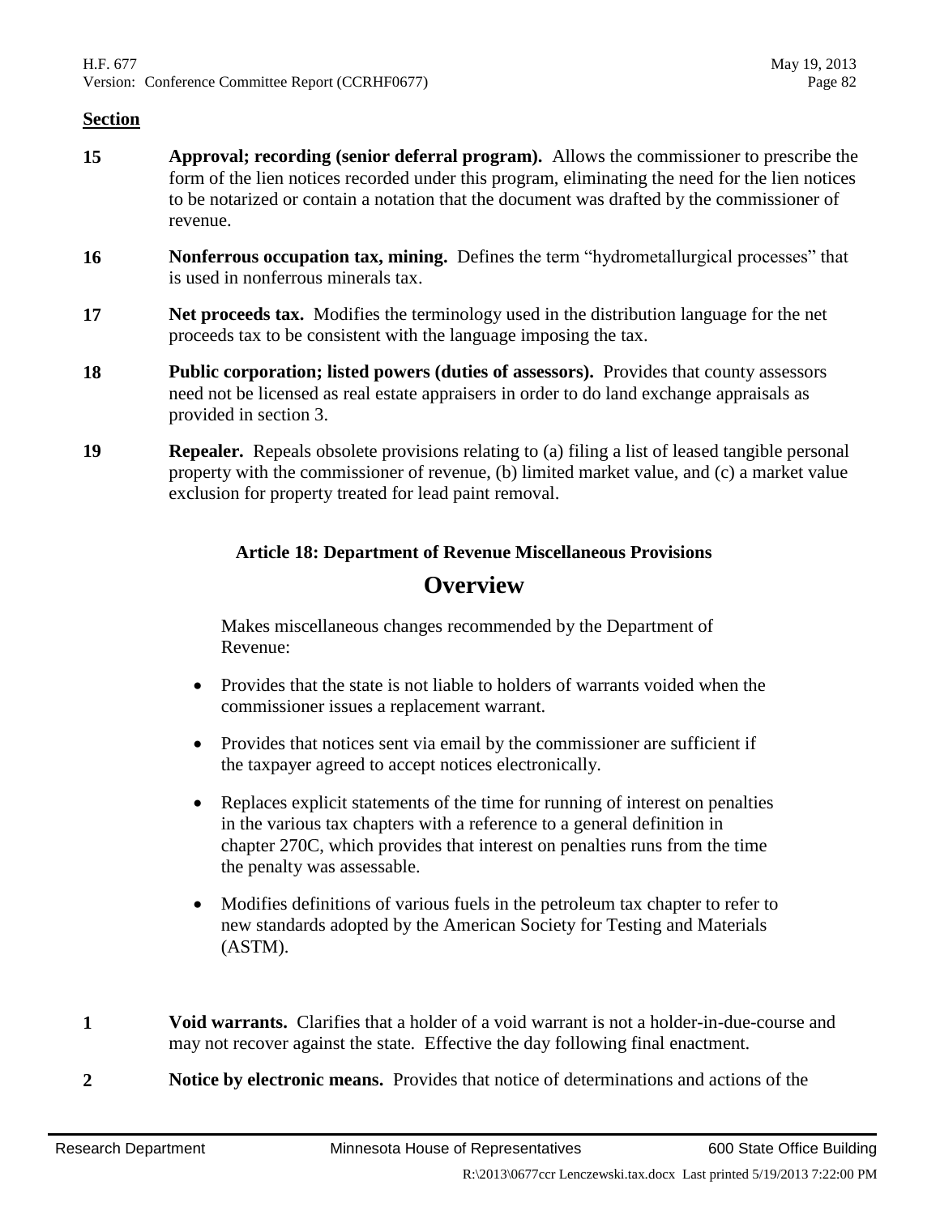**Section**

**15** **Approval; recording (senior deferral program).** Allows the commissioner to prescribe the form of the lien notices recorded under this program, eliminating the need for the lien notices to be notarized or contain a notation that the document was drafted by the commissioner of revenue.

**16** **Nonferrous occupation tax, mining.** Defines the term "hydrometallurgical processes" that is used in nonferrous minerals tax.

**17** **Net proceeds tax.** Modifies the terminology used in the distribution language for the net proceeds tax to be consistent with the language imposing the tax.

**18** **Public corporation; listed powers (duties of assessors).** Provides that county assessors need not be licensed as real estate appraisers in order to do land exchange appraisals as provided in section 3.

**19** **Repealer.** Repeals obsolete provisions relating to (a) filing a list of leased tangible personal property with the commissioner of revenue, (b) limited market value, and (c) a market value exclusion for property treated for lead paint removal.

### Article 18: Department of Revenue Miscellaneous Provisions

## Overview

Makes miscellaneous changes recommended by the Department of Revenue:

- Provides that the state is not liable to holders of warrants voided when the commissioner issues a replacement warrant.
- Provides that notices sent via email by the commissioner are sufficient if the taxpayer agreed to accept notices electronically.
- Replaces explicit statements of the time for running of interest on penalties in the various tax chapters with a reference to a general definition in chapter 270C, which provides that interest on penalties runs from the time the penalty was assessable.
- Modifies definitions of various fuels in the petroleum tax chapter to refer to new standards adopted by the American Society for Testing and Materials (ASTM).

**1** **Void warrants.** Clarifies that a holder of a void warrant is not a holder-in-due-course and may not recover against the state. Effective the day following final enactment.

**2** **Notice by electronic means.** Provides that notice of determinations and actions of the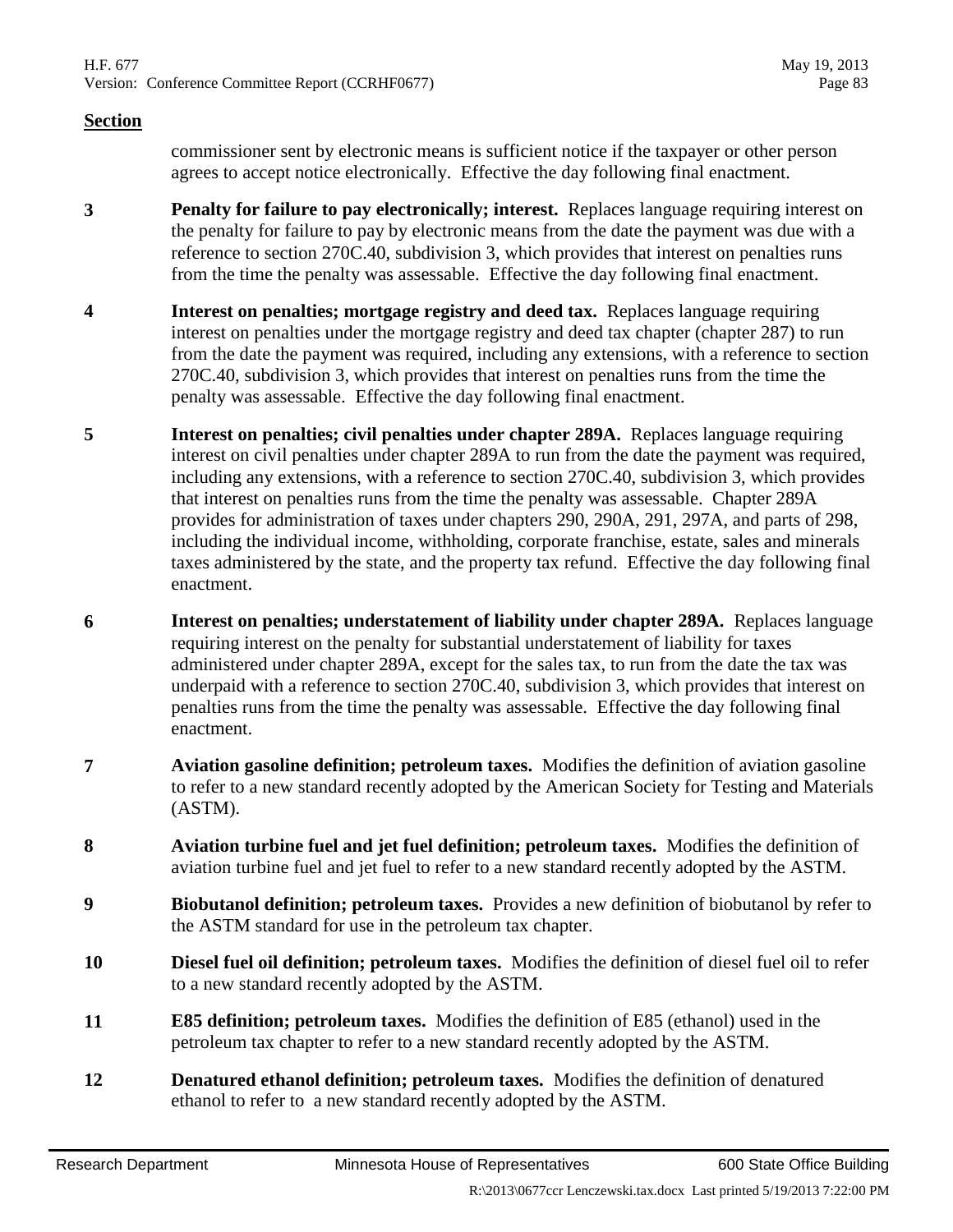## Section

commissioner sent by electronic means is sufficient notice if the taxpayer or other person agrees to accept notice electronically. Effective the day following final enactment.

**3** **Penalty for failure to pay electronically; interest.** Replaces language requiring interest on the penalty for failure to pay by electronic means from the date the payment was due with a reference to section 270C.40, subdivision 3, which provides that interest on penalties runs from the time the penalty was assessable. Effective the day following final enactment.

**4** **Interest on penalties; mortgage registry and deed tax.** Replaces language requiring interest on penalties under the mortgage registry and deed tax chapter (chapter 287) to run from the date the payment was required, including any extensions, with a reference to section 270C.40, subdivision 3, which provides that interest on penalties runs from the time the penalty was assessable. Effective the day following final enactment.

**5** **Interest on penalties; civil penalties under chapter 289A.** Replaces language requiring interest on civil penalties under chapter 289A to run from the date the payment was required, including any extensions, with a reference to section 270C.40, subdivision 3, which provides that interest on penalties runs from the time the penalty was assessable. Chapter 289A provides for administration of taxes under chapters 290, 290A, 291, 297A, and parts of 298, including the individual income, withholding, corporate franchise, estate, sales and minerals taxes administered by the state, and the property tax refund. Effective the day following final enactment.

**6** **Interest on penalties; understatement of liability under chapter 289A.** Replaces language requiring interest on the penalty for substantial understatement of liability for taxes administered under chapter 289A, except for the sales tax, to run from the date the tax was underpaid with a reference to section 270C.40, subdivision 3, which provides that interest on penalties runs from the time the penalty was assessable. Effective the day following final enactment.

**7** **Aviation gasoline definition; petroleum taxes.** Modifies the definition of aviation gasoline to refer to a new standard recently adopted by the American Society for Testing and Materials (ASTM).

**8** **Aviation turbine fuel and jet fuel definition; petroleum taxes.** Modifies the definition of aviation turbine fuel and jet fuel to refer to a new standard recently adopted by the ASTM.

**9** **Biobutanol definition; petroleum taxes.** Provides a new definition of biobutanol by refer to the ASTM standard for use in the petroleum tax chapter.

**10** **Diesel fuel oil definition; petroleum taxes.** Modifies the definition of diesel fuel oil to refer to a new standard recently adopted by the ASTM.

**11** **E85 definition; petroleum taxes.** Modifies the definition of E85 (ethanol) used in the petroleum tax chapter to refer to a new standard recently adopted by the ASTM.

**12** **Denatured ethanol definition; petroleum taxes.** Modifies the definition of denatured ethanol to refer to a new standard recently adopted by the ASTM.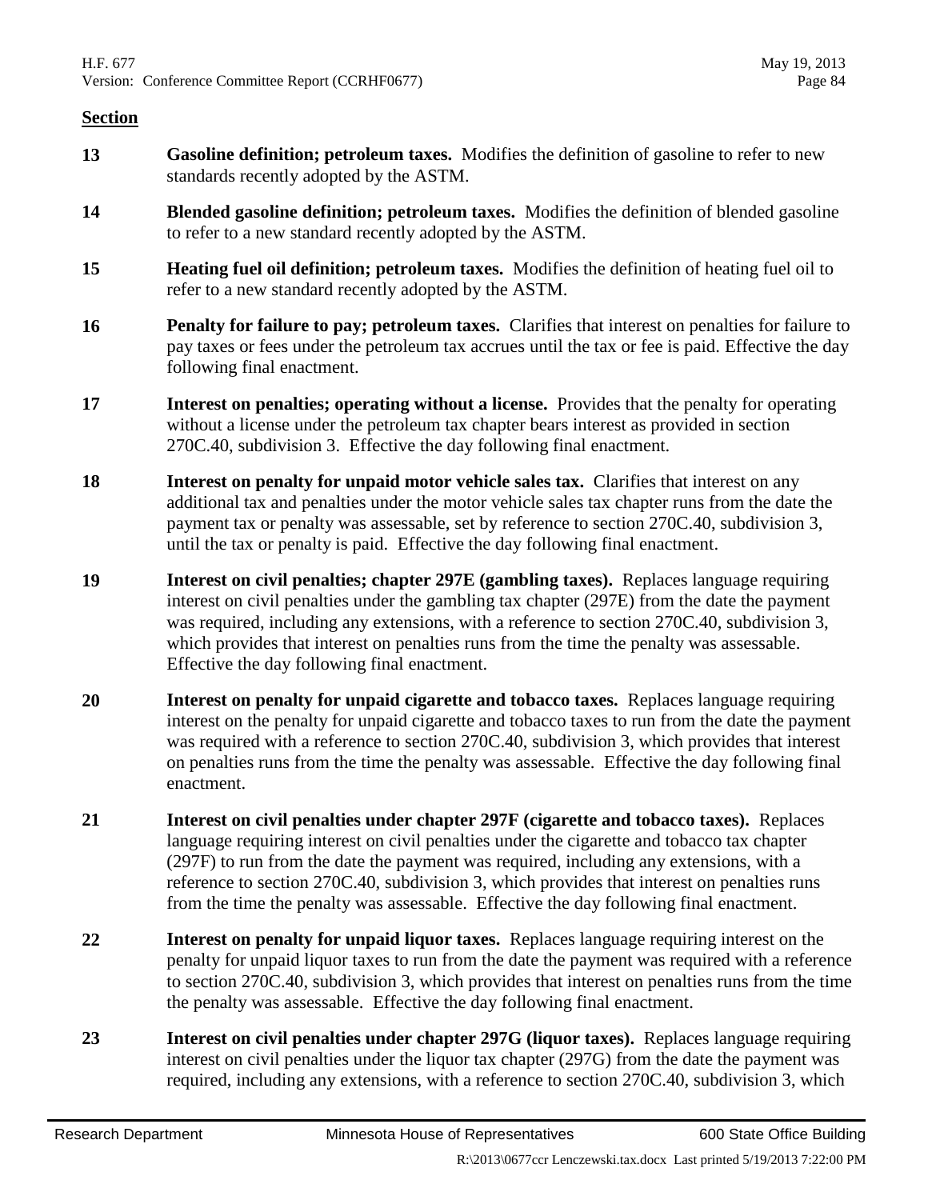**Section**

**13** **Gasoline definition; petroleum taxes.** Modifies the definition of gasoline to refer to new standards recently adopted by the ASTM.

**14** **Blended gasoline definition; petroleum taxes.** Modifies the definition of blended gasoline to refer to a new standard recently adopted by the ASTM.

**15** **Heating fuel oil definition; petroleum taxes.** Modifies the definition of heating fuel oil to refer to a new standard recently adopted by the ASTM.

**16** **Penalty for failure to pay; petroleum taxes.** Clarifies that interest on penalties for failure to pay taxes or fees under the petroleum tax accrues until the tax or fee is paid. Effective the day following final enactment.

**17** **Interest on penalties; operating without a license.** Provides that the penalty for operating without a license under the petroleum tax chapter bears interest as provided in section 270C.40, subdivision 3. Effective the day following final enactment.

**18** **Interest on penalty for unpaid motor vehicle sales tax.** Clarifies that interest on any additional tax and penalties under the motor vehicle sales tax chapter runs from the date the payment tax or penalty was assessable, set by reference to section 270C.40, subdivision 3, until the tax or penalty is paid. Effective the day following final enactment.

**19** **Interest on civil penalties; chapter 297E (gambling taxes).** Replaces language requiring interest on civil penalties under the gambling tax chapter (297E) from the date the payment was required, including any extensions, with a reference to section 270C.40, subdivision 3, which provides that interest on penalties runs from the time the penalty was assessable. Effective the day following final enactment.

**20** **Interest on penalty for unpaid cigarette and tobacco taxes.** Replaces language requiring interest on the penalty for unpaid cigarette and tobacco taxes to run from the date the payment was required with a reference to section 270C.40, subdivision 3, which provides that interest on penalties runs from the time the penalty was assessable. Effective the day following final enactment.

**21** **Interest on civil penalties under chapter 297F (cigarette and tobacco taxes).** Replaces language requiring interest on civil penalties under the cigarette and tobacco tax chapter (297F) to run from the date the payment was required, including any extensions, with a reference to section 270C.40, subdivision 3, which provides that interest on penalties runs from the time the penalty was assessable. Effective the day following final enactment.

**22** **Interest on penalty for unpaid liquor taxes.** Replaces language requiring interest on the penalty for unpaid liquor taxes to run from the date the payment was required with a reference to section 270C.40, subdivision 3, which provides that interest on penalties runs from the time the penalty was assessable. Effective the day following final enactment.

**23** **Interest on civil penalties under chapter 297G (liquor taxes).** Replaces language requiring interest on civil penalties under the liquor tax chapter (297G) from the date the payment was required, including any extensions, with a reference to section 270C.40, subdivision 3, which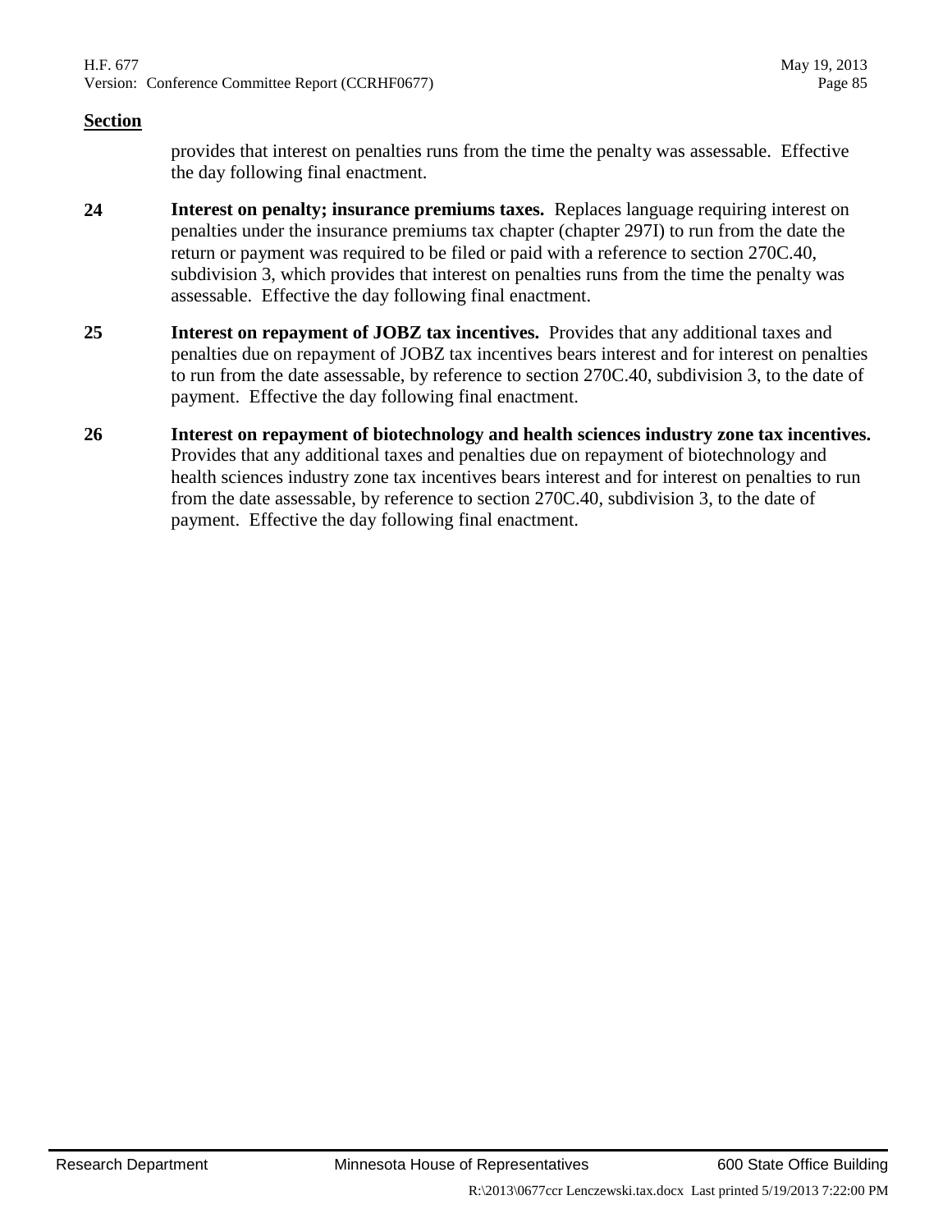**Section**

provides that interest on penalties runs from the time the penalty was assessable. Effective the day following final enactment.

**24** **Interest on penalty; insurance premiums taxes.** Replaces language requiring interest on penalties under the insurance premiums tax chapter (chapter 297I) to run from the date the return or payment was required to be filed or paid with a reference to section 270C.40, subdivision 3, which provides that interest on penalties runs from the time the penalty was assessable. Effective the day following final enactment.

**25** **Interest on repayment of JOBZ tax incentives.** Provides that any additional taxes and penalties due on repayment of JOBZ tax incentives bears interest and for interest on penalties to run from the date assessable, by reference to section 270C.40, subdivision 3, to the date of payment. Effective the day following final enactment.

**26** **Interest on repayment of biotechnology and health sciences industry zone tax incentives.** Provides that any additional taxes and penalties due on repayment of biotechnology and health sciences industry zone tax incentives bears interest and for interest on penalties to run from the date assessable, by reference to section 270C.40, subdivision 3, to the date of payment. Effective the day following final enactment.